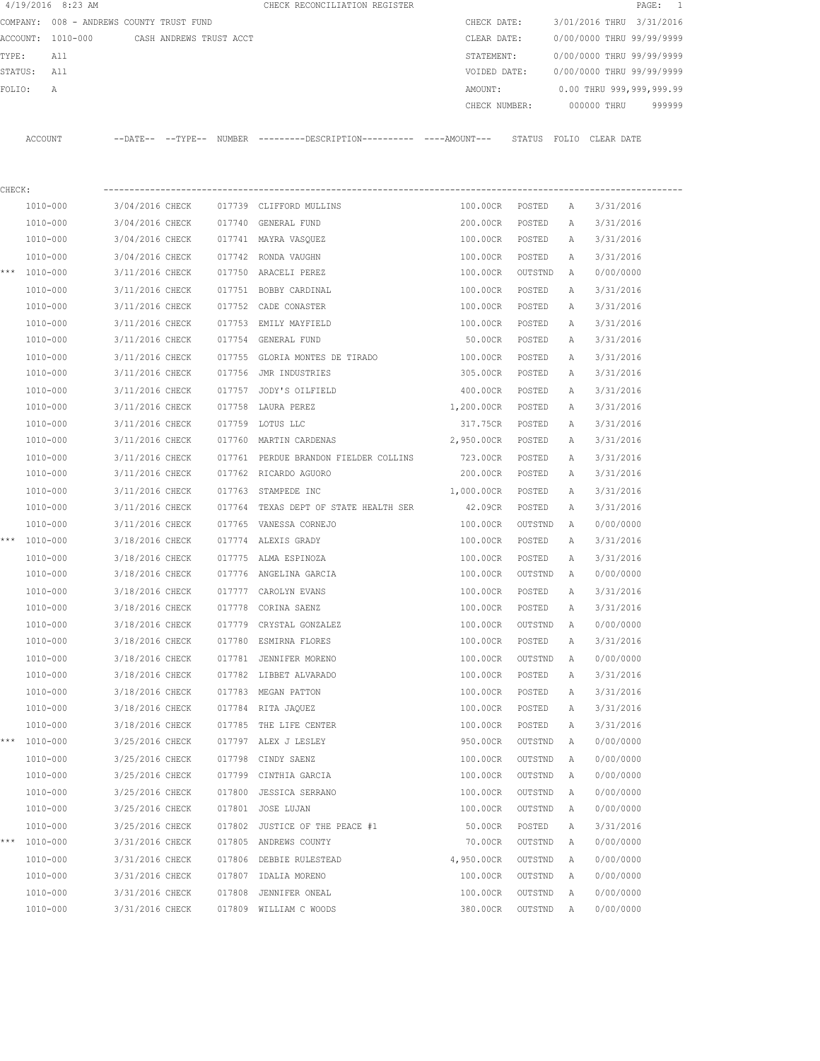4/19/2016 8:23 AM CHECK RECONCILIATION REGISTER

COMPANY: 008 - ANDREWS COUNTY TRUST FUND
ACCOUNT: 1010-000 CASH ANDREWS TRUST ACCT
TYPE: All
STATUS: All
FOLIO: A

CHECK DATE: 3/01/2016 THRU 3/31/2016
CLEAR DATE: 0/00/0000 THRU 99/99/9999
STATEMENT: 0/00/0000 THRU 99/99/9999
VOIDED DATE: 0/00/0000 THRU 99/99/9999
AMOUNT: 0.00 THRU 999,999,999.99
CHECK NUMBER: 000000 THRU 999999

CHECK:

| | ACCOUNT | DATE | TYPE | NUMBER | DESCRIPTION | AMOUNT | STATUS | FOLIO | CLEAR DATE |
|---|---|---|---|---|---|---|---|---|---|
| | 1010-000 | 3/04/2016 | CHECK | 017739 | CLIFFORD MULLINS | 100.00CR | POSTED | A | 3/31/2016 |
| | 1010-000 | 3/04/2016 | CHECK | 017740 | GENERAL FUND | 200.00CR | POSTED | A | 3/31/2016 |
| | 1010-000 | 3/04/2016 | CHECK | 017741 | MAYRA VASQUEZ | 100.00CR | POSTED | A | 3/31/2016 |
| | 1010-000 | 3/04/2016 | CHECK | 017742 | RONDA VAUGHN | 100.00CR | POSTED | A | 3/31/2016 |
| *** | 1010-000 | 3/11/2016 | CHECK | 017750 | ARACELI PEREZ | 100.00CR | OUTSTND | A | 0/00/0000 |
| | 1010-000 | 3/11/2016 | CHECK | 017751 | BOBBY CARDINAL | 100.00CR | POSTED | A | 3/31/2016 |
| | 1010-000 | 3/11/2016 | CHECK | 017752 | CADE CONASTER | 100.00CR | POSTED | A | 3/31/2016 |
| | 1010-000 | 3/11/2016 | CHECK | 017753 | EMILY MAYFIELD | 100.00CR | POSTED | A | 3/31/2016 |
| | 1010-000 | 3/11/2016 | CHECK | 017754 | GENERAL FUND | 50.00CR | POSTED | A | 3/31/2016 |
| | 1010-000 | 3/11/2016 | CHECK | 017755 | GLORIA MONTES DE TIRADO | 100.00CR | POSTED | A | 3/31/2016 |
| | 1010-000 | 3/11/2016 | CHECK | 017756 | JMR INDUSTRIES | 305.00CR | POSTED | A | 3/31/2016 |
| | 1010-000 | 3/11/2016 | CHECK | 017757 | JODY'S OILFIELD | 400.00CR | POSTED | A | 3/31/2016 |
| | 1010-000 | 3/11/2016 | CHECK | 017758 | LAURA PEREZ | 1,200.00CR | POSTED | A | 3/31/2016 |
| | 1010-000 | 3/11/2016 | CHECK | 017759 | LOTUS LLC | 317.75CR | POSTED | A | 3/31/2016 |
| | 1010-000 | 3/11/2016 | CHECK | 017760 | MARTIN CARDENAS | 2,950.00CR | POSTED | A | 3/31/2016 |
| | 1010-000 | 3/11/2016 | CHECK | 017761 | PERDUE BRANDON FIELDER COLLINS | 723.00CR | POSTED | A | 3/31/2016 |
| | 1010-000 | 3/11/2016 | CHECK | 017762 | RICARDO AGUORO | 200.00CR | POSTED | A | 3/31/2016 |
| | 1010-000 | 3/11/2016 | CHECK | 017763 | STAMPEDE INC | 1,000.00CR | POSTED | A | 3/31/2016 |
| | 1010-000 | 3/11/2016 | CHECK | 017764 | TEXAS DEPT OF STATE HEALTH SER | 42.09CR | POSTED | A | 3/31/2016 |
| | 1010-000 | 3/11/2016 | CHECK | 017765 | VANESSA CORNEJO | 100.00CR | OUTSTND | A | 0/00/0000 |
| *** | 1010-000 | 3/18/2016 | CHECK | 017774 | ALEXIS GRADY | 100.00CR | POSTED | A | 3/31/2016 |
| | 1010-000 | 3/18/2016 | CHECK | 017775 | ALMA ESPINOZA | 100.00CR | POSTED | A | 3/31/2016 |
| | 1010-000 | 3/18/2016 | CHECK | 017776 | ANGELINA GARCIA | 100.00CR | OUTSTND | A | 0/00/0000 |
| | 1010-000 | 3/18/2016 | CHECK | 017777 | CAROLYN EVANS | 100.00CR | POSTED | A | 3/31/2016 |
| | 1010-000 | 3/18/2016 | CHECK | 017778 | CORINA SAENZ | 100.00CR | POSTED | A | 3/31/2016 |
| | 1010-000 | 3/18/2016 | CHECK | 017779 | CRYSTAL GONZALEZ | 100.00CR | OUTSTND | A | 0/00/0000 |
| | 1010-000 | 3/18/2016 | CHECK | 017780 | ESMIRNA FLORES | 100.00CR | POSTED | A | 3/31/2016 |
| | 1010-000 | 3/18/2016 | CHECK | 017781 | JENNIFER MORENO | 100.00CR | OUTSTND | A | 0/00/0000 |
| | 1010-000 | 3/18/2016 | CHECK | 017782 | LIBBET ALVARADO | 100.00CR | POSTED | A | 3/31/2016 |
| | 1010-000 | 3/18/2016 | CHECK | 017783 | MEGAN PATTON | 100.00CR | POSTED | A | 3/31/2016 |
| | 1010-000 | 3/18/2016 | CHECK | 017784 | RITA JAQUEZ | 100.00CR | POSTED | A | 3/31/2016 |
| | 1010-000 | 3/18/2016 | CHECK | 017785 | THE LIFE CENTER | 100.00CR | POSTED | A | 3/31/2016 |
| *** | 1010-000 | 3/25/2016 | CHECK | 017797 | ALEX J LESLEY | 950.00CR | OUTSTND | A | 0/00/0000 |
| | 1010-000 | 3/25/2016 | CHECK | 017798 | CINDY SAENZ | 100.00CR | OUTSTND | A | 0/00/0000 |
| | 1010-000 | 3/25/2016 | CHECK | 017799 | CINTHIA GARCIA | 100.00CR | OUTSTND | A | 0/00/0000 |
| | 1010-000 | 3/25/2016 | CHECK | 017800 | JESSICA SERRANO | 100.00CR | OUTSTND | A | 0/00/0000 |
| | 1010-000 | 3/25/2016 | CHECK | 017801 | JOSE LUJAN | 100.00CR | OUTSTND | A | 0/00/0000 |
| | 1010-000 | 3/25/2016 | CHECK | 017802 | JUSTICE OF THE PEACE #1 | 50.00CR | POSTED | A | 3/31/2016 |
| *** | 1010-000 | 3/31/2016 | CHECK | 017805 | ANDREWS COUNTY | 70.00CR | OUTSTND | A | 0/00/0000 |
| | 1010-000 | 3/31/2016 | CHECK | 017806 | DEBBIE RULESTEAD | 4,950.00CR | OUTSTND | A | 0/00/0000 |
| | 1010-000 | 3/31/2016 | CHECK | 017807 | IDALIA MORENO | 100.00CR | OUTSTND | A | 0/00/0000 |
| | 1010-000 | 3/31/2016 | CHECK | 017808 | JENNIFER ONEAL | 100.00CR | OUTSTND | A | 0/00/0000 |
| | 1010-000 | 3/31/2016 | CHECK | 017809 | WILLIAM C WOODS | 380.00CR | OUTSTND | A | 0/00/0000 |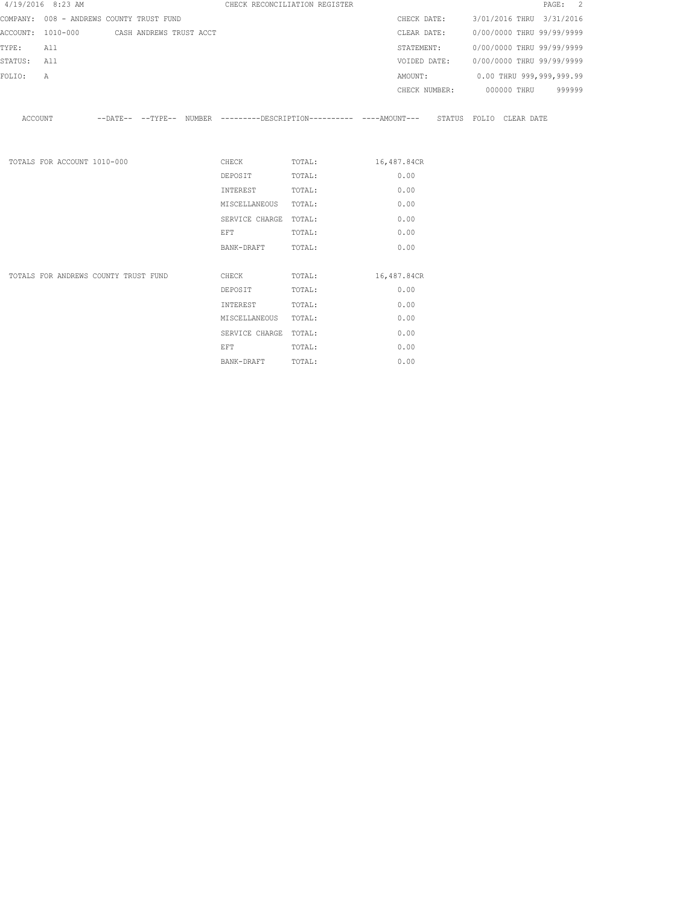CHECK RECONCILIATION REGISTER

COMPANY: 008 - ANDREWS COUNTY TRUST FUND

ACCOUNT: 1010-000 CASH ANDREWS TRUST ACCT

TYPE: All

STATUS: All

FOLIO: A

CHECK DATE: 3/01/2016 THRU 3/31/2016

CLEAR DATE: 0/00/0000 THRU 99/99/9999

STATEMENT: 0/00/0000 THRU 99/99/9999

VOIDED DATE: 0/00/0000 THRU 99/99/9999

AMOUNT: 0.00 THRU 999,999,999.99

CHECK NUMBER: 000000 THRU 999999

| ACCOUNT | --DATE-- | --TYPE-- | NUMBER | ---------DESCRIPTION---------- | ----AMOUNT--- | STATUS | FOLIO | CLEAR DATE |
|---|---|---|---|---|---|---|---|---|

| | | | |
|---|---|---|---|
| TOTALS FOR ACCOUNT 1010-000 | CHECK | TOTAL: | 16,487.84CR |
| | DEPOSIT | TOTAL: | 0.00 |
| | INTEREST | TOTAL: | 0.00 |
| | MISCELLANEOUS | TOTAL: | 0.00 |
| | SERVICE CHARGE | TOTAL: | 0.00 |
| | EFT | TOTAL: | 0.00 |
| | BANK-DRAFT | TOTAL: | 0.00 |
| TOTALS FOR ANDREWS COUNTY TRUST FUND | CHECK | TOTAL: | 16,487.84CR |
| | DEPOSIT | TOTAL: | 0.00 |
| | INTEREST | TOTAL: | 0.00 |
| | MISCELLANEOUS | TOTAL: | 0.00 |
| | SERVICE CHARGE | TOTAL: | 0.00 |
| | EFT | TOTAL: | 0.00 |
| | BANK-DRAFT | TOTAL: | 0.00 |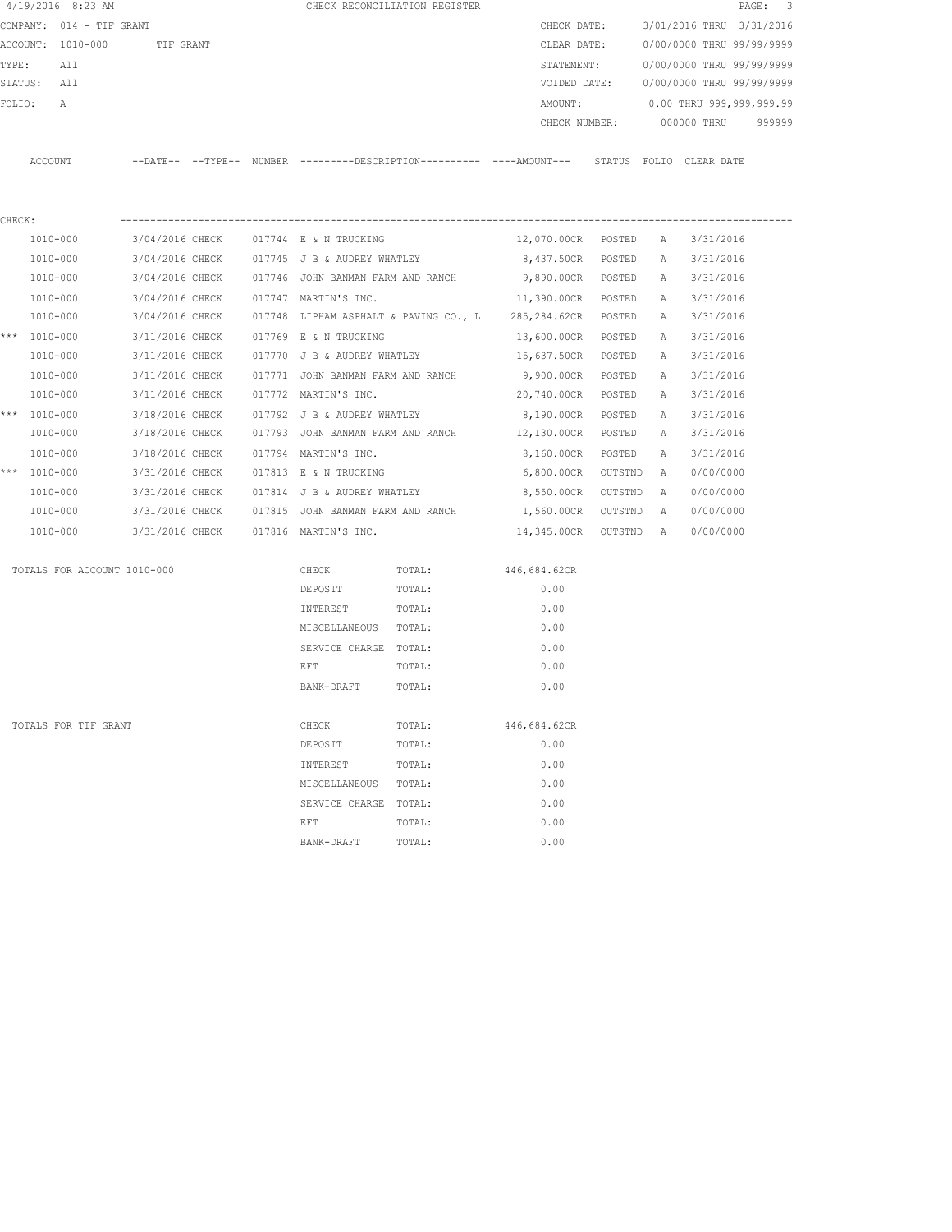4/19/2016 8:23 AM CHECK RECONCILIATION REGISTER

COMPANY: 014 - TIF GRANT
ACCOUNT: 1010-000 TIF GRANT
TYPE: All
STATUS: All
FOLIO: A

CHECK DATE: 3/01/2016 THRU 3/31/2016
CLEAR DATE: 0/00/0000 THRU 99/99/9999
STATEMENT: 0/00/0000 THRU 99/99/9999
VOIDED DATE: 0/00/0000 THRU 99/99/9999
AMOUNT: 0.00 THRU 999,999,999.99
CHECK NUMBER: 000000 THRU 999999

CHECK:

| | ACCOUNT | DATE | TYPE | NUMBER | DESCRIPTION | AMOUNT | STATUS | FOLIO | CLEAR DATE |
|---|---|---|---|---|---|---|---|---|---|
| | 1010-000 | 3/04/2016 | CHECK | 017744 | E & N TRUCKING | 12,070.00CR | POSTED | A | 3/31/2016 |
| | 1010-000 | 3/04/2016 | CHECK | 017745 | J B & AUDREY WHATLEY | 8,437.50CR | POSTED | A | 3/31/2016 |
| | 1010-000 | 3/04/2016 | CHECK | 017746 | JOHN BANMAN FARM AND RANCH | 9,890.00CR | POSTED | A | 3/31/2016 |
| | 1010-000 | 3/04/2016 | CHECK | 017747 | MARTIN'S INC. | 11,390.00CR | POSTED | A | 3/31/2016 |
| | 1010-000 | 3/04/2016 | CHECK | 017748 | LIPHAM ASPHALT & PAVING CO., L | 285,284.62CR | POSTED | A | 3/31/2016 |
| *** | 1010-000 | 3/11/2016 | CHECK | 017769 | E & N TRUCKING | 13,600.00CR | POSTED | A | 3/31/2016 |
| | 1010-000 | 3/11/2016 | CHECK | 017770 | J B & AUDREY WHATLEY | 15,637.50CR | POSTED | A | 3/31/2016 |
| | 1010-000 | 3/11/2016 | CHECK | 017771 | JOHN BANMAN FARM AND RANCH | 9,900.00CR | POSTED | A | 3/31/2016 |
| | 1010-000 | 3/11/2016 | CHECK | 017772 | MARTIN'S INC. | 20,740.00CR | POSTED | A | 3/31/2016 |
| *** | 1010-000 | 3/18/2016 | CHECK | 017792 | J B & AUDREY WHATLEY | 8,190.00CR | POSTED | A | 3/31/2016 |
| | 1010-000 | 3/18/2016 | CHECK | 017793 | JOHN BANMAN FARM AND RANCH | 12,130.00CR | POSTED | A | 3/31/2016 |
| | 1010-000 | 3/18/2016 | CHECK | 017794 | MARTIN'S INC. | 8,160.00CR | POSTED | A | 3/31/2016 |
| *** | 1010-000 | 3/31/2016 | CHECK | 017813 | E & N TRUCKING | 6,800.00CR | OUTSTND | A | 0/00/0000 |
| | 1010-000 | 3/31/2016 | CHECK | 017814 | J B & AUDREY WHATLEY | 8,550.00CR | OUTSTND | A | 0/00/0000 |
| | 1010-000 | 3/31/2016 | CHECK | 017815 | JOHN BANMAN FARM AND RANCH | 1,560.00CR | OUTSTND | A | 0/00/0000 |
| | 1010-000 | 3/31/2016 | CHECK | 017816 | MARTIN'S INC. | 14,345.00CR | OUTSTND | A | 0/00/0000 |

TOTALS FOR ACCOUNT 1010-000

| Type | | Amount |
|---|---|---|
| CHECK | TOTAL: | 446,684.62CR |
| DEPOSIT | TOTAL: | 0.00 |
| INTEREST | TOTAL: | 0.00 |
| MISCELLANEOUS | TOTAL: | 0.00 |
| SERVICE CHARGE | TOTAL: | 0.00 |
| EFT | TOTAL: | 0.00 |
| BANK-DRAFT | TOTAL: | 0.00 |

TOTALS FOR TIF GRANT

| Type | | Amount |
|---|---|---|
| CHECK | TOTAL: | 446,684.62CR |
| DEPOSIT | TOTAL: | 0.00 |
| INTEREST | TOTAL: | 0.00 |
| MISCELLANEOUS | TOTAL: | 0.00 |
| SERVICE CHARGE | TOTAL: | 0.00 |
| EFT | TOTAL: | 0.00 |
| BANK-DRAFT | TOTAL: | 0.00 |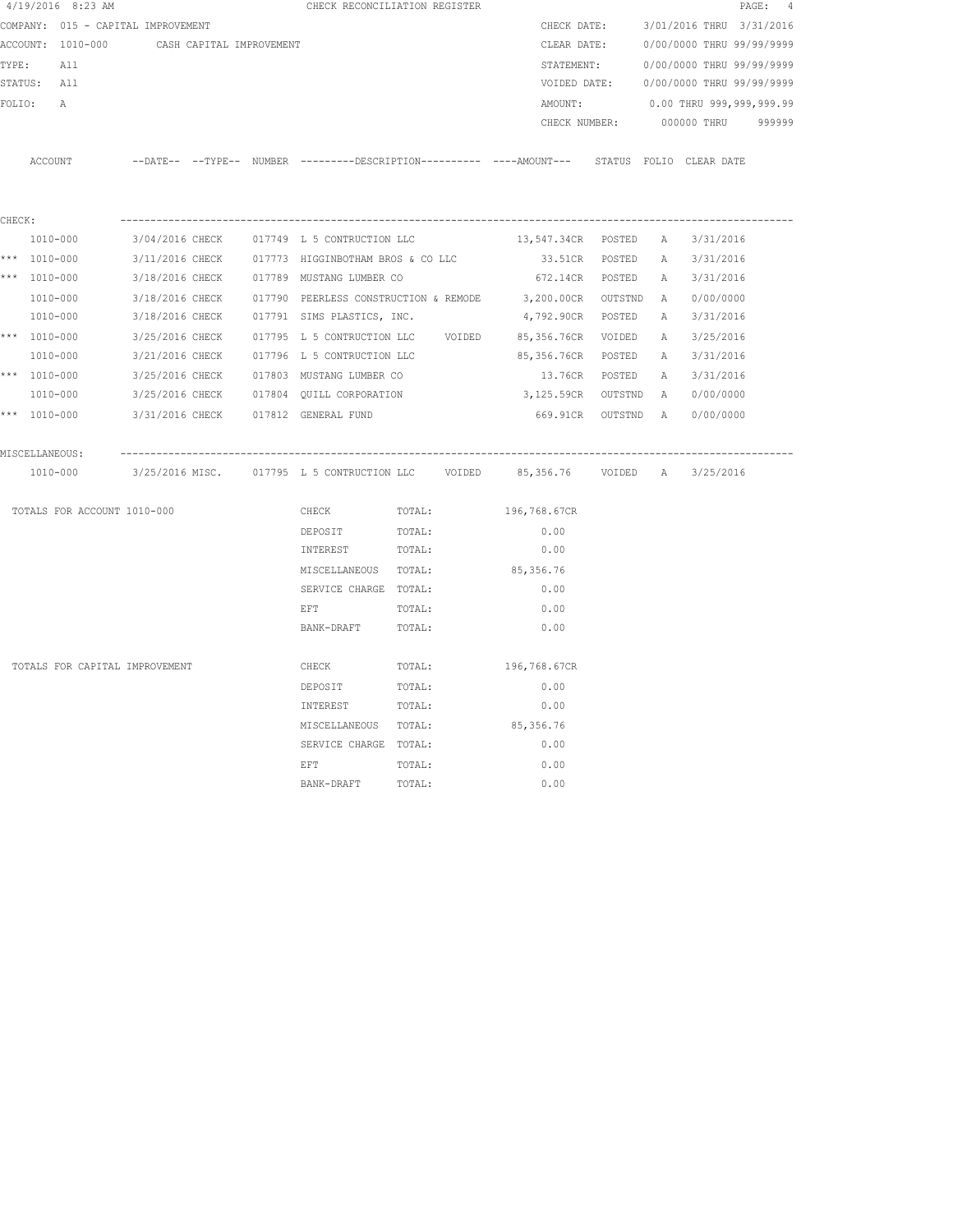4/19/2016 8:23 AM CHECK RECONCILIATION REGISTER

COMPANY: 015 - CAPITAL IMPROVEMENT

ACCOUNT: 1010-000 CASH CAPITAL IMPROVEMENT

TYPE: All

STATUS: All

FOLIO: A

CHECK DATE: 3/01/2016 THRU 3/31/2016

CLEAR DATE: 0/00/0000 THRU 99/99/9999

STATEMENT: 0/00/0000 THRU 99/99/9999

VOIDED DATE: 0/00/0000 THRU 99/99/9999

AMOUNT: 0.00 THRU 999,999,999.99

CHECK NUMBER: 000000 THRU 999999

| | ACCOUNT | --DATE-- | --TYPE-- | NUMBER | ---------DESCRIPTION---------- | ----AMOUNT--- | STATUS | FOLIO | CLEAR DATE |
|---|---|---|---|---|---|---|---|---|---|
| CHECK: | | | | | | | | | |
| | 1010-000 | 3/04/2016 | CHECK | 017749 | L 5 CONTRUCTION LLC | 13,547.34CR | POSTED | A | 3/31/2016 |
| *** | 1010-000 | 3/11/2016 | CHECK | 017773 | HIGGINBOTHAM BROS & CO LLC | 33.51CR | POSTED | A | 3/31/2016 |
| *** | 1010-000 | 3/18/2016 | CHECK | 017789 | MUSTANG LUMBER CO | 672.14CR | POSTED | A | 3/31/2016 |
| | 1010-000 | 3/18/2016 | CHECK | 017790 | PEERLESS CONSTRUCTION & REMODE | 3,200.00CR | OUTSTND | A | 0/00/0000 |
| | 1010-000 | 3/18/2016 | CHECK | 017791 | SIMS PLASTICS, INC. | 4,792.90CR | POSTED | A | 3/31/2016 |
| *** | 1010-000 | 3/25/2016 | CHECK | 017795 | L 5 CONTRUCTION LLC VOIDED | 85,356.76CR | VOIDED | A | 3/25/2016 |
| | 1010-000 | 3/21/2016 | CHECK | 017796 | L 5 CONTRUCTION LLC | 85,356.76CR | POSTED | A | 3/31/2016 |
| *** | 1010-000 | 3/25/2016 | CHECK | 017803 | MUSTANG LUMBER CO | 13.76CR | POSTED | A | 3/31/2016 |
| | 1010-000 | 3/25/2016 | CHECK | 017804 | QUILL CORPORATION | 3,125.59CR | OUTSTND | A | 0/00/0000 |
| *** | 1010-000 | 3/31/2016 | CHECK | 017812 | GENERAL FUND | 669.91CR | OUTSTND | A | 0/00/0000 |
| MISCELLANEOUS: | | | | | | | | | |
| | 1010-000 | 3/25/2016 | MISC. | 017795 | L 5 CONTRUCTION LLC VOIDED | 85,356.76 | VOIDED | A | 3/25/2016 |

| TOTALS FOR ACCOUNT 1010-000 | | | |
|---|---|---|---|
| | CHECK | TOTAL: | 196,768.67CR |
| | DEPOSIT | TOTAL: | 0.00 |
| | INTEREST | TOTAL: | 0.00 |
| | MISCELLANEOUS | TOTAL: | 85,356.76 |
| | SERVICE CHARGE | TOTAL: | 0.00 |
| | EFT | TOTAL: | 0.00 |
| | BANK-DRAFT | TOTAL: | 0.00 |

| TOTALS FOR CAPITAL IMPROVEMENT | | | |
|---|---|---|---|
| | CHECK | TOTAL: | 196,768.67CR |
| | DEPOSIT | TOTAL: | 0.00 |
| | INTEREST | TOTAL: | 0.00 |
| | MISCELLANEOUS | TOTAL: | 85,356.76 |
| | SERVICE CHARGE | TOTAL: | 0.00 |
| | EFT | TOTAL: | 0.00 |
| | BANK-DRAFT | TOTAL: | 0.00 |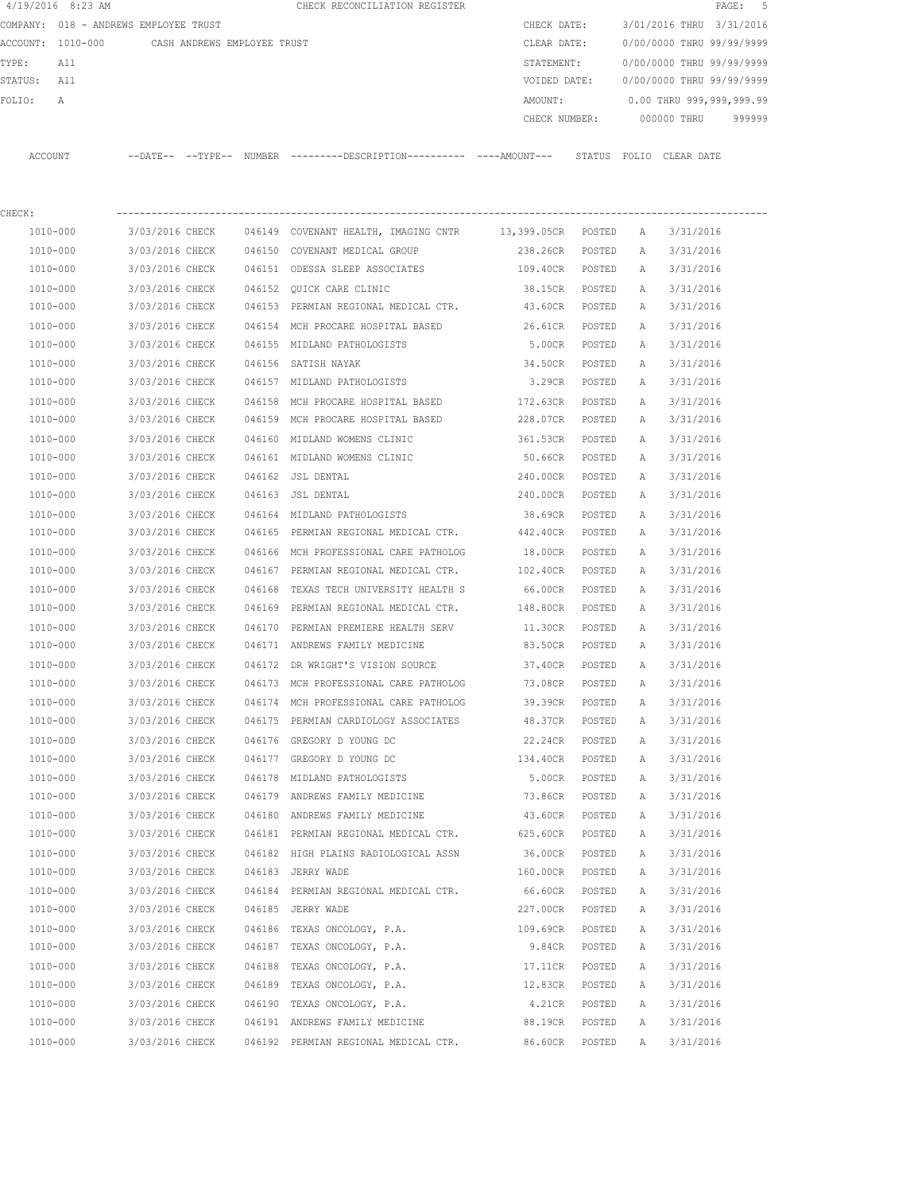4/19/2016 8:23 AM CHECK RECONCILIATION REGISTER

COMPANY: 018 - ANDREWS EMPLOYEE TRUST

ACCOUNT: 1010-000 CASH ANDREWS EMPLOYEE TRUST

TYPE: All

STATUS: All

FOLIO: A

CHECK DATE: 3/01/2016 THRU 3/31/2016

CLEAR DATE: 0/00/0000 THRU 99/99/9999

STATEMENT: 0/00/0000 THRU 99/99/9999

VOIDED DATE: 0/00/0000 THRU 99/99/9999

AMOUNT: 0.00 THRU 999,999,999.99

CHECK NUMBER: 000000 THRU 999999

CHECK:

| ACCOUNT | --DATE-- | --TYPE-- | NUMBER | ---------DESCRIPTION---------- | ----AMOUNT--- | STATUS | FOLIO | CLEAR DATE |
|---|---|---|---|---|---|---|---|---|
| 1010-000 | 3/03/2016 | CHECK | 046149 | COVENANT HEALTH, IMAGING CNTR | 13,399.05CR | POSTED | A | 3/31/2016 |
| 1010-000 | 3/03/2016 | CHECK | 046150 | COVENANT MEDICAL GROUP | 238.26CR | POSTED | A | 3/31/2016 |
| 1010-000 | 3/03/2016 | CHECK | 046151 | ODESSA SLEEP ASSOCIATES | 109.40CR | POSTED | A | 3/31/2016 |
| 1010-000 | 3/03/2016 | CHECK | 046152 | QUICK CARE CLINIC | 38.15CR | POSTED | A | 3/31/2016 |
| 1010-000 | 3/03/2016 | CHECK | 046153 | PERMIAN REGIONAL MEDICAL CTR. | 43.60CR | POSTED | A | 3/31/2016 |
| 1010-000 | 3/03/2016 | CHECK | 046154 | MCH PROCARE HOSPITAL BASED | 26.61CR | POSTED | A | 3/31/2016 |
| 1010-000 | 3/03/2016 | CHECK | 046155 | MIDLAND PATHOLOGISTS | 5.00CR | POSTED | A | 3/31/2016 |
| 1010-000 | 3/03/2016 | CHECK | 046156 | SATISH NAYAK | 34.50CR | POSTED | A | 3/31/2016 |
| 1010-000 | 3/03/2016 | CHECK | 046157 | MIDLAND PATHOLOGISTS | 3.29CR | POSTED | A | 3/31/2016 |
| 1010-000 | 3/03/2016 | CHECK | 046158 | MCH PROCARE HOSPITAL BASED | 172.63CR | POSTED | A | 3/31/2016 |
| 1010-000 | 3/03/2016 | CHECK | 046159 | MCH PROCARE HOSPITAL BASED | 228.07CR | POSTED | A | 3/31/2016 |
| 1010-000 | 3/03/2016 | CHECK | 046160 | MIDLAND WOMENS CLINIC | 361.53CR | POSTED | A | 3/31/2016 |
| 1010-000 | 3/03/2016 | CHECK | 046161 | MIDLAND WOMENS CLINIC | 50.66CR | POSTED | A | 3/31/2016 |
| 1010-000 | 3/03/2016 | CHECK | 046162 | JSL DENTAL | 240.00CR | POSTED | A | 3/31/2016 |
| 1010-000 | 3/03/2016 | CHECK | 046163 | JSL DENTAL | 240.00CR | POSTED | A | 3/31/2016 |
| 1010-000 | 3/03/2016 | CHECK | 046164 | MIDLAND PATHOLOGISTS | 38.69CR | POSTED | A | 3/31/2016 |
| 1010-000 | 3/03/2016 | CHECK | 046165 | PERMIAN REGIONAL MEDICAL CTR. | 442.40CR | POSTED | A | 3/31/2016 |
| 1010-000 | 3/03/2016 | CHECK | 046166 | MCH PROFESSIONAL CARE PATHOLOG | 18.00CR | POSTED | A | 3/31/2016 |
| 1010-000 | 3/03/2016 | CHECK | 046167 | PERMIAN REGIONAL MEDICAL CTR. | 102.40CR | POSTED | A | 3/31/2016 |
| 1010-000 | 3/03/2016 | CHECK | 046168 | TEXAS TECH UNIVERSITY HEALTH S | 66.00CR | POSTED | A | 3/31/2016 |
| 1010-000 | 3/03/2016 | CHECK | 046169 | PERMIAN REGIONAL MEDICAL CTR. | 148.80CR | POSTED | A | 3/31/2016 |
| 1010-000 | 3/03/2016 | CHECK | 046170 | PERMIAN PREMIERE HEALTH SERV | 11.30CR | POSTED | A | 3/31/2016 |
| 1010-000 | 3/03/2016 | CHECK | 046171 | ANDREWS FAMILY MEDICINE | 83.50CR | POSTED | A | 3/31/2016 |
| 1010-000 | 3/03/2016 | CHECK | 046172 | DR WRIGHT'S VISION SOURCE | 37.40CR | POSTED | A | 3/31/2016 |
| 1010-000 | 3/03/2016 | CHECK | 046173 | MCH PROFESSIONAL CARE PATHOLOG | 73.08CR | POSTED | A | 3/31/2016 |
| 1010-000 | 3/03/2016 | CHECK | 046174 | MCH PROFESSIONAL CARE PATHOLOG | 39.39CR | POSTED | A | 3/31/2016 |
| 1010-000 | 3/03/2016 | CHECK | 046175 | PERMIAN CARDIOLOGY ASSOCIATES | 48.37CR | POSTED | A | 3/31/2016 |
| 1010-000 | 3/03/2016 | CHECK | 046176 | GREGORY D YOUNG DC | 22.24CR | POSTED | A | 3/31/2016 |
| 1010-000 | 3/03/2016 | CHECK | 046177 | GREGORY D YOUNG DC | 134.40CR | POSTED | A | 3/31/2016 |
| 1010-000 | 3/03/2016 | CHECK | 046178 | MIDLAND PATHOLOGISTS | 5.00CR | POSTED | A | 3/31/2016 |
| 1010-000 | 3/03/2016 | CHECK | 046179 | ANDREWS FAMILY MEDICINE | 73.86CR | POSTED | A | 3/31/2016 |
| 1010-000 | 3/03/2016 | CHECK | 046180 | ANDREWS FAMILY MEDICINE | 43.60CR | POSTED | A | 3/31/2016 |
| 1010-000 | 3/03/2016 | CHECK | 046181 | PERMIAN REGIONAL MEDICAL CTR. | 625.60CR | POSTED | A | 3/31/2016 |
| 1010-000 | 3/03/2016 | CHECK | 046182 | HIGH PLAINS RADIOLOGICAL ASSN | 36.00CR | POSTED | A | 3/31/2016 |
| 1010-000 | 3/03/2016 | CHECK | 046183 | JERRY WADE | 160.00CR | POSTED | A | 3/31/2016 |
| 1010-000 | 3/03/2016 | CHECK | 046184 | PERMIAN REGIONAL MEDICAL CTR. | 66.60CR | POSTED | A | 3/31/2016 |
| 1010-000 | 3/03/2016 | CHECK | 046185 | JERRY WADE | 227.00CR | POSTED | A | 3/31/2016 |
| 1010-000 | 3/03/2016 | CHECK | 046186 | TEXAS ONCOLOGY, P.A. | 109.69CR | POSTED | A | 3/31/2016 |
| 1010-000 | 3/03/2016 | CHECK | 046187 | TEXAS ONCOLOGY, P.A. | 9.84CR | POSTED | A | 3/31/2016 |
| 1010-000 | 3/03/2016 | CHECK | 046188 | TEXAS ONCOLOGY, P.A. | 17.11CR | POSTED | A | 3/31/2016 |
| 1010-000 | 3/03/2016 | CHECK | 046189 | TEXAS ONCOLOGY, P.A. | 12.83CR | POSTED | A | 3/31/2016 |
| 1010-000 | 3/03/2016 | CHECK | 046190 | TEXAS ONCOLOGY, P.A. | 4.21CR | POSTED | A | 3/31/2016 |
| 1010-000 | 3/03/2016 | CHECK | 046191 | ANDREWS FAMILY MEDICINE | 88.19CR | POSTED | A | 3/31/2016 |
| 1010-000 | 3/03/2016 | CHECK | 046192 | PERMIAN REGIONAL MEDICAL CTR. | 86.60CR | POSTED | A | 3/31/2016 |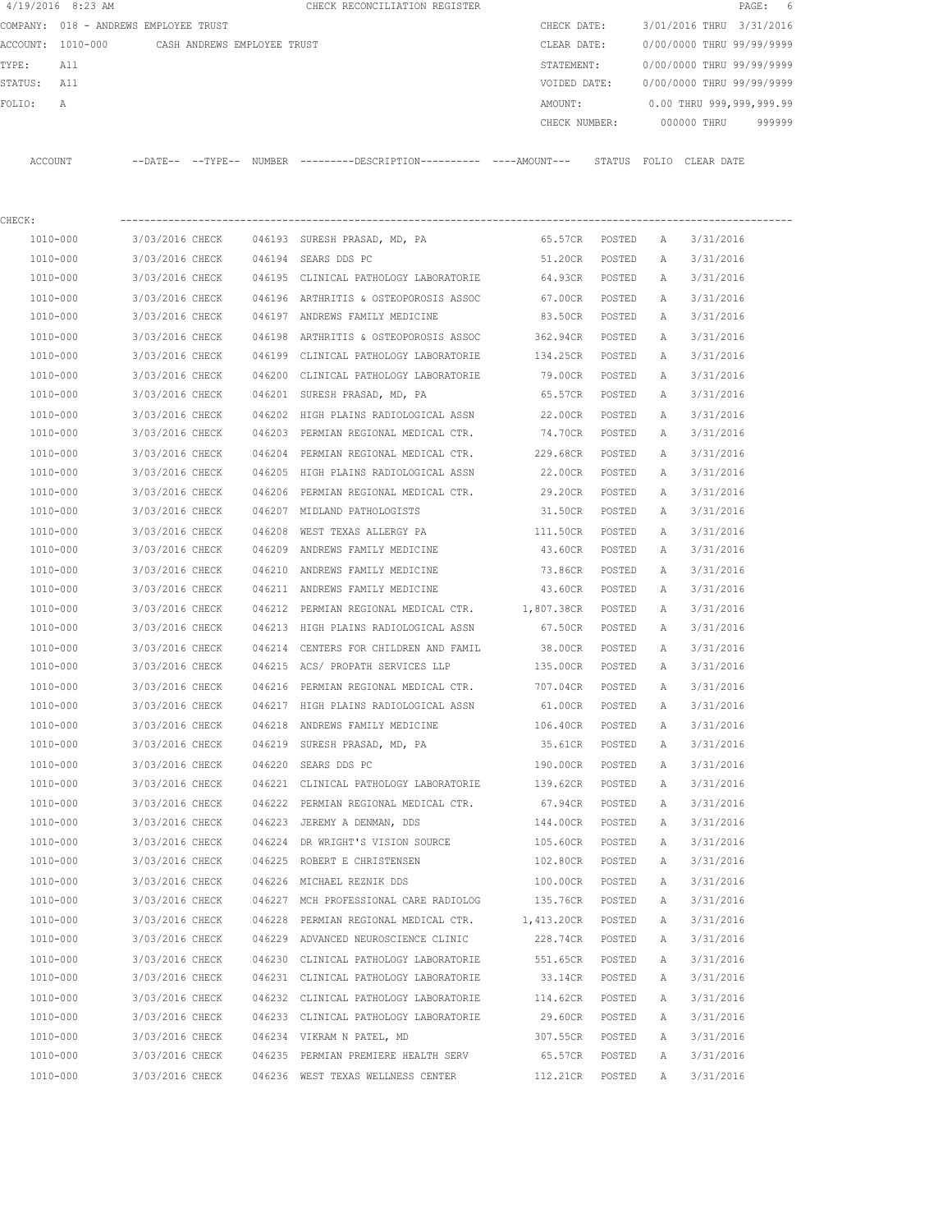4/19/2016 8:23 AM CHECK RECONCILIATION REGISTER PAGE: 6

COMPANY: 018 - ANDREWS EMPLOYEE TRUST CHECK DATE: 3/01/2016 THRU 3/31/2016

ACCOUNT: 1010-000 CASH ANDREWS EMPLOYEE TRUST CLEAR DATE: 0/00/0000 THRU 99/99/9999

TYPE: All STATEMENT: 0/00/0000 THRU 99/99/9999

STATUS: All VOIDED DATE: 0/00/0000 THRU 99/99/9999

FOLIO: A AMOUNT: 0.00 THRU 999,999,999.99

CHECK NUMBER: 000000 THRU 999999

CHECK:

| ACCOUNT | --DATE-- | --TYPE-- | NUMBER | ---------DESCRIPTION---------- | ----AMOUNT--- | STATUS | FOLIO | CLEAR DATE |
|---|---|---|---|---|---|---|---|---|
| 1010-000 | 3/03/2016 | CHECK | 046193 | SURESH PRASAD, MD, PA | 65.57CR | POSTED | A | 3/31/2016 |
| 1010-000 | 3/03/2016 | CHECK | 046194 | SEARS DDS PC | 51.20CR | POSTED | A | 3/31/2016 |
| 1010-000 | 3/03/2016 | CHECK | 046195 | CLINICAL PATHOLOGY LABORATORIE | 64.93CR | POSTED | A | 3/31/2016 |
| 1010-000 | 3/03/2016 | CHECK | 046196 | ARTHRITIS & OSTEOPOROSIS ASSOC | 67.00CR | POSTED | A | 3/31/2016 |
| 1010-000 | 3/03/2016 | CHECK | 046197 | ANDREWS FAMILY MEDICINE | 83.50CR | POSTED | A | 3/31/2016 |
| 1010-000 | 3/03/2016 | CHECK | 046198 | ARTHRITIS & OSTEOPOROSIS ASSOC | 362.94CR | POSTED | A | 3/31/2016 |
| 1010-000 | 3/03/2016 | CHECK | 046199 | CLINICAL PATHOLOGY LABORATORIE | 134.25CR | POSTED | A | 3/31/2016 |
| 1010-000 | 3/03/2016 | CHECK | 046200 | CLINICAL PATHOLOGY LABORATORIE | 79.00CR | POSTED | A | 3/31/2016 |
| 1010-000 | 3/03/2016 | CHECK | 046201 | SURESH PRASAD, MD, PA | 65.57CR | POSTED | A | 3/31/2016 |
| 1010-000 | 3/03/2016 | CHECK | 046202 | HIGH PLAINS RADIOLOGICAL ASSN | 22.00CR | POSTED | A | 3/31/2016 |
| 1010-000 | 3/03/2016 | CHECK | 046203 | PERMIAN REGIONAL MEDICAL CTR. | 74.70CR | POSTED | A | 3/31/2016 |
| 1010-000 | 3/03/2016 | CHECK | 046204 | PERMIAN REGIONAL MEDICAL CTR. | 229.68CR | POSTED | A | 3/31/2016 |
| 1010-000 | 3/03/2016 | CHECK | 046205 | HIGH PLAINS RADIOLOGICAL ASSN | 22.00CR | POSTED | A | 3/31/2016 |
| 1010-000 | 3/03/2016 | CHECK | 046206 | PERMIAN REGIONAL MEDICAL CTR. | 29.20CR | POSTED | A | 3/31/2016 |
| 1010-000 | 3/03/2016 | CHECK | 046207 | MIDLAND PATHOLOGISTS | 31.50CR | POSTED | A | 3/31/2016 |
| 1010-000 | 3/03/2016 | CHECK | 046208 | WEST TEXAS ALLERGY PA | 111.50CR | POSTED | A | 3/31/2016 |
| 1010-000 | 3/03/2016 | CHECK | 046209 | ANDREWS FAMILY MEDICINE | 43.60CR | POSTED | A | 3/31/2016 |
| 1010-000 | 3/03/2016 | CHECK | 046210 | ANDREWS FAMILY MEDICINE | 73.86CR | POSTED | A | 3/31/2016 |
| 1010-000 | 3/03/2016 | CHECK | 046211 | ANDREWS FAMILY MEDICINE | 43.60CR | POSTED | A | 3/31/2016 |
| 1010-000 | 3/03/2016 | CHECK | 046212 | PERMIAN REGIONAL MEDICAL CTR. | 1,807.38CR | POSTED | A | 3/31/2016 |
| 1010-000 | 3/03/2016 | CHECK | 046213 | HIGH PLAINS RADIOLOGICAL ASSN | 67.50CR | POSTED | A | 3/31/2016 |
| 1010-000 | 3/03/2016 | CHECK | 046214 | CENTERS FOR CHILDREN AND FAMIL | 38.00CR | POSTED | A | 3/31/2016 |
| 1010-000 | 3/03/2016 | CHECK | 046215 | ACS/ PROPATH SERVICES LLP | 135.00CR | POSTED | A | 3/31/2016 |
| 1010-000 | 3/03/2016 | CHECK | 046216 | PERMIAN REGIONAL MEDICAL CTR. | 707.04CR | POSTED | A | 3/31/2016 |
| 1010-000 | 3/03/2016 | CHECK | 046217 | HIGH PLAINS RADIOLOGICAL ASSN | 61.00CR | POSTED | A | 3/31/2016 |
| 1010-000 | 3/03/2016 | CHECK | 046218 | ANDREWS FAMILY MEDICINE | 106.40CR | POSTED | A | 3/31/2016 |
| 1010-000 | 3/03/2016 | CHECK | 046219 | SURESH PRASAD, MD, PA | 35.61CR | POSTED | A | 3/31/2016 |
| 1010-000 | 3/03/2016 | CHECK | 046220 | SEARS DDS PC | 190.00CR | POSTED | A | 3/31/2016 |
| 1010-000 | 3/03/2016 | CHECK | 046221 | CLINICAL PATHOLOGY LABORATORIE | 139.62CR | POSTED | A | 3/31/2016 |
| 1010-000 | 3/03/2016 | CHECK | 046222 | PERMIAN REGIONAL MEDICAL CTR. | 67.94CR | POSTED | A | 3/31/2016 |
| 1010-000 | 3/03/2016 | CHECK | 046223 | JEREMY A DENMAN, DDS | 144.00CR | POSTED | A | 3/31/2016 |
| 1010-000 | 3/03/2016 | CHECK | 046224 | DR WRIGHT'S VISION SOURCE | 105.60CR | POSTED | A | 3/31/2016 |
| 1010-000 | 3/03/2016 | CHECK | 046225 | ROBERT E CHRISTENSEN | 102.80CR | POSTED | A | 3/31/2016 |
| 1010-000 | 3/03/2016 | CHECK | 046226 | MICHAEL REZNIK DDS | 100.00CR | POSTED | A | 3/31/2016 |
| 1010-000 | 3/03/2016 | CHECK | 046227 | MCH PROFESSIONAL CARE RADIOLOG | 135.76CR | POSTED | A | 3/31/2016 |
| 1010-000 | 3/03/2016 | CHECK | 046228 | PERMIAN REGIONAL MEDICAL CTR. | 1,413.20CR | POSTED | A | 3/31/2016 |
| 1010-000 | 3/03/2016 | CHECK | 046229 | ADVANCED NEUROSCIENCE CLINIC | 228.74CR | POSTED | A | 3/31/2016 |
| 1010-000 | 3/03/2016 | CHECK | 046230 | CLINICAL PATHOLOGY LABORATORIE | 551.65CR | POSTED | A | 3/31/2016 |
| 1010-000 | 3/03/2016 | CHECK | 046231 | CLINICAL PATHOLOGY LABORATORIE | 33.14CR | POSTED | A | 3/31/2016 |
| 1010-000 | 3/03/2016 | CHECK | 046232 | CLINICAL PATHOLOGY LABORATORIE | 114.62CR | POSTED | A | 3/31/2016 |
| 1010-000 | 3/03/2016 | CHECK | 046233 | CLINICAL PATHOLOGY LABORATORIE | 29.60CR | POSTED | A | 3/31/2016 |
| 1010-000 | 3/03/2016 | CHECK | 046234 | VIKRAM N PATEL, MD | 307.55CR | POSTED | A | 3/31/2016 |
| 1010-000 | 3/03/2016 | CHECK | 046235 | PERMIAN PREMIERE HEALTH SERV | 65.57CR | POSTED | A | 3/31/2016 |
| 1010-000 | 3/03/2016 | CHECK | 046236 | WEST TEXAS WELLNESS CENTER | 112.21CR | POSTED | A | 3/31/2016 |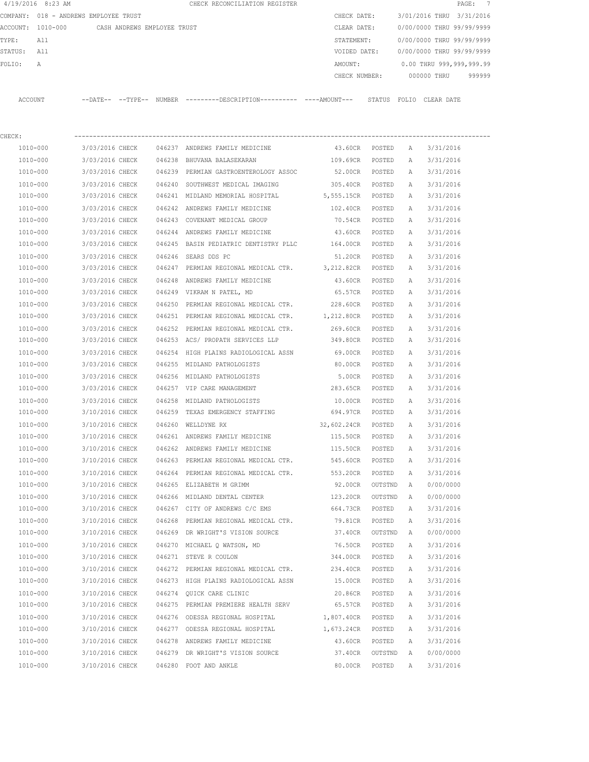4/19/2016 8:23 AM CHECK RECONCILIATION REGISTER

COMPANY: 018 - ANDREWS EMPLOYEE TRUST

ACCOUNT: 1010-000 CASH ANDREWS EMPLOYEE TRUST

TYPE: All

STATUS: All

FOLIO: A

CHECK DATE: 3/01/2016 THRU 3/31/2016

CLEAR DATE: 0/00/0000 THRU 99/99/9999

STATEMENT: 0/00/0000 THRU 99/99/9999

VOIDED DATE: 0/00/0000 THRU 99/99/9999

AMOUNT: 0.00 THRU 999,999,999.99

CHECK NUMBER: 000000 THRU 999999

CHECK:

| ACCOUNT | --DATE-- | --TYPE-- | NUMBER | ---------DESCRIPTION---------- | ----AMOUNT--- | STATUS | FOLIO | CLEAR DATE |
|---|---|---|---|---|---|---|---|---|
| 1010-000 | 3/03/2016 | CHECK | 046237 | ANDREWS FAMILY MEDICINE | 43.60CR | POSTED | A | 3/31/2016 |
| 1010-000 | 3/03/2016 | CHECK | 046238 | BHUVANA BALASEKARAN | 109.69CR | POSTED | A | 3/31/2016 |
| 1010-000 | 3/03/2016 | CHECK | 046239 | PERMIAN GASTROENTEROLOGY ASSOC | 52.00CR | POSTED | A | 3/31/2016 |
| 1010-000 | 3/03/2016 | CHECK | 046240 | SOUTHWEST MEDICAL IMAGING | 305.40CR | POSTED | A | 3/31/2016 |
| 1010-000 | 3/03/2016 | CHECK | 046241 | MIDLAND MEMORIAL HOSPITAL | 5,555.15CR | POSTED | A | 3/31/2016 |
| 1010-000 | 3/03/2016 | CHECK | 046242 | ANDREWS FAMILY MEDICINE | 102.40CR | POSTED | A | 3/31/2016 |
| 1010-000 | 3/03/2016 | CHECK | 046243 | COVENANT MEDICAL GROUP | 70.54CR | POSTED | A | 3/31/2016 |
| 1010-000 | 3/03/2016 | CHECK | 046244 | ANDREWS FAMILY MEDICINE | 43.60CR | POSTED | A | 3/31/2016 |
| 1010-000 | 3/03/2016 | CHECK | 046245 | BASIN PEDIATRIC DENTISTRY PLLC | 164.00CR | POSTED | A | 3/31/2016 |
| 1010-000 | 3/03/2016 | CHECK | 046246 | SEARS DDS PC | 51.20CR | POSTED | A | 3/31/2016 |
| 1010-000 | 3/03/2016 | CHECK | 046247 | PERMIAN REGIONAL MEDICAL CTR. | 3,212.82CR | POSTED | A | 3/31/2016 |
| 1010-000 | 3/03/2016 | CHECK | 046248 | ANDREWS FAMILY MEDICINE | 43.60CR | POSTED | A | 3/31/2016 |
| 1010-000 | 3/03/2016 | CHECK | 046249 | VIKRAM N PATEL, MD | 65.57CR | POSTED | A | 3/31/2016 |
| 1010-000 | 3/03/2016 | CHECK | 046250 | PERMIAN REGIONAL MEDICAL CTR. | 228.60CR | POSTED | A | 3/31/2016 |
| 1010-000 | 3/03/2016 | CHECK | 046251 | PERMIAN REGIONAL MEDICAL CTR. | 1,212.80CR | POSTED | A | 3/31/2016 |
| 1010-000 | 3/03/2016 | CHECK | 046252 | PERMIAN REGIONAL MEDICAL CTR. | 269.60CR | POSTED | A | 3/31/2016 |
| 1010-000 | 3/03/2016 | CHECK | 046253 | ACS/ PROPATH SERVICES LLP | 349.80CR | POSTED | A | 3/31/2016 |
| 1010-000 | 3/03/2016 | CHECK | 046254 | HIGH PLAINS RADIOLOGICAL ASSN | 69.00CR | POSTED | A | 3/31/2016 |
| 1010-000 | 3/03/2016 | CHECK | 046255 | MIDLAND PATHOLOGISTS | 80.00CR | POSTED | A | 3/31/2016 |
| 1010-000 | 3/03/2016 | CHECK | 046256 | MIDLAND PATHOLOGISTS | 5.00CR | POSTED | A | 3/31/2016 |
| 1010-000 | 3/03/2016 | CHECK | 046257 | VIP CARE MANAGEMENT | 283.65CR | POSTED | A | 3/31/2016 |
| 1010-000 | 3/03/2016 | CHECK | 046258 | MIDLAND PATHOLOGISTS | 10.00CR | POSTED | A | 3/31/2016 |
| 1010-000 | 3/10/2016 | CHECK | 046259 | TEXAS EMERGENCY STAFFING | 694.97CR | POSTED | A | 3/31/2016 |
| 1010-000 | 3/10/2016 | CHECK | 046260 | WELLDYNE RX | 32,602.24CR | POSTED | A | 3/31/2016 |
| 1010-000 | 3/10/2016 | CHECK | 046261 | ANDREWS FAMILY MEDICINE | 115.50CR | POSTED | A | 3/31/2016 |
| 1010-000 | 3/10/2016 | CHECK | 046262 | ANDREWS FAMILY MEDICINE | 115.50CR | POSTED | A | 3/31/2016 |
| 1010-000 | 3/10/2016 | CHECK | 046263 | PERMIAN REGIONAL MEDICAL CTR. | 545.60CR | POSTED | A | 3/31/2016 |
| 1010-000 | 3/10/2016 | CHECK | 046264 | PERMIAN REGIONAL MEDICAL CTR. | 553.20CR | POSTED | A | 3/31/2016 |
| 1010-000 | 3/10/2016 | CHECK | 046265 | ELIZABETH M GRIMM | 92.00CR | OUTSTND | A | 0/00/0000 |
| 1010-000 | 3/10/2016 | CHECK | 046266 | MIDLAND DENTAL CENTER | 123.20CR | OUTSTND | A | 0/00/0000 |
| 1010-000 | 3/10/2016 | CHECK | 046267 | CITY OF ANDREWS C/C EMS | 664.73CR | POSTED | A | 3/31/2016 |
| 1010-000 | 3/10/2016 | CHECK | 046268 | PERMIAN REGIONAL MEDICAL CTR. | 79.81CR | POSTED | A | 3/31/2016 |
| 1010-000 | 3/10/2016 | CHECK | 046269 | DR WRIGHT'S VISION SOURCE | 37.40CR | OUTSTND | A | 0/00/0000 |
| 1010-000 | 3/10/2016 | CHECK | 046270 | MICHAEL Q WATSON, MD | 76.50CR | POSTED | A | 3/31/2016 |
| 1010-000 | 3/10/2016 | CHECK | 046271 | STEVE R COULON | 344.00CR | POSTED | A | 3/31/2016 |
| 1010-000 | 3/10/2016 | CHECK | 046272 | PERMIAN REGIONAL MEDICAL CTR. | 234.40CR | POSTED | A | 3/31/2016 |
| 1010-000 | 3/10/2016 | CHECK | 046273 | HIGH PLAINS RADIOLOGICAL ASSN | 15.00CR | POSTED | A | 3/31/2016 |
| 1010-000 | 3/10/2016 | CHECK | 046274 | QUICK CARE CLINIC | 20.86CR | POSTED | A | 3/31/2016 |
| 1010-000 | 3/10/2016 | CHECK | 046275 | PERMIAN PREMIERE HEALTH SERV | 65.57CR | POSTED | A | 3/31/2016 |
| 1010-000 | 3/10/2016 | CHECK | 046276 | ODESSA REGIONAL HOSPITAL | 1,807.40CR | POSTED | A | 3/31/2016 |
| 1010-000 | 3/10/2016 | CHECK | 046277 | ODESSA REGIONAL HOSPITAL | 1,673.24CR | POSTED | A | 3/31/2016 |
| 1010-000 | 3/10/2016 | CHECK | 046278 | ANDREWS FAMILY MEDICINE | 43.60CR | POSTED | A | 3/31/2016 |
| 1010-000 | 3/10/2016 | CHECK | 046279 | DR WRIGHT'S VISION SOURCE | 37.40CR | OUTSTND | A | 0/00/0000 |
| 1010-000 | 3/10/2016 | CHECK | 046280 | FOOT AND ANKLE | 80.00CR | POSTED | A | 3/31/2016 |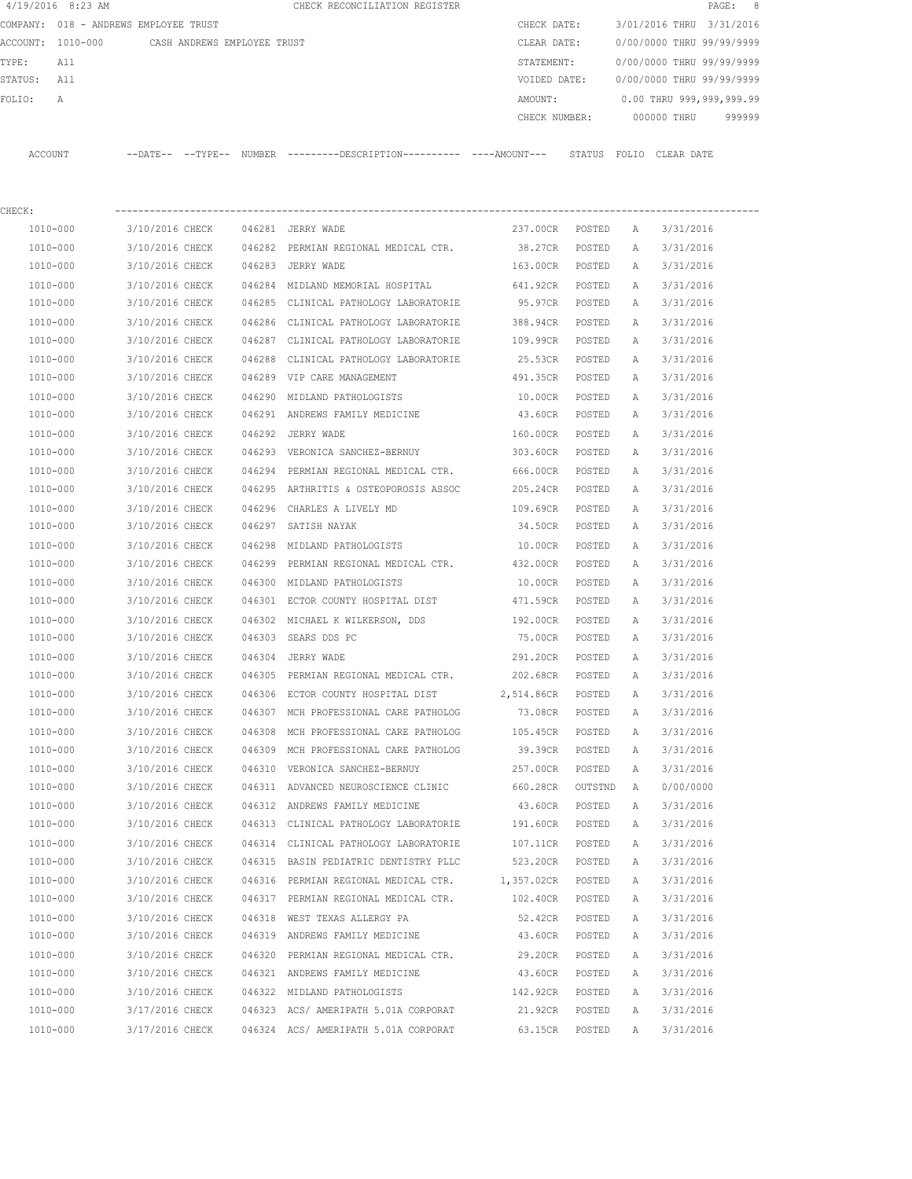4/19/2016 8:23 AM CHECK RECONCILIATION REGISTER

COMPANY: 018 - ANDREWS EMPLOYEE TRUST

ACCOUNT: 1010-000 CASH ANDREWS EMPLOYEE TRUST

TYPE: All

STATUS: All

FOLIO: A

CHECK DATE: 3/01/2016 THRU 3/31/2016

CLEAR DATE: 0/00/0000 THRU 99/99/9999

STATEMENT: 0/00/0000 THRU 99/99/9999

VOIDED DATE: 0/00/0000 THRU 99/99/9999

AMOUNT: 0.00 THRU 999,999,999.99

CHECK NUMBER: 000000 THRU 999999

CHECK:

| ACCOUNT | --DATE-- | --TYPE-- | NUMBER | ---------DESCRIPTION---------- | ----AMOUNT--- | STATUS | FOLIO | CLEAR DATE |
|---|---|---|---|---|---|---|---|---|
| 1010-000 | 3/10/2016 | CHECK | 046281 | JERRY WADE | 237.00CR | POSTED | A | 3/31/2016 |
| 1010-000 | 3/10/2016 | CHECK | 046282 | PERMIAN REGIONAL MEDICAL CTR. | 38.27CR | POSTED | A | 3/31/2016 |
| 1010-000 | 3/10/2016 | CHECK | 046283 | JERRY WADE | 163.00CR | POSTED | A | 3/31/2016 |
| 1010-000 | 3/10/2016 | CHECK | 046284 | MIDLAND MEMORIAL HOSPITAL | 641.92CR | POSTED | A | 3/31/2016 |
| 1010-000 | 3/10/2016 | CHECK | 046285 | CLINICAL PATHOLOGY LABORATORIE | 95.97CR | POSTED | A | 3/31/2016 |
| 1010-000 | 3/10/2016 | CHECK | 046286 | CLINICAL PATHOLOGY LABORATORIE | 388.94CR | POSTED | A | 3/31/2016 |
| 1010-000 | 3/10/2016 | CHECK | 046287 | CLINICAL PATHOLOGY LABORATORIE | 109.99CR | POSTED | A | 3/31/2016 |
| 1010-000 | 3/10/2016 | CHECK | 046288 | CLINICAL PATHOLOGY LABORATORIE | 25.53CR | POSTED | A | 3/31/2016 |
| 1010-000 | 3/10/2016 | CHECK | 046289 | VIP CARE MANAGEMENT | 491.35CR | POSTED | A | 3/31/2016 |
| 1010-000 | 3/10/2016 | CHECK | 046290 | MIDLAND PATHOLOGISTS | 10.00CR | POSTED | A | 3/31/2016 |
| 1010-000 | 3/10/2016 | CHECK | 046291 | ANDREWS FAMILY MEDICINE | 43.60CR | POSTED | A | 3/31/2016 |
| 1010-000 | 3/10/2016 | CHECK | 046292 | JERRY WADE | 160.00CR | POSTED | A | 3/31/2016 |
| 1010-000 | 3/10/2016 | CHECK | 046293 | VERONICA SANCHEZ-BERNUY | 303.60CR | POSTED | A | 3/31/2016 |
| 1010-000 | 3/10/2016 | CHECK | 046294 | PERMIAN REGIONAL MEDICAL CTR. | 666.00CR | POSTED | A | 3/31/2016 |
| 1010-000 | 3/10/2016 | CHECK | 046295 | ARTHRITIS & OSTEOPOROSIS ASSOC | 205.24CR | POSTED | A | 3/31/2016 |
| 1010-000 | 3/10/2016 | CHECK | 046296 | CHARLES A LIVELY MD | 109.69CR | POSTED | A | 3/31/2016 |
| 1010-000 | 3/10/2016 | CHECK | 046297 | SATISH NAYAK | 34.50CR | POSTED | A | 3/31/2016 |
| 1010-000 | 3/10/2016 | CHECK | 046298 | MIDLAND PATHOLOGISTS | 10.00CR | POSTED | A | 3/31/2016 |
| 1010-000 | 3/10/2016 | CHECK | 046299 | PERMIAN REGIONAL MEDICAL CTR. | 432.00CR | POSTED | A | 3/31/2016 |
| 1010-000 | 3/10/2016 | CHECK | 046300 | MIDLAND PATHOLOGISTS | 10.00CR | POSTED | A | 3/31/2016 |
| 1010-000 | 3/10/2016 | CHECK | 046301 | ECTOR COUNTY HOSPITAL DIST | 471.59CR | POSTED | A | 3/31/2016 |
| 1010-000 | 3/10/2016 | CHECK | 046302 | MICHAEL K WILKERSON, DDS | 192.00CR | POSTED | A | 3/31/2016 |
| 1010-000 | 3/10/2016 | CHECK | 046303 | SEARS DDS PC | 75.00CR | POSTED | A | 3/31/2016 |
| 1010-000 | 3/10/2016 | CHECK | 046304 | JERRY WADE | 291.20CR | POSTED | A | 3/31/2016 |
| 1010-000 | 3/10/2016 | CHECK | 046305 | PERMIAN REGIONAL MEDICAL CTR. | 202.68CR | POSTED | A | 3/31/2016 |
| 1010-000 | 3/10/2016 | CHECK | 046306 | ECTOR COUNTY HOSPITAL DIST | 2,514.86CR | POSTED | A | 3/31/2016 |
| 1010-000 | 3/10/2016 | CHECK | 046307 | MCH PROFESSIONAL CARE PATHOLOG | 73.08CR | POSTED | A | 3/31/2016 |
| 1010-000 | 3/10/2016 | CHECK | 046308 | MCH PROFESSIONAL CARE PATHOLOG | 105.45CR | POSTED | A | 3/31/2016 |
| 1010-000 | 3/10/2016 | CHECK | 046309 | MCH PROFESSIONAL CARE PATHOLOG | 39.39CR | POSTED | A | 3/31/2016 |
| 1010-000 | 3/10/2016 | CHECK | 046310 | VERONICA SANCHEZ-BERNUY | 257.00CR | POSTED | A | 3/31/2016 |
| 1010-000 | 3/10/2016 | CHECK | 046311 | ADVANCED NEUROSCIENCE CLINIC | 660.28CR | OUTSTND | A | 0/00/0000 |
| 1010-000 | 3/10/2016 | CHECK | 046312 | ANDREWS FAMILY MEDICINE | 43.60CR | POSTED | A | 3/31/2016 |
| 1010-000 | 3/10/2016 | CHECK | 046313 | CLINICAL PATHOLOGY LABORATORIE | 191.60CR | POSTED | A | 3/31/2016 |
| 1010-000 | 3/10/2016 | CHECK | 046314 | CLINICAL PATHOLOGY LABORATORIE | 107.11CR | POSTED | A | 3/31/2016 |
| 1010-000 | 3/10/2016 | CHECK | 046315 | BASIN PEDIATRIC DENTISTRY PLLC | 523.20CR | POSTED | A | 3/31/2016 |
| 1010-000 | 3/10/2016 | CHECK | 046316 | PERMIAN REGIONAL MEDICAL CTR. | 1,357.02CR | POSTED | A | 3/31/2016 |
| 1010-000 | 3/10/2016 | CHECK | 046317 | PERMIAN REGIONAL MEDICAL CTR. | 102.40CR | POSTED | A | 3/31/2016 |
| 1010-000 | 3/10/2016 | CHECK | 046318 | WEST TEXAS ALLERGY PA | 52.42CR | POSTED | A | 3/31/2016 |
| 1010-000 | 3/10/2016 | CHECK | 046319 | ANDREWS FAMILY MEDICINE | 43.60CR | POSTED | A | 3/31/2016 |
| 1010-000 | 3/10/2016 | CHECK | 046320 | PERMIAN REGIONAL MEDICAL CTR. | 29.20CR | POSTED | A | 3/31/2016 |
| 1010-000 | 3/10/2016 | CHECK | 046321 | ANDREWS FAMILY MEDICINE | 43.60CR | POSTED | A | 3/31/2016 |
| 1010-000 | 3/10/2016 | CHECK | 046322 | MIDLAND PATHOLOGISTS | 142.92CR | POSTED | A | 3/31/2016 |
| 1010-000 | 3/17/2016 | CHECK | 046323 | ACS/ AMERIPATH 5.01A CORPORAT | 21.92CR | POSTED | A | 3/31/2016 |
| 1010-000 | 3/17/2016 | CHECK | 046324 | ACS/ AMERIPATH 5.01A CORPORAT | 63.15CR | POSTED | A | 3/31/2016 |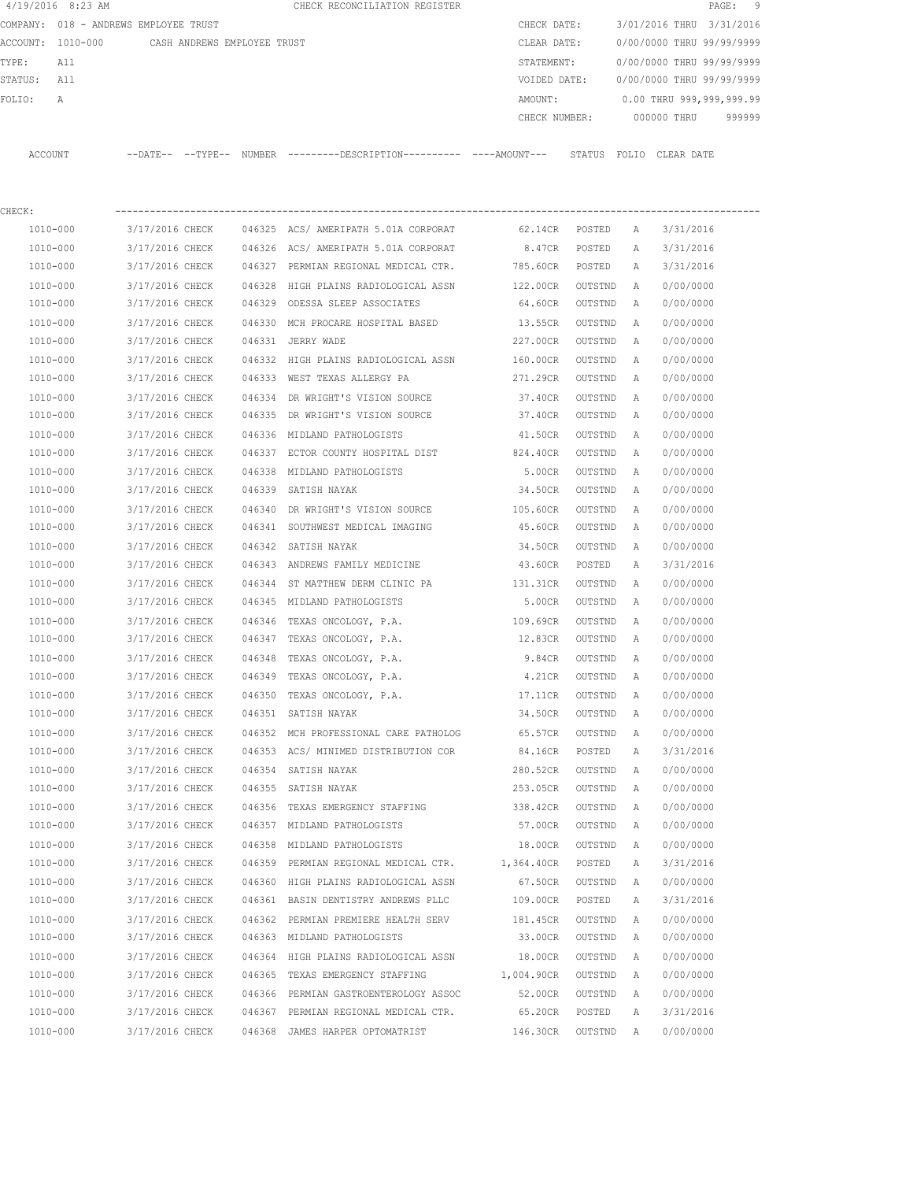4/19/2016 8:23 AM CHECK RECONCILIATION REGISTER

COMPANY: 018 - ANDREWS EMPLOYEE TRUST
ACCOUNT: 1010-000 CASH ANDREWS EMPLOYEE TRUST
TYPE: All
STATUS: All
FOLIO: A

CHECK DATE: 3/01/2016 THRU 3/31/2016
CLEAR DATE: 0/00/0000 THRU 99/99/9999
STATEMENT: 0/00/0000 THRU 99/99/9999
VOIDED DATE: 0/00/0000 THRU 99/99/9999
AMOUNT: 0.00 THRU 999,999,999.99
CHECK NUMBER: 000000 THRU 999999

CHECK:

| ACCOUNT | --DATE-- | --TYPE-- | NUMBER | ---------DESCRIPTION---------- | ----AMOUNT--- | STATUS | FOLIO | CLEAR DATE |
|---|---|---|---|---|---|---|---|---|
| 1010-000 | 3/17/2016 | CHECK | 046325 | ACS/ AMERIPATH 5.01A CORPORAT | 62.14CR | POSTED | A | 3/31/2016 |
| 1010-000 | 3/17/2016 | CHECK | 046326 | ACS/ AMERIPATH 5.01A CORPORAT | 8.47CR | POSTED | A | 3/31/2016 |
| 1010-000 | 3/17/2016 | CHECK | 046327 | PERMIAN REGIONAL MEDICAL CTR. | 785.60CR | POSTED | A | 3/31/2016 |
| 1010-000 | 3/17/2016 | CHECK | 046328 | HIGH PLAINS RADIOLOGICAL ASSN | 122.00CR | OUTSTND | A | 0/00/0000 |
| 1010-000 | 3/17/2016 | CHECK | 046329 | ODESSA SLEEP ASSOCIATES | 64.60CR | OUTSTND | A | 0/00/0000 |
| 1010-000 | 3/17/2016 | CHECK | 046330 | MCH PROCARE HOSPITAL BASED | 13.55CR | OUTSTND | A | 0/00/0000 |
| 1010-000 | 3/17/2016 | CHECK | 046331 | JERRY WADE | 227.00CR | OUTSTND | A | 0/00/0000 |
| 1010-000 | 3/17/2016 | CHECK | 046332 | HIGH PLAINS RADIOLOGICAL ASSN | 160.00CR | OUTSTND | A | 0/00/0000 |
| 1010-000 | 3/17/2016 | CHECK | 046333 | WEST TEXAS ALLERGY PA | 271.29CR | OUTSTND | A | 0/00/0000 |
| 1010-000 | 3/17/2016 | CHECK | 046334 | DR WRIGHT'S VISION SOURCE | 37.40CR | OUTSTND | A | 0/00/0000 |
| 1010-000 | 3/17/2016 | CHECK | 046335 | DR WRIGHT'S VISION SOURCE | 37.40CR | OUTSTND | A | 0/00/0000 |
| 1010-000 | 3/17/2016 | CHECK | 046336 | MIDLAND PATHOLOGISTS | 41.50CR | OUTSTND | A | 0/00/0000 |
| 1010-000 | 3/17/2016 | CHECK | 046337 | ECTOR COUNTY HOSPITAL DIST | 824.40CR | OUTSTND | A | 0/00/0000 |
| 1010-000 | 3/17/2016 | CHECK | 046338 | MIDLAND PATHOLOGISTS | 5.00CR | OUTSTND | A | 0/00/0000 |
| 1010-000 | 3/17/2016 | CHECK | 046339 | SATISH NAYAK | 34.50CR | OUTSTND | A | 0/00/0000 |
| 1010-000 | 3/17/2016 | CHECK | 046340 | DR WRIGHT'S VISION SOURCE | 105.60CR | OUTSTND | A | 0/00/0000 |
| 1010-000 | 3/17/2016 | CHECK | 046341 | SOUTHWEST MEDICAL IMAGING | 45.60CR | OUTSTND | A | 0/00/0000 |
| 1010-000 | 3/17/2016 | CHECK | 046342 | SATISH NAYAK | 34.50CR | OUTSTND | A | 0/00/0000 |
| 1010-000 | 3/17/2016 | CHECK | 046343 | ANDREWS FAMILY MEDICINE | 43.60CR | POSTED | A | 3/31/2016 |
| 1010-000 | 3/17/2016 | CHECK | 046344 | ST MATTHEW DERM CLINIC PA | 131.31CR | OUTSTND | A | 0/00/0000 |
| 1010-000 | 3/17/2016 | CHECK | 046345 | MIDLAND PATHOLOGISTS | 5.00CR | OUTSTND | A | 0/00/0000 |
| 1010-000 | 3/17/2016 | CHECK | 046346 | TEXAS ONCOLOGY, P.A. | 109.69CR | OUTSTND | A | 0/00/0000 |
| 1010-000 | 3/17/2016 | CHECK | 046347 | TEXAS ONCOLOGY, P.A. | 12.83CR | OUTSTND | A | 0/00/0000 |
| 1010-000 | 3/17/2016 | CHECK | 046348 | TEXAS ONCOLOGY, P.A. | 9.84CR | OUTSTND | A | 0/00/0000 |
| 1010-000 | 3/17/2016 | CHECK | 046349 | TEXAS ONCOLOGY, P.A. | 4.21CR | OUTSTND | A | 0/00/0000 |
| 1010-000 | 3/17/2016 | CHECK | 046350 | TEXAS ONCOLOGY, P.A. | 17.11CR | OUTSTND | A | 0/00/0000 |
| 1010-000 | 3/17/2016 | CHECK | 046351 | SATISH NAYAK | 34.50CR | OUTSTND | A | 0/00/0000 |
| 1010-000 | 3/17/2016 | CHECK | 046352 | MCH PROFESSIONAL CARE PATHOLOG | 65.57CR | OUTSTND | A | 0/00/0000 |
| 1010-000 | 3/17/2016 | CHECK | 046353 | ACS/ MINIMED DISTRIBUTION COR | 84.16CR | POSTED | A | 3/31/2016 |
| 1010-000 | 3/17/2016 | CHECK | 046354 | SATISH NAYAK | 280.52CR | OUTSTND | A | 0/00/0000 |
| 1010-000 | 3/17/2016 | CHECK | 046355 | SATISH NAYAK | 253.05CR | OUTSTND | A | 0/00/0000 |
| 1010-000 | 3/17/2016 | CHECK | 046356 | TEXAS EMERGENCY STAFFING | 338.42CR | OUTSTND | A | 0/00/0000 |
| 1010-000 | 3/17/2016 | CHECK | 046357 | MIDLAND PATHOLOGISTS | 57.00CR | OUTSTND | A | 0/00/0000 |
| 1010-000 | 3/17/2016 | CHECK | 046358 | MIDLAND PATHOLOGISTS | 18.00CR | OUTSTND | A | 0/00/0000 |
| 1010-000 | 3/17/2016 | CHECK | 046359 | PERMIAN REGIONAL MEDICAL CTR. | 1,364.40CR | POSTED | A | 3/31/2016 |
| 1010-000 | 3/17/2016 | CHECK | 046360 | HIGH PLAINS RADIOLOGICAL ASSN | 67.50CR | OUTSTND | A | 0/00/0000 |
| 1010-000 | 3/17/2016 | CHECK | 046361 | BASIN DENTISTRY ANDREWS PLLC | 109.00CR | POSTED | A | 3/31/2016 |
| 1010-000 | 3/17/2016 | CHECK | 046362 | PERMIAN PREMIERE HEALTH SERV | 181.45CR | OUTSTND | A | 0/00/0000 |
| 1010-000 | 3/17/2016 | CHECK | 046363 | MIDLAND PATHOLOGISTS | 33.00CR | OUTSTND | A | 0/00/0000 |
| 1010-000 | 3/17/2016 | CHECK | 046364 | HIGH PLAINS RADIOLOGICAL ASSN | 18.00CR | OUTSTND | A | 0/00/0000 |
| 1010-000 | 3/17/2016 | CHECK | 046365 | TEXAS EMERGENCY STAFFING | 1,004.90CR | OUTSTND | A | 0/00/0000 |
| 1010-000 | 3/17/2016 | CHECK | 046366 | PERMIAN GASTROENTEROLOGY ASSOC | 52.00CR | OUTSTND | A | 0/00/0000 |
| 1010-000 | 3/17/2016 | CHECK | 046367 | PERMIAN REGIONAL MEDICAL CTR. | 65.20CR | POSTED | A | 3/31/2016 |
| 1010-000 | 3/17/2016 | CHECK | 046368 | JAMES HARPER OPTOMATRIST | 146.30CR | OUTSTND | A | 0/00/0000 |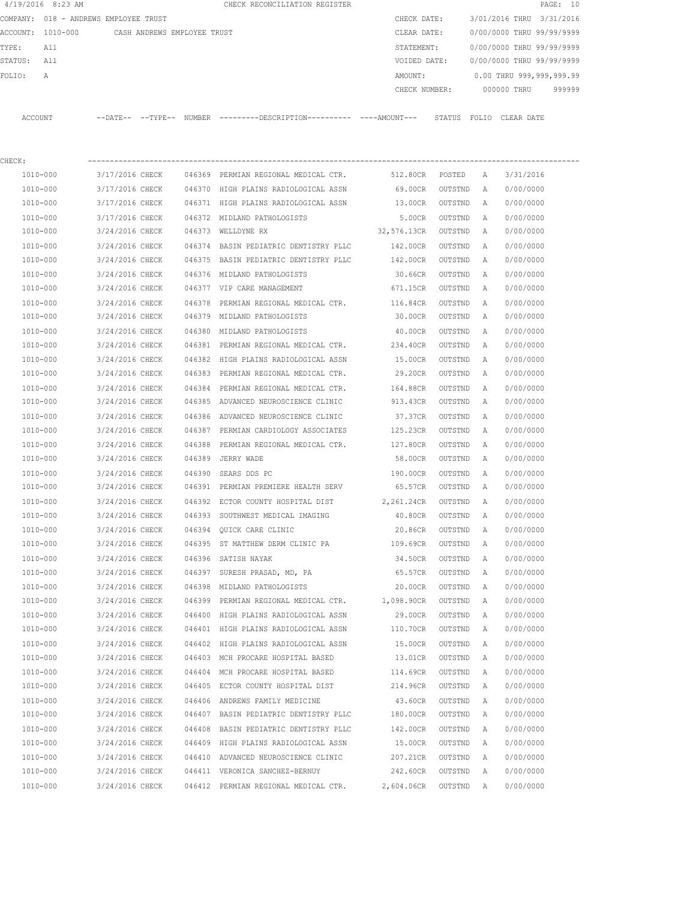4/19/2016 8:23 AM CHECK RECONCILIATION REGISTER

COMPANY: 018 - ANDREWS EMPLOYEE TRUST
ACCOUNT: 1010-000 CASH ANDREWS EMPLOYEE TRUST
TYPE: All
STATUS: All
FOLIO: A

CHECK DATE: 3/01/2016 THRU 3/31/2016
CLEAR DATE: 0/00/0000 THRU 99/99/9999
STATEMENT: 0/00/0000 THRU 99/99/9999
VOIDED DATE: 0/00/0000 THRU 99/99/9999
AMOUNT: 0.00 THRU 999,999,999.99
CHECK NUMBER: 000000 THRU 999999

CHECK:

| ACCOUNT | DATE | TYPE | NUMBER | DESCRIPTION | AMOUNT | STATUS | FOLIO | CLEAR DATE |
|---|---|---|---|---|---|---|---|---|
| 1010-000 | 3/17/2016 | CHECK | 046369 | PERMIAN REGIONAL MEDICAL CTR. | 512.80CR | POSTED | A | 3/31/2016 |
| 1010-000 | 3/17/2016 | CHECK | 046370 | HIGH PLAINS RADIOLOGICAL ASSN | 69.00CR | OUTSTND | A | 0/00/0000 |
| 1010-000 | 3/17/2016 | CHECK | 046371 | HIGH PLAINS RADIOLOGICAL ASSN | 13.00CR | OUTSTND | A | 0/00/0000 |
| 1010-000 | 3/17/2016 | CHECK | 046372 | MIDLAND PATHOLOGISTS | 5.00CR | OUTSTND | A | 0/00/0000 |
| 1010-000 | 3/24/2016 | CHECK | 046373 | WELLDYNE RX | 32,576.13CR | OUTSTND | A | 0/00/0000 |
| 1010-000 | 3/24/2016 | CHECK | 046374 | BASIN PEDIATRIC DENTISTRY PLLC | 142.00CR | OUTSTND | A | 0/00/0000 |
| 1010-000 | 3/24/2016 | CHECK | 046375 | BASIN PEDIATRIC DENTISTRY PLLC | 142.00CR | OUTSTND | A | 0/00/0000 |
| 1010-000 | 3/24/2016 | CHECK | 046376 | MIDLAND PATHOLOGISTS | 30.66CR | OUTSTND | A | 0/00/0000 |
| 1010-000 | 3/24/2016 | CHECK | 046377 | VIP CARE MANAGEMENT | 671.15CR | OUTSTND | A | 0/00/0000 |
| 1010-000 | 3/24/2016 | CHECK | 046378 | PERMIAN REGIONAL MEDICAL CTR. | 116.84CR | OUTSTND | A | 0/00/0000 |
| 1010-000 | 3/24/2016 | CHECK | 046379 | MIDLAND PATHOLOGISTS | 30.00CR | OUTSTND | A | 0/00/0000 |
| 1010-000 | 3/24/2016 | CHECK | 046380 | MIDLAND PATHOLOGISTS | 40.00CR | OUTSTND | A | 0/00/0000 |
| 1010-000 | 3/24/2016 | CHECK | 046381 | PERMIAN REGIONAL MEDICAL CTR. | 234.40CR | OUTSTND | A | 0/00/0000 |
| 1010-000 | 3/24/2016 | CHECK | 046382 | HIGH PLAINS RADIOLOGICAL ASSN | 15.00CR | OUTSTND | A | 0/00/0000 |
| 1010-000 | 3/24/2016 | CHECK | 046383 | PERMIAN REGIONAL MEDICAL CTR. | 29.20CR | OUTSTND | A | 0/00/0000 |
| 1010-000 | 3/24/2016 | CHECK | 046384 | PERMIAN REGIONAL MEDICAL CTR. | 164.88CR | OUTSTND | A | 0/00/0000 |
| 1010-000 | 3/24/2016 | CHECK | 046385 | ADVANCED NEUROSCIENCE CLINIC | 913.43CR | OUTSTND | A | 0/00/0000 |
| 1010-000 | 3/24/2016 | CHECK | 046386 | ADVANCED NEUROSCIENCE CLINIC | 37.37CR | OUTSTND | A | 0/00/0000 |
| 1010-000 | 3/24/2016 | CHECK | 046387 | PERMIAN CARDIOLOGY ASSOCIATES | 125.23CR | OUTSTND | A | 0/00/0000 |
| 1010-000 | 3/24/2016 | CHECK | 046388 | PERMIAN REGIONAL MEDICAL CTR. | 127.80CR | OUTSTND | A | 0/00/0000 |
| 1010-000 | 3/24/2016 | CHECK | 046389 | JERRY WADE | 58.00CR | OUTSTND | A | 0/00/0000 |
| 1010-000 | 3/24/2016 | CHECK | 046390 | SEARS DDS PC | 190.00CR | OUTSTND | A | 0/00/0000 |
| 1010-000 | 3/24/2016 | CHECK | 046391 | PERMIAN PREMIERE HEALTH SERV | 65.57CR | OUTSTND | A | 0/00/0000 |
| 1010-000 | 3/24/2016 | CHECK | 046392 | ECTOR COUNTY HOSPITAL DIST | 2,261.24CR | OUTSTND | A | 0/00/0000 |
| 1010-000 | 3/24/2016 | CHECK | 046393 | SOUTHWEST MEDICAL IMAGING | 40.80CR | OUTSTND | A | 0/00/0000 |
| 1010-000 | 3/24/2016 | CHECK | 046394 | QUICK CARE CLINIC | 20.86CR | OUTSTND | A | 0/00/0000 |
| 1010-000 | 3/24/2016 | CHECK | 046395 | ST MATTHEW DERM CLINIC PA | 109.69CR | OUTSTND | A | 0/00/0000 |
| 1010-000 | 3/24/2016 | CHECK | 046396 | SATISH NAYAK | 34.50CR | OUTSTND | A | 0/00/0000 |
| 1010-000 | 3/24/2016 | CHECK | 046397 | SURESH PRASAD, MD, PA | 65.57CR | OUTSTND | A | 0/00/0000 |
| 1010-000 | 3/24/2016 | CHECK | 046398 | MIDLAND PATHOLOGISTS | 20.00CR | OUTSTND | A | 0/00/0000 |
| 1010-000 | 3/24/2016 | CHECK | 046399 | PERMIAN REGIONAL MEDICAL CTR. | 1,098.90CR | OUTSTND | A | 0/00/0000 |
| 1010-000 | 3/24/2016 | CHECK | 046400 | HIGH PLAINS RADIOLOGICAL ASSN | 29.00CR | OUTSTND | A | 0/00/0000 |
| 1010-000 | 3/24/2016 | CHECK | 046401 | HIGH PLAINS RADIOLOGICAL ASSN | 110.70CR | OUTSTND | A | 0/00/0000 |
| 1010-000 | 3/24/2016 | CHECK | 046402 | HIGH PLAINS RADIOLOGICAL ASSN | 15.00CR | OUTSTND | A | 0/00/0000 |
| 1010-000 | 3/24/2016 | CHECK | 046403 | MCH PROCARE HOSPITAL BASED | 13.01CR | OUTSTND | A | 0/00/0000 |
| 1010-000 | 3/24/2016 | CHECK | 046404 | MCH PROCARE HOSPITAL BASED | 114.69CR | OUTSTND | A | 0/00/0000 |
| 1010-000 | 3/24/2016 | CHECK | 046405 | ECTOR COUNTY HOSPITAL DIST | 214.96CR | OUTSTND | A | 0/00/0000 |
| 1010-000 | 3/24/2016 | CHECK | 046406 | ANDREWS FAMILY MEDICINE | 43.60CR | OUTSTND | A | 0/00/0000 |
| 1010-000 | 3/24/2016 | CHECK | 046407 | BASIN PEDIATRIC DENTISTRY PLLC | 180.00CR | OUTSTND | A | 0/00/0000 |
| 1010-000 | 3/24/2016 | CHECK | 046408 | BASIN PEDIATRIC DENTISTRY PLLC | 142.00CR | OUTSTND | A | 0/00/0000 |
| 1010-000 | 3/24/2016 | CHECK | 046409 | HIGH PLAINS RADIOLOGICAL ASSN | 15.00CR | OUTSTND | A | 0/00/0000 |
| 1010-000 | 3/24/2016 | CHECK | 046410 | ADVANCED NEUROSCIENCE CLINIC | 207.21CR | OUTSTND | A | 0/00/0000 |
| 1010-000 | 3/24/2016 | CHECK | 046411 | VERONICA SANCHEZ-BERNUY | 242.60CR | OUTSTND | A | 0/00/0000 |
| 1010-000 | 3/24/2016 | CHECK | 046412 | PERMIAN REGIONAL MEDICAL CTR. | 2,604.06CR | OUTSTND | A | 0/00/0000 |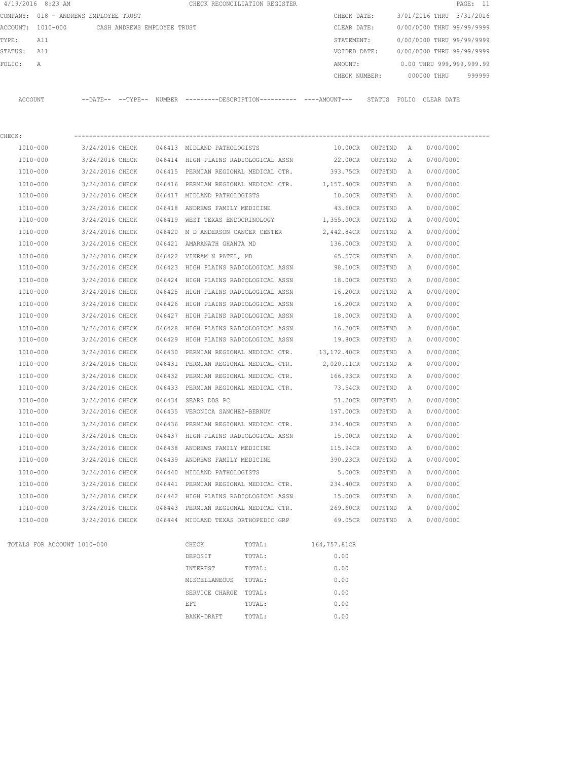4/19/2016 8:23 AM CHECK RECONCILIATION REGISTER

COMPANY: 018 - ANDREWS EMPLOYEE TRUST

ACCOUNT: 1010-000 CASH ANDREWS EMPLOYEE TRUST

TYPE: All

STATUS: All

FOLIO: A

CHECK DATE: 3/01/2016 THRU 3/31/2016

CLEAR DATE: 0/00/0000 THRU 99/99/9999

STATEMENT: 0/00/0000 THRU 99/99/9999

VOIDED DATE: 0/00/0000 THRU 99/99/9999

AMOUNT: 0.00 THRU 999,999,999.99

CHECK NUMBER: 000000 THRU 999999

CHECK:

| ACCOUNT | DATE | TYPE | NUMBER | DESCRIPTION | AMOUNT | STATUS | FOLIO | CLEAR DATE |
|---|---|---|---|---|---|---|---|---|
| 1010-000 | 3/24/2016 | CHECK | 046413 | MIDLAND PATHOLOGISTS | 10.00CR | OUTSTND | A | 0/00/0000 |
| 1010-000 | 3/24/2016 | CHECK | 046414 | HIGH PLAINS RADIOLOGICAL ASSN | 22.00CR | OUTSTND | A | 0/00/0000 |
| 1010-000 | 3/24/2016 | CHECK | 046415 | PERMIAN REGIONAL MEDICAL CTR. | 393.75CR | OUTSTND | A | 0/00/0000 |
| 1010-000 | 3/24/2016 | CHECK | 046416 | PERMIAN REGIONAL MEDICAL CTR. | 1,157.40CR | OUTSTND | A | 0/00/0000 |
| 1010-000 | 3/24/2016 | CHECK | 046417 | MIDLAND PATHOLOGISTS | 10.00CR | OUTSTND | A | 0/00/0000 |
| 1010-000 | 3/24/2016 | CHECK | 046418 | ANDREWS FAMILY MEDICINE | 43.60CR | OUTSTND | A | 0/00/0000 |
| 1010-000 | 3/24/2016 | CHECK | 046419 | WEST TEXAS ENDOCRINOLOGY | 1,355.00CR | OUTSTND | A | 0/00/0000 |
| 1010-000 | 3/24/2016 | CHECK | 046420 | M D ANDERSON CANCER CENTER | 2,442.84CR | OUTSTND | A | 0/00/0000 |
| 1010-000 | 3/24/2016 | CHECK | 046421 | AMARANATH GHANTA MD | 136.00CR | OUTSTND | A | 0/00/0000 |
| 1010-000 | 3/24/2016 | CHECK | 046422 | VIKRAM N PATEL, MD | 65.57CR | OUTSTND | A | 0/00/0000 |
| 1010-000 | 3/24/2016 | CHECK | 046423 | HIGH PLAINS RADIOLOGICAL ASSN | 98.10CR | OUTSTND | A | 0/00/0000 |
| 1010-000 | 3/24/2016 | CHECK | 046424 | HIGH PLAINS RADIOLOGICAL ASSN | 18.00CR | OUTSTND | A | 0/00/0000 |
| 1010-000 | 3/24/2016 | CHECK | 046425 | HIGH PLAINS RADIOLOGICAL ASSN | 16.20CR | OUTSTND | A | 0/00/0000 |
| 1010-000 | 3/24/2016 | CHECK | 046426 | HIGH PLAINS RADIOLOGICAL ASSN | 16.20CR | OUTSTND | A | 0/00/0000 |
| 1010-000 | 3/24/2016 | CHECK | 046427 | HIGH PLAINS RADIOLOGICAL ASSN | 18.00CR | OUTSTND | A | 0/00/0000 |
| 1010-000 | 3/24/2016 | CHECK | 046428 | HIGH PLAINS RADIOLOGICAL ASSN | 16.20CR | OUTSTND | A | 0/00/0000 |
| 1010-000 | 3/24/2016 | CHECK | 046429 | HIGH PLAINS RADIOLOGICAL ASSN | 19.80CR | OUTSTND | A | 0/00/0000 |
| 1010-000 | 3/24/2016 | CHECK | 046430 | PERMIAN REGIONAL MEDICAL CTR. | 13,172.40CR | OUTSTND | A | 0/00/0000 |
| 1010-000 | 3/24/2016 | CHECK | 046431 | PERMIAN REGIONAL MEDICAL CTR. | 2,020.11CR | OUTSTND | A | 0/00/0000 |
| 1010-000 | 3/24/2016 | CHECK | 046432 | PERMIAN REGIONAL MEDICAL CTR. | 166.93CR | OUTSTND | A | 0/00/0000 |
| 1010-000 | 3/24/2016 | CHECK | 046433 | PERMIAN REGIONAL MEDICAL CTR. | 73.54CR | OUTSTND | A | 0/00/0000 |
| 1010-000 | 3/24/2016 | CHECK | 046434 | SEARS DDS PC | 51.20CR | OUTSTND | A | 0/00/0000 |
| 1010-000 | 3/24/2016 | CHECK | 046435 | VERONICA SANCHEZ-BERNUY | 197.00CR | OUTSTND | A | 0/00/0000 |
| 1010-000 | 3/24/2016 | CHECK | 046436 | PERMIAN REGIONAL MEDICAL CTR. | 234.40CR | OUTSTND | A | 0/00/0000 |
| 1010-000 | 3/24/2016 | CHECK | 046437 | HIGH PLAINS RADIOLOGICAL ASSN | 15.00CR | OUTSTND | A | 0/00/0000 |
| 1010-000 | 3/24/2016 | CHECK | 046438 | ANDREWS FAMILY MEDICINE | 115.94CR | OUTSTND | A | 0/00/0000 |
| 1010-000 | 3/24/2016 | CHECK | 046439 | ANDREWS FAMILY MEDICINE | 390.23CR | OUTSTND | A | 0/00/0000 |
| 1010-000 | 3/24/2016 | CHECK | 046440 | MIDLAND PATHOLOGISTS | 5.00CR | OUTSTND | A | 0/00/0000 |
| 1010-000 | 3/24/2016 | CHECK | 046441 | PERMIAN REGIONAL MEDICAL CTR. | 234.40CR | OUTSTND | A | 0/00/0000 |
| 1010-000 | 3/24/2016 | CHECK | 046442 | HIGH PLAINS RADIOLOGICAL ASSN | 15.00CR | OUTSTND | A | 0/00/0000 |
| 1010-000 | 3/24/2016 | CHECK | 046443 | PERMIAN REGIONAL MEDICAL CTR. | 269.60CR | OUTSTND | A | 0/00/0000 |
| 1010-000 | 3/24/2016 | CHECK | 046444 | MIDLAND TEXAS ORTHOPEDIC GRP | 69.05CR | OUTSTND | A | 0/00/0000 |

TOTALS FOR ACCOUNT 1010-000

| TYPE | | AMOUNT |
|---|---|---|
| CHECK | TOTAL: | 164,757.81CR |
| DEPOSIT | TOTAL: | 0.00 |
| INTEREST | TOTAL: | 0.00 |
| MISCELLANEOUS | TOTAL: | 0.00 |
| SERVICE CHARGE | TOTAL: | 0.00 |
| EFT | TOTAL: | 0.00 |
| BANK-DRAFT | TOTAL: | 0.00 |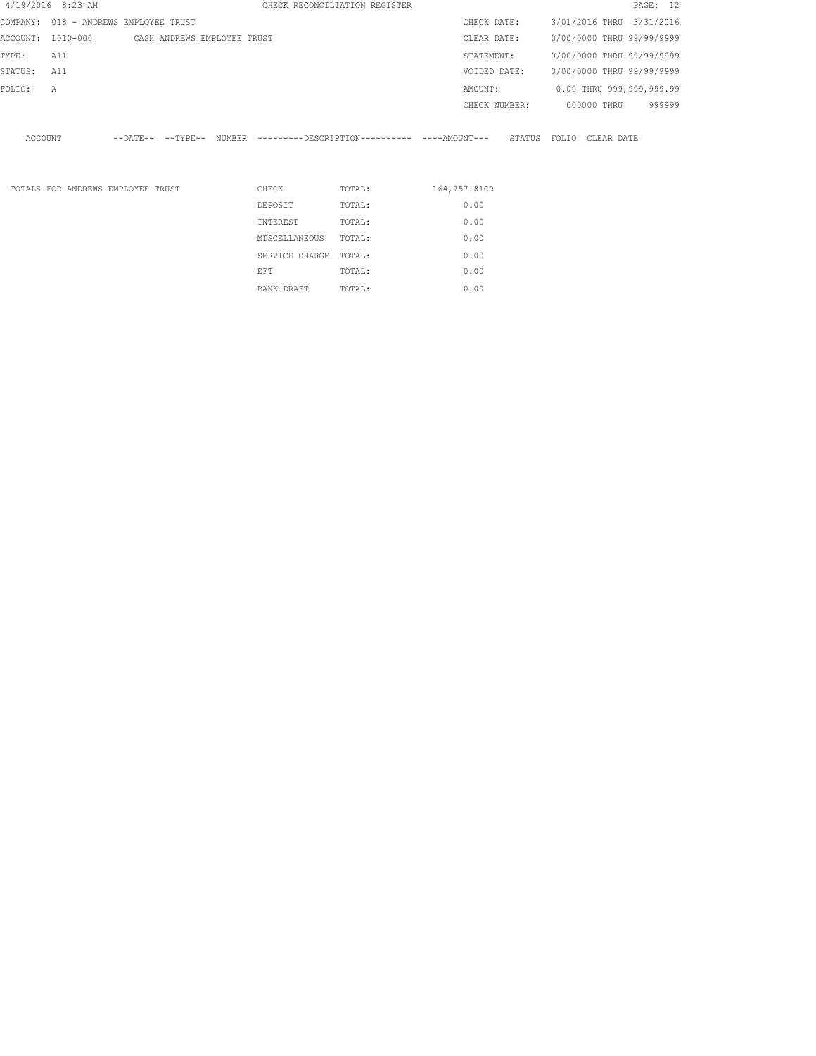4/19/2016 8:23 AM CHECK RECONCILIATION REGISTER

COMPANY: 018 - ANDREWS EMPLOYEE TRUST
ACCOUNT: 1010-000 CASH ANDREWS EMPLOYEE TRUST
TYPE: All
STATUS: All
FOLIO: A

CHECK DATE: 3/01/2016 THRU 3/31/2016
CLEAR DATE: 0/00/0000 THRU 99/99/9999
STATEMENT: 0/00/0000 THRU 99/99/9999
VOIDED DATE: 0/00/0000 THRU 99/99/9999
AMOUNT: 0.00 THRU 999,999,999.99
CHECK NUMBER: 000000 THRU 999999

| ACCOUNT | --DATE-- | --TYPE-- | NUMBER | ---------DESCRIPTION---------- | ----AMOUNT--- | STATUS | FOLIO | CLEAR DATE |
|---|---|---|---|---|---|---|---|---|

| TOTALS FOR ANDREWS EMPLOYEE TRUST | | | |
|---|---|---|---|
| | CHECK | TOTAL: | 164,757.81CR |
| | DEPOSIT | TOTAL: | 0.00 |
| | INTEREST | TOTAL: | 0.00 |
| | MISCELLANEOUS | TOTAL: | 0.00 |
| | SERVICE CHARGE | TOTAL: | 0.00 |
| | EFT | TOTAL: | 0.00 |
| | BANK-DRAFT | TOTAL: | 0.00 |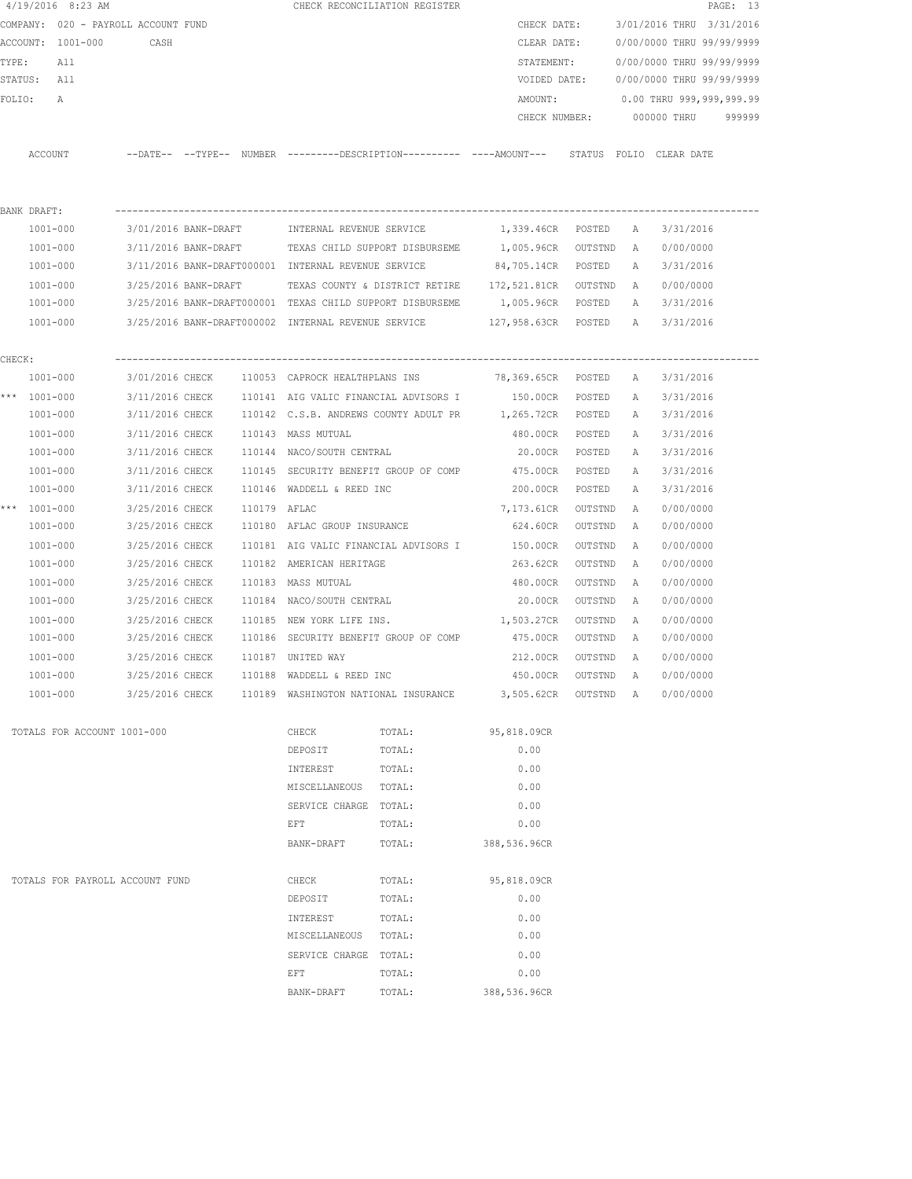4/19/2016 8:23 AM CHECK RECONCILIATION REGISTER

COMPANY: 020 - PAYROLL ACCOUNT FUND
ACCOUNT: 1001-000 CASH
TYPE: All
STATUS: All
FOLIO: A

CHECK DATE: 3/01/2016 THRU 3/31/2016
CLEAR DATE: 0/00/0000 THRU 99/99/9999
STATEMENT: 0/00/0000 THRU 99/99/9999
VOIDED DATE: 0/00/0000 THRU 99/99/9999
AMOUNT: 0.00 THRU 999,999,999.99
CHECK NUMBER: 000000 THRU 999999

| | ACCOUNT | --DATE-- | --TYPE-- | NUMBER | ---------DESCRIPTION---------- | ----AMOUNT--- | STATUS | FOLIO | CLEAR DATE |
|---|---|---|---|---|---|---|---|---|---|
| BANK DRAFT: | | | | | | | | | |
| | 1001-000 | 3/01/2016 | BANK-DRAFT | | INTERNAL REVENUE SERVICE | 1,339.46CR | POSTED | A | 3/31/2016 |
| | 1001-000 | 3/11/2016 | BANK-DRAFT | | TEXAS CHILD SUPPORT DISBURSEME | 1,005.96CR | OUTSTND | A | 0/00/0000 |
| | 1001-000 | 3/11/2016 | BANK-DRAFT | 000001 | INTERNAL REVENUE SERVICE | 84,705.14CR | POSTED | A | 3/31/2016 |
| | 1001-000 | 3/25/2016 | BANK-DRAFT | | TEXAS COUNTY & DISTRICT RETIRE | 172,521.81CR | OUTSTND | A | 0/00/0000 |
| | 1001-000 | 3/25/2016 | BANK-DRAFT | 000001 | TEXAS CHILD SUPPORT DISBURSEME | 1,005.96CR | POSTED | A | 3/31/2016 |
| | 1001-000 | 3/25/2016 | BANK-DRAFT | 000002 | INTERNAL REVENUE SERVICE | 127,958.63CR | POSTED | A | 3/31/2016 |
| CHECK: | | | | | | | | | |
| | 1001-000 | 3/01/2016 | CHECK | 110053 | CAPROCK HEALTHPLANS INS | 78,369.65CR | POSTED | A | 3/31/2016 |
| *** | 1001-000 | 3/11/2016 | CHECK | 110141 | AIG VALIC FINANCIAL ADVISORS I | 150.00CR | POSTED | A | 3/31/2016 |
| | 1001-000 | 3/11/2016 | CHECK | 110142 | C.S.B. ANDREWS COUNTY ADULT PR | 1,265.72CR | POSTED | A | 3/31/2016 |
| | 1001-000 | 3/11/2016 | CHECK | 110143 | MASS MUTUAL | 480.00CR | POSTED | A | 3/31/2016 |
| | 1001-000 | 3/11/2016 | CHECK | 110144 | NACO/SOUTH CENTRAL | 20.00CR | POSTED | A | 3/31/2016 |
| | 1001-000 | 3/11/2016 | CHECK | 110145 | SECURITY BENEFIT GROUP OF COMP | 475.00CR | POSTED | A | 3/31/2016 |
| | 1001-000 | 3/11/2016 | CHECK | 110146 | WADDELL & REED INC | 200.00CR | POSTED | A | 3/31/2016 |
| *** | 1001-000 | 3/25/2016 | CHECK | 110179 | AFLAC | 7,173.61CR | OUTSTND | A | 0/00/0000 |
| | 1001-000 | 3/25/2016 | CHECK | 110180 | AFLAC GROUP INSURANCE | 624.60CR | OUTSTND | A | 0/00/0000 |
| | 1001-000 | 3/25/2016 | CHECK | 110181 | AIG VALIC FINANCIAL ADVISORS I | 150.00CR | OUTSTND | A | 0/00/0000 |
| | 1001-000 | 3/25/2016 | CHECK | 110182 | AMERICAN HERITAGE | 263.62CR | OUTSTND | A | 0/00/0000 |
| | 1001-000 | 3/25/2016 | CHECK | 110183 | MASS MUTUAL | 480.00CR | OUTSTND | A | 0/00/0000 |
| | 1001-000 | 3/25/2016 | CHECK | 110184 | NACO/SOUTH CENTRAL | 20.00CR | OUTSTND | A | 0/00/0000 |
| | 1001-000 | 3/25/2016 | CHECK | 110185 | NEW YORK LIFE INS. | 1,503.27CR | OUTSTND | A | 0/00/0000 |
| | 1001-000 | 3/25/2016 | CHECK | 110186 | SECURITY BENEFIT GROUP OF COMP | 475.00CR | OUTSTND | A | 0/00/0000 |
| | 1001-000 | 3/25/2016 | CHECK | 110187 | UNITED WAY | 212.00CR | OUTSTND | A | 0/00/0000 |
| | 1001-000 | 3/25/2016 | CHECK | 110188 | WADDELL & REED INC | 450.00CR | OUTSTND | A | 0/00/0000 |
| | 1001-000 | 3/25/2016 | CHECK | 110189 | WASHINGTON NATIONAL INSURANCE | 3,505.62CR | OUTSTND | A | 0/00/0000 |

| TOTALS FOR ACCOUNT 1001-000 | | | |
|---|---|---|---|
| | CHECK | TOTAL: | 95,818.09CR |
| | DEPOSIT | TOTAL: | 0.00 |
| | INTEREST | TOTAL: | 0.00 |
| | MISCELLANEOUS | TOTAL: | 0.00 |
| | SERVICE CHARGE | TOTAL: | 0.00 |
| | EFT | TOTAL: | 0.00 |
| | BANK-DRAFT | TOTAL: | 388,536.96CR |

| TOTALS FOR PAYROLL ACCOUNT FUND | | | |
|---|---|---|---|
| | CHECK | TOTAL: | 95,818.09CR |
| | DEPOSIT | TOTAL: | 0.00 |
| | INTEREST | TOTAL: | 0.00 |
| | MISCELLANEOUS | TOTAL: | 0.00 |
| | SERVICE CHARGE | TOTAL: | 0.00 |
| | EFT | TOTAL: | 0.00 |
| | BANK-DRAFT | TOTAL: | 388,536.96CR |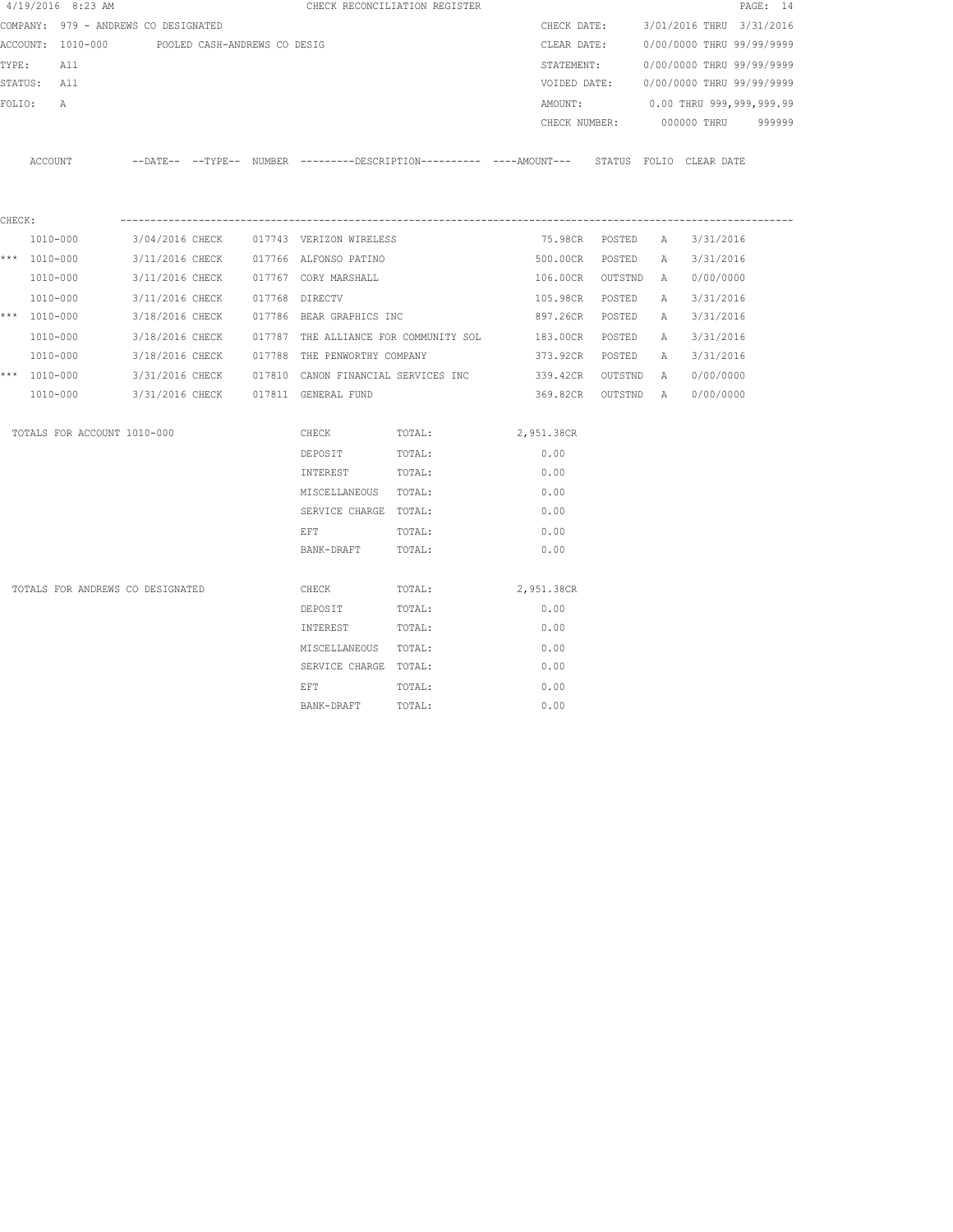4/19/2016 8:23 AM CHECK RECONCILIATION REGISTER

COMPANY: 979 - ANDREWS CO DESIGNATED
ACCOUNT: 1010-000 POOLED CASH-ANDREWS CO DESIG
TYPE: All
STATUS: All
FOLIO: A

CHECK DATE: 3/01/2016 THRU 3/31/2016
CLEAR DATE: 0/00/0000 THRU 99/99/9999
STATEMENT: 0/00/0000 THRU 99/99/9999
VOIDED DATE: 0/00/0000 THRU 99/99/9999
AMOUNT: 0.00 THRU 999,999,999.99
CHECK NUMBER: 000000 THRU 999999

CHECK:

| | ACCOUNT | DATE | TYPE | NUMBER | DESCRIPTION | AMOUNT | STATUS | FOLIO | CLEAR DATE |
|---|---|---|---|---|---|---|---|---|---|
| | 1010-000 | 3/04/2016 | CHECK | 017743 | VERIZON WIRELESS | 75.98CR | POSTED | A | 3/31/2016 |
| *** | 1010-000 | 3/11/2016 | CHECK | 017766 | ALFONSO PATINO | 500.00CR | POSTED | A | 3/31/2016 |
| | 1010-000 | 3/11/2016 | CHECK | 017767 | CORY MARSHALL | 106.00CR | OUTSTND | A | 0/00/0000 |
| | 1010-000 | 3/11/2016 | CHECK | 017768 | DIRECTV | 105.98CR | POSTED | A | 3/31/2016 |
| *** | 1010-000 | 3/18/2016 | CHECK | 017786 | BEAR GRAPHICS INC | 897.26CR | POSTED | A | 3/31/2016 |
| | 1010-000 | 3/18/2016 | CHECK | 017787 | THE ALLIANCE FOR COMMUNITY SOL | 183.00CR | POSTED | A | 3/31/2016 |
| | 1010-000 | 3/18/2016 | CHECK | 017788 | THE PENWORTHY COMPANY | 373.92CR | POSTED | A | 3/31/2016 |
| *** | 1010-000 | 3/31/2016 | CHECK | 017810 | CANON FINANCIAL SERVICES INC | 339.42CR | OUTSTND | A | 0/00/0000 |
| | 1010-000 | 3/31/2016 | CHECK | 017811 | GENERAL FUND | 369.82CR | OUTSTND | A | 0/00/0000 |

| TOTALS FOR ACCOUNT 1010-000 | | | |
|---|---|---|---|
| | CHECK | TOTAL: | 2,951.38CR |
| | DEPOSIT | TOTAL: | 0.00 |
| | INTEREST | TOTAL: | 0.00 |
| | MISCELLANEOUS | TOTAL: | 0.00 |
| | SERVICE CHARGE | TOTAL: | 0.00 |
| | EFT | TOTAL: | 0.00 |
| | BANK-DRAFT | TOTAL: | 0.00 |

| TOTALS FOR ANDREWS CO DESIGNATED | | | |
|---|---|---|---|
| | CHECK | TOTAL: | 2,951.38CR |
| | DEPOSIT | TOTAL: | 0.00 |
| | INTEREST | TOTAL: | 0.00 |
| | MISCELLANEOUS | TOTAL: | 0.00 |
| | SERVICE CHARGE | TOTAL: | 0.00 |
| | EFT | TOTAL: | 0.00 |
| | BANK-DRAFT | TOTAL: | 0.00 |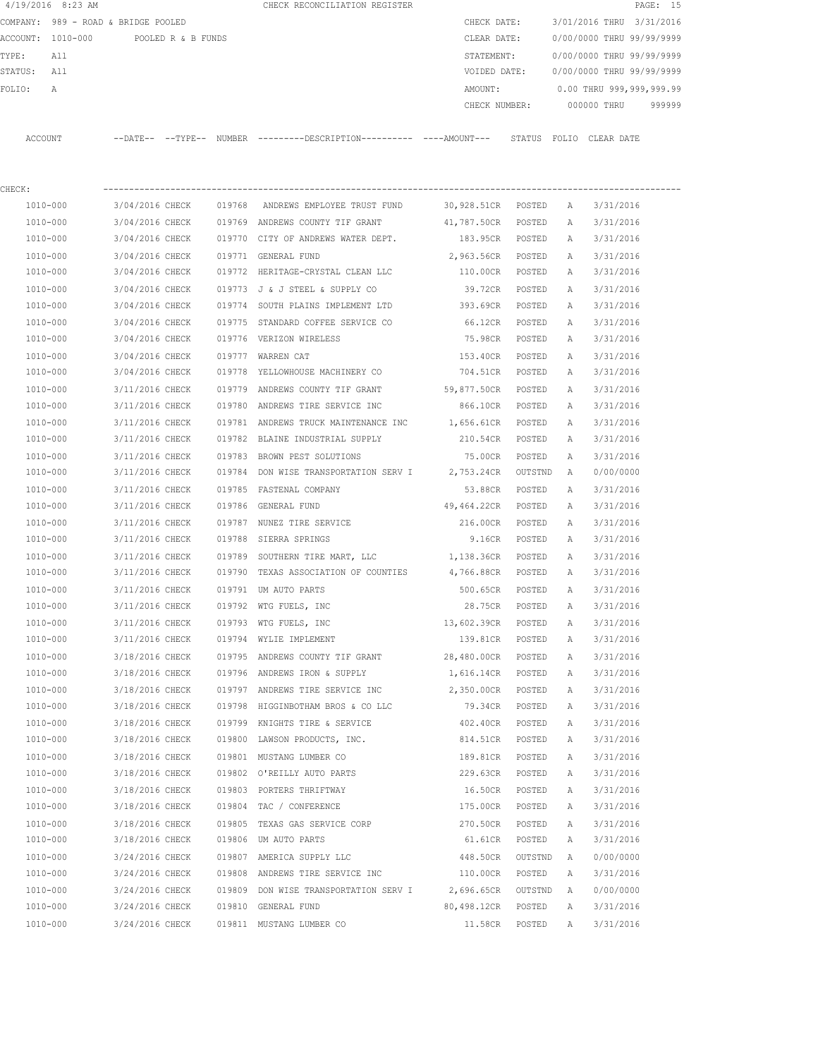4/19/2016 8:23 AM CHECK RECONCILIATION REGISTER

COMPANY: 989 - ROAD & BRIDGE POOLED CHECK DATE: 3/01/2016 THRU 3/31/2016
ACCOUNT: 1010-000 POOLED R & B FUNDS CLEAR DATE: 0/00/0000 THRU 99/99/9999
TYPE: All STATEMENT: 0/00/0000 THRU 99/99/9999
STATUS: All VOIDED DATE: 0/00/0000 THRU 99/99/9999
FOLIO: A AMOUNT: 0.00 THRU 999,999,999.99
CHECK NUMBER: 000000 THRU 999999

CHECK:

| ACCOUNT | --DATE-- | --TYPE-- | NUMBER | ---------DESCRIPTION---------- | ----AMOUNT--- | STATUS | FOLIO | CLEAR DATE |
|---|---|---|---|---|---|---|---|---|
| 1010-000 | 3/04/2016 | CHECK | 019768 | ANDREWS EMPLOYEE TRUST FUND | 30,928.51CR | POSTED | A | 3/31/2016 |
| 1010-000 | 3/04/2016 | CHECK | 019769 | ANDREWS COUNTY TIF GRANT | 41,787.50CR | POSTED | A | 3/31/2016 |
| 1010-000 | 3/04/2016 | CHECK | 019770 | CITY OF ANDREWS WATER DEPT. | 183.95CR | POSTED | A | 3/31/2016 |
| 1010-000 | 3/04/2016 | CHECK | 019771 | GENERAL FUND | 2,963.56CR | POSTED | A | 3/31/2016 |
| 1010-000 | 3/04/2016 | CHECK | 019772 | HERITAGE-CRYSTAL CLEAN LLC | 110.00CR | POSTED | A | 3/31/2016 |
| 1010-000 | 3/04/2016 | CHECK | 019773 | J & J STEEL & SUPPLY CO | 39.72CR | POSTED | A | 3/31/2016 |
| 1010-000 | 3/04/2016 | CHECK | 019774 | SOUTH PLAINS IMPLEMENT LTD | 393.69CR | POSTED | A | 3/31/2016 |
| 1010-000 | 3/04/2016 | CHECK | 019775 | STANDARD COFFEE SERVICE CO | 66.12CR | POSTED | A | 3/31/2016 |
| 1010-000 | 3/04/2016 | CHECK | 019776 | VERIZON WIRELESS | 75.98CR | POSTED | A | 3/31/2016 |
| 1010-000 | 3/04/2016 | CHECK | 019777 | WARREN CAT | 153.40CR | POSTED | A | 3/31/2016 |
| 1010-000 | 3/04/2016 | CHECK | 019778 | YELLOWHOUSE MACHINERY CO | 704.51CR | POSTED | A | 3/31/2016 |
| 1010-000 | 3/11/2016 | CHECK | 019779 | ANDREWS COUNTY TIF GRANT | 59,877.50CR | POSTED | A | 3/31/2016 |
| 1010-000 | 3/11/2016 | CHECK | 019780 | ANDREWS TIRE SERVICE INC | 866.10CR | POSTED | A | 3/31/2016 |
| 1010-000 | 3/11/2016 | CHECK | 019781 | ANDREWS TRUCK MAINTENANCE INC | 1,656.61CR | POSTED | A | 3/31/2016 |
| 1010-000 | 3/11/2016 | CHECK | 019782 | BLAINE INDUSTRIAL SUPPLY | 210.54CR | POSTED | A | 3/31/2016 |
| 1010-000 | 3/11/2016 | CHECK | 019783 | BROWN PEST SOLUTIONS | 75.00CR | POSTED | A | 3/31/2016 |
| 1010-000 | 3/11/2016 | CHECK | 019784 | DON WISE TRANSPORTATION SERV I | 2,753.24CR | OUTSTND | A | 0/00/0000 |
| 1010-000 | 3/11/2016 | CHECK | 019785 | FASTENAL COMPANY | 53.88CR | POSTED | A | 3/31/2016 |
| 1010-000 | 3/11/2016 | CHECK | 019786 | GENERAL FUND | 49,464.22CR | POSTED | A | 3/31/2016 |
| 1010-000 | 3/11/2016 | CHECK | 019787 | NUNEZ TIRE SERVICE | 216.00CR | POSTED | A | 3/31/2016 |
| 1010-000 | 3/11/2016 | CHECK | 019788 | SIERRA SPRINGS | 9.16CR | POSTED | A | 3/31/2016 |
| 1010-000 | 3/11/2016 | CHECK | 019789 | SOUTHERN TIRE MART, LLC | 1,138.36CR | POSTED | A | 3/31/2016 |
| 1010-000 | 3/11/2016 | CHECK | 019790 | TEXAS ASSOCIATION OF COUNTIES | 4,766.88CR | POSTED | A | 3/31/2016 |
| 1010-000 | 3/11/2016 | CHECK | 019791 | UM AUTO PARTS | 500.65CR | POSTED | A | 3/31/2016 |
| 1010-000 | 3/11/2016 | CHECK | 019792 | WTG FUELS, INC | 28.75CR | POSTED | A | 3/31/2016 |
| 1010-000 | 3/11/2016 | CHECK | 019793 | WTG FUELS, INC | 13,602.39CR | POSTED | A | 3/31/2016 |
| 1010-000 | 3/11/2016 | CHECK | 019794 | WYLIE IMPLEMENT | 139.81CR | POSTED | A | 3/31/2016 |
| 1010-000 | 3/18/2016 | CHECK | 019795 | ANDREWS COUNTY TIF GRANT | 28,480.00CR | POSTED | A | 3/31/2016 |
| 1010-000 | 3/18/2016 | CHECK | 019796 | ANDREWS IRON & SUPPLY | 1,616.14CR | POSTED | A | 3/31/2016 |
| 1010-000 | 3/18/2016 | CHECK | 019797 | ANDREWS TIRE SERVICE INC | 2,350.00CR | POSTED | A | 3/31/2016 |
| 1010-000 | 3/18/2016 | CHECK | 019798 | HIGGINBOTHAM BROS & CO LLC | 79.34CR | POSTED | A | 3/31/2016 |
| 1010-000 | 3/18/2016 | CHECK | 019799 | KNIGHTS TIRE & SERVICE | 402.40CR | POSTED | A | 3/31/2016 |
| 1010-000 | 3/18/2016 | CHECK | 019800 | LAWSON PRODUCTS, INC. | 814.51CR | POSTED | A | 3/31/2016 |
| 1010-000 | 3/18/2016 | CHECK | 019801 | MUSTANG LUMBER CO | 189.81CR | POSTED | A | 3/31/2016 |
| 1010-000 | 3/18/2016 | CHECK | 019802 | O'REILLY AUTO PARTS | 229.63CR | POSTED | A | 3/31/2016 |
| 1010-000 | 3/18/2016 | CHECK | 019803 | PORTERS THRIFTWAY | 16.50CR | POSTED | A | 3/31/2016 |
| 1010-000 | 3/18/2016 | CHECK | 019804 | TAC / CONFERENCE | 175.00CR | POSTED | A | 3/31/2016 |
| 1010-000 | 3/18/2016 | CHECK | 019805 | TEXAS GAS SERVICE CORP | 270.50CR | POSTED | A | 3/31/2016 |
| 1010-000 | 3/18/2016 | CHECK | 019806 | UM AUTO PARTS | 61.61CR | POSTED | A | 3/31/2016 |
| 1010-000 | 3/24/2016 | CHECK | 019807 | AMERICA SUPPLY LLC | 448.50CR | OUTSTND | A | 0/00/0000 |
| 1010-000 | 3/24/2016 | CHECK | 019808 | ANDREWS TIRE SERVICE INC | 110.00CR | POSTED | A | 3/31/2016 |
| 1010-000 | 3/24/2016 | CHECK | 019809 | DON WISE TRANSPORTATION SERV I | 2,696.65CR | OUTSTND | A | 0/00/0000 |
| 1010-000 | 3/24/2016 | CHECK | 019810 | GENERAL FUND | 80,498.12CR | POSTED | A | 3/31/2016 |
| 1010-000 | 3/24/2016 | CHECK | 019811 | MUSTANG LUMBER CO | 11.58CR | POSTED | A | 3/31/2016 |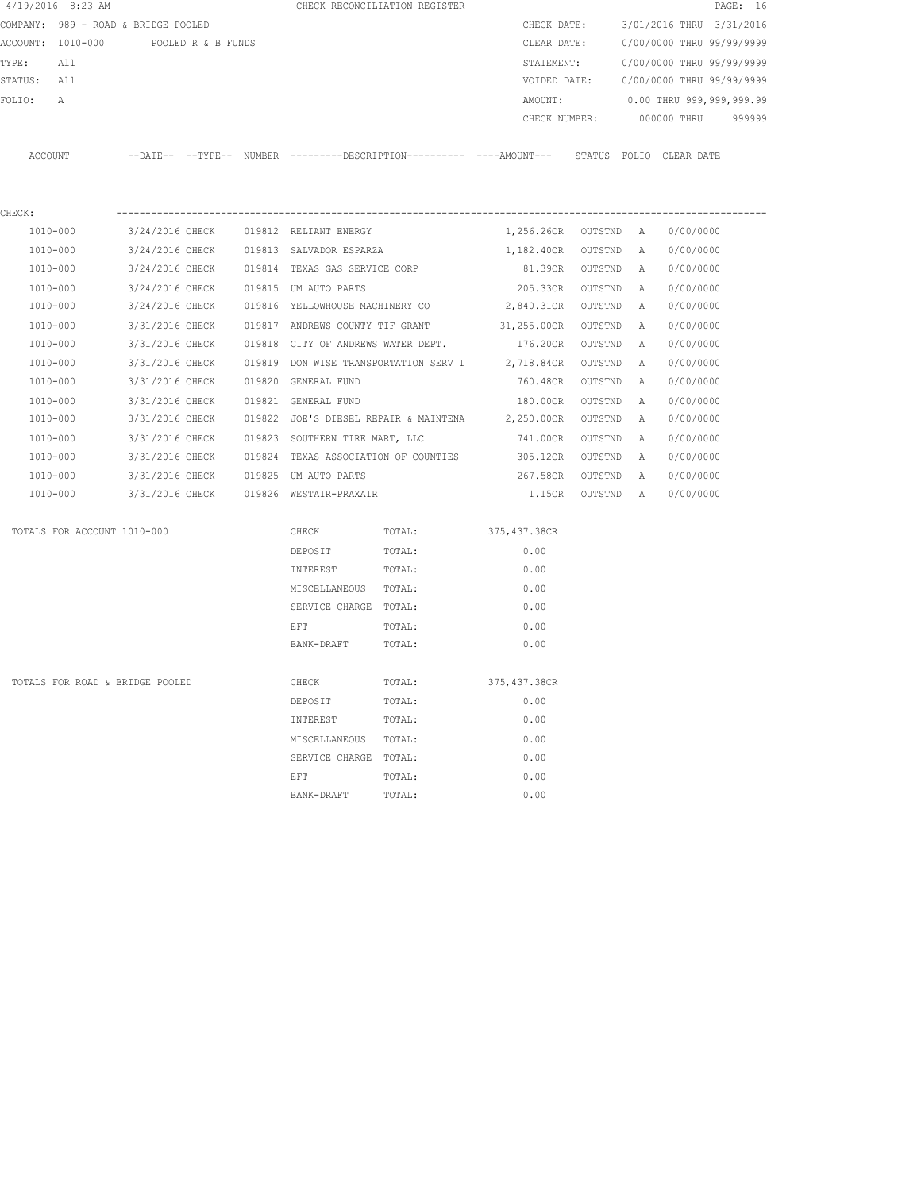4/19/2016 8:23 AM CHECK RECONCILIATION REGISTER

COMPANY: 989 - ROAD & BRIDGE POOLED
ACCOUNT: 1010-000 POOLED R & B FUNDS
TYPE: All
STATUS: All
FOLIO: A

CHECK DATE: 3/01/2016 THRU 3/31/2016
CLEAR DATE: 0/00/0000 THRU 99/99/9999
STATEMENT: 0/00/0000 THRU 99/99/9999
VOIDED DATE: 0/00/0000 THRU 99/99/9999
AMOUNT: 0.00 THRU 999,999,999.99
CHECK NUMBER: 000000 THRU 999999

CHECK:

| ACCOUNT | DATE | TYPE | NUMBER | DESCRIPTION | AMOUNT | STATUS | FOLIO | CLEAR DATE |
|---|---|---|---|---|---|---|---|---|
| 1010-000 | 3/24/2016 | CHECK | 019812 | RELIANT ENERGY | 1,256.26CR | OUTSTND | A | 0/00/0000 |
| 1010-000 | 3/24/2016 | CHECK | 019813 | SALVADOR ESPARZA | 1,182.40CR | OUTSTND | A | 0/00/0000 |
| 1010-000 | 3/24/2016 | CHECK | 019814 | TEXAS GAS SERVICE CORP | 81.39CR | OUTSTND | A | 0/00/0000 |
| 1010-000 | 3/24/2016 | CHECK | 019815 | UM AUTO PARTS | 205.33CR | OUTSTND | A | 0/00/0000 |
| 1010-000 | 3/24/2016 | CHECK | 019816 | YELLOWHOUSE MACHINERY CO | 2,840.31CR | OUTSTND | A | 0/00/0000 |
| 1010-000 | 3/31/2016 | CHECK | 019817 | ANDREWS COUNTY TIF GRANT | 31,255.00CR | OUTSTND | A | 0/00/0000 |
| 1010-000 | 3/31/2016 | CHECK | 019818 | CITY OF ANDREWS WATER DEPT. | 176.20CR | OUTSTND | A | 0/00/0000 |
| 1010-000 | 3/31/2016 | CHECK | 019819 | DON WISE TRANSPORTATION SERV I | 2,718.84CR | OUTSTND | A | 0/00/0000 |
| 1010-000 | 3/31/2016 | CHECK | 019820 | GENERAL FUND | 760.48CR | OUTSTND | A | 0/00/0000 |
| 1010-000 | 3/31/2016 | CHECK | 019821 | GENERAL FUND | 180.00CR | OUTSTND | A | 0/00/0000 |
| 1010-000 | 3/31/2016 | CHECK | 019822 | JOE'S DIESEL REPAIR & MAINTENA | 2,250.00CR | OUTSTND | A | 0/00/0000 |
| 1010-000 | 3/31/2016 | CHECK | 019823 | SOUTHERN TIRE MART, LLC | 741.00CR | OUTSTND | A | 0/00/0000 |
| 1010-000 | 3/31/2016 | CHECK | 019824 | TEXAS ASSOCIATION OF COUNTIES | 305.12CR | OUTSTND | A | 0/00/0000 |
| 1010-000 | 3/31/2016 | CHECK | 019825 | UM AUTO PARTS | 267.58CR | OUTSTND | A | 0/00/0000 |
| 1010-000 | 3/31/2016 | CHECK | 019826 | WESTAIR-PRAXAIR | 1.15CR | OUTSTND | A | 0/00/0000 |

| TOTALS FOR ACCOUNT 1010-000 | | |
|---|---|---|
| CHECK | TOTAL: | 375,437.38CR |
| DEPOSIT | TOTAL: | 0.00 |
| INTEREST | TOTAL: | 0.00 |
| MISCELLANEOUS | TOTAL: | 0.00 |
| SERVICE CHARGE | TOTAL: | 0.00 |
| EFT | TOTAL: | 0.00 |
| BANK-DRAFT | TOTAL: | 0.00 |

| TOTALS FOR ROAD & BRIDGE POOLED | | |
|---|---|---|
| CHECK | TOTAL: | 375,437.38CR |
| DEPOSIT | TOTAL: | 0.00 |
| INTEREST | TOTAL: | 0.00 |
| MISCELLANEOUS | TOTAL: | 0.00 |
| SERVICE CHARGE | TOTAL: | 0.00 |
| EFT | TOTAL: | 0.00 |
| BANK-DRAFT | TOTAL: | 0.00 |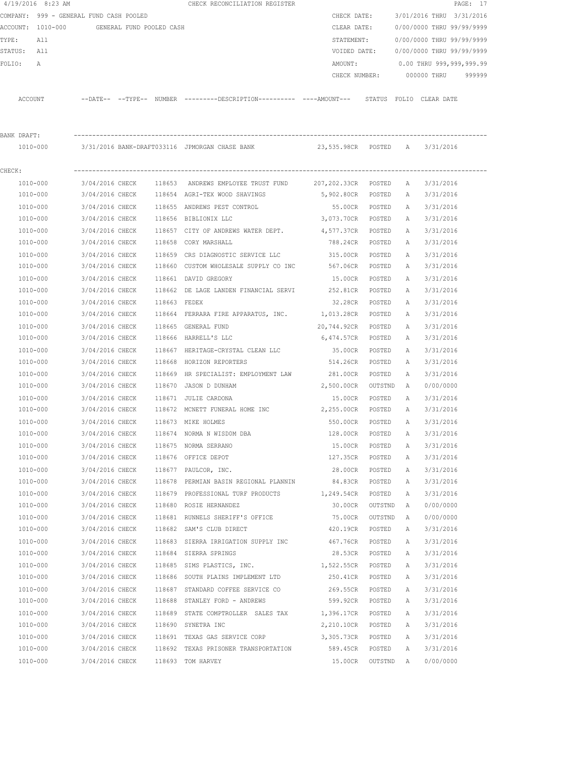4/19/2016 8:23 AM CHECK RECONCILIATION REGISTER

COMPANY: 999 - GENERAL FUND CASH POOLED
ACCOUNT: 1010-000 GENERAL FUND POOLED CASH
TYPE: All
STATUS: All
FOLIO: A

CHECK DATE: 3/01/2016 THRU 3/31/2016
CLEAR DATE: 0/00/0000 THRU 99/99/9999
STATEMENT: 0/00/0000 THRU 99/99/9999
VOIDED DATE: 0/00/0000 THRU 99/99/9999
AMOUNT: 0.00 THRU 999,999,999.99
CHECK NUMBER: 000000 THRU 999999

| ACCOUNT | --DATE-- | --TYPE-- | NUMBER | ---------DESCRIPTION---------- | ----AMOUNT--- | STATUS | FOLIO | CLEAR DATE |
|---|---|---|---|---|---|---|---|---|
| **BANK DRAFT:** | | | | | | | | |
| 1010-000 | 3/31/2016 | BANK-DRAFT | 033116 | JPMORGAN CHASE BANK | 23,535.98CR | POSTED | A | 3/31/2016 |
| **CHECK:** | | | | | | | | |
| 1010-000 | 3/04/2016 | CHECK | 118653 | ANDREWS EMPLOYEE TRUST FUND | 207,202.33CR | POSTED | A | 3/31/2016 |
| 1010-000 | 3/04/2016 | CHECK | 118654 | AGRI-TEX WOOD SHAVINGS | 5,902.80CR | POSTED | A | 3/31/2016 |
| 1010-000 | 3/04/2016 | CHECK | 118655 | ANDREWS PEST CONTROL | 55.00CR | POSTED | A | 3/31/2016 |
| 1010-000 | 3/04/2016 | CHECK | 118656 | BIBLIONIX LLC | 3,073.70CR | POSTED | A | 3/31/2016 |
| 1010-000 | 3/04/2016 | CHECK | 118657 | CITY OF ANDREWS WATER DEPT. | 4,577.37CR | POSTED | A | 3/31/2016 |
| 1010-000 | 3/04/2016 | CHECK | 118658 | CORY MARSHALL | 788.24CR | POSTED | A | 3/31/2016 |
| 1010-000 | 3/04/2016 | CHECK | 118659 | CRS DIAGNOSTIC SERVICE LLC | 315.00CR | POSTED | A | 3/31/2016 |
| 1010-000 | 3/04/2016 | CHECK | 118660 | CUSTOM WHOLESALE SUPPLY CO INC | 567.06CR | POSTED | A | 3/31/2016 |
| 1010-000 | 3/04/2016 | CHECK | 118661 | DAVID GREGORY | 15.00CR | POSTED | A | 3/31/2016 |
| 1010-000 | 3/04/2016 | CHECK | 118662 | DE LAGE LANDEN FINANCIAL SERVI | 252.81CR | POSTED | A | 3/31/2016 |
| 1010-000 | 3/04/2016 | CHECK | 118663 | FEDEX | 32.28CR | POSTED | A | 3/31/2016 |
| 1010-000 | 3/04/2016 | CHECK | 118664 | FERRARA FIRE APPARATUS, INC. | 1,013.28CR | POSTED | A | 3/31/2016 |
| 1010-000 | 3/04/2016 | CHECK | 118665 | GENERAL FUND | 20,744.92CR | POSTED | A | 3/31/2016 |
| 1010-000 | 3/04/2016 | CHECK | 118666 | HARRELL'S LLC | 6,474.57CR | POSTED | A | 3/31/2016 |
| 1010-000 | 3/04/2016 | CHECK | 118667 | HERITAGE-CRYSTAL CLEAN LLC | 35.00CR | POSTED | A | 3/31/2016 |
| 1010-000 | 3/04/2016 | CHECK | 118668 | HORIZON REPORTERS | 514.26CR | POSTED | A | 3/31/2016 |
| 1010-000 | 3/04/2016 | CHECK | 118669 | HR SPECIALIST: EMPLOYMENT LAW | 281.00CR | POSTED | A | 3/31/2016 |
| 1010-000 | 3/04/2016 | CHECK | 118670 | JASON D DUNHAM | 2,500.00CR | OUTSTND | A | 0/00/0000 |
| 1010-000 | 3/04/2016 | CHECK | 118671 | JULIE CARDONA | 15.00CR | POSTED | A | 3/31/2016 |
| 1010-000 | 3/04/2016 | CHECK | 118672 | MCNETT FUNERAL HOME INC | 2,255.00CR | POSTED | A | 3/31/2016 |
| 1010-000 | 3/04/2016 | CHECK | 118673 | MIKE HOLMES | 550.00CR | POSTED | A | 3/31/2016 |
| 1010-000 | 3/04/2016 | CHECK | 118674 | NORMA N WISDOM DBA | 128.00CR | POSTED | A | 3/31/2016 |
| 1010-000 | 3/04/2016 | CHECK | 118675 | NORMA SERRANO | 15.00CR | POSTED | A | 3/31/2016 |
| 1010-000 | 3/04/2016 | CHECK | 118676 | OFFICE DEPOT | 127.35CR | POSTED | A | 3/31/2016 |
| 1010-000 | 3/04/2016 | CHECK | 118677 | PAULCOR, INC. | 28.00CR | POSTED | A | 3/31/2016 |
| 1010-000 | 3/04/2016 | CHECK | 118678 | PERMIAN BASIN REGIONAL PLANNIN | 84.83CR | POSTED | A | 3/31/2016 |
| 1010-000 | 3/04/2016 | CHECK | 118679 | PROFESSIONAL TURF PRODUCTS | 1,249.54CR | POSTED | A | 3/31/2016 |
| 1010-000 | 3/04/2016 | CHECK | 118680 | ROSIE HERNANDEZ | 30.00CR | OUTSTND | A | 0/00/0000 |
| 1010-000 | 3/04/2016 | CHECK | 118681 | RUNNELS SHERIFF'S OFFICE | 75.00CR | OUTSTND | A | 0/00/0000 |
| 1010-000 | 3/04/2016 | CHECK | 118682 | SAM'S CLUB DIRECT | 420.19CR | POSTED | A | 3/31/2016 |
| 1010-000 | 3/04/2016 | CHECK | 118683 | SIERRA IRRIGATION SUPPLY INC | 467.76CR | POSTED | A | 3/31/2016 |
| 1010-000 | 3/04/2016 | CHECK | 118684 | SIERRA SPRINGS | 28.53CR | POSTED | A | 3/31/2016 |
| 1010-000 | 3/04/2016 | CHECK | 118685 | SIMS PLASTICS, INC. | 1,522.55CR | POSTED | A | 3/31/2016 |
| 1010-000 | 3/04/2016 | CHECK | 118686 | SOUTH PLAINS IMPLEMENT LTD | 250.41CR | POSTED | A | 3/31/2016 |
| 1010-000 | 3/04/2016 | CHECK | 118687 | STANDARD COFFEE SERVICE CO | 269.55CR | POSTED | A | 3/31/2016 |
| 1010-000 | 3/04/2016 | CHECK | 118688 | STANLEY FORD - ANDREWS | 599.92CR | POSTED | A | 3/31/2016 |
| 1010-000 | 3/04/2016 | CHECK | 118689 | STATE COMPTROLLER SALES TAX | 1,396.17CR | POSTED | A | 3/31/2016 |
| 1010-000 | 3/04/2016 | CHECK | 118690 | SYNETRA INC | 2,210.10CR | POSTED | A | 3/31/2016 |
| 1010-000 | 3/04/2016 | CHECK | 118691 | TEXAS GAS SERVICE CORP | 3,305.73CR | POSTED | A | 3/31/2016 |
| 1010-000 | 3/04/2016 | CHECK | 118692 | TEXAS PRISONER TRANSPORTATION | 589.45CR | POSTED | A | 3/31/2016 |
| 1010-000 | 3/04/2016 | CHECK | 118693 | TOM HARVEY | 15.00CR | OUTSTND | A | 0/00/0000 |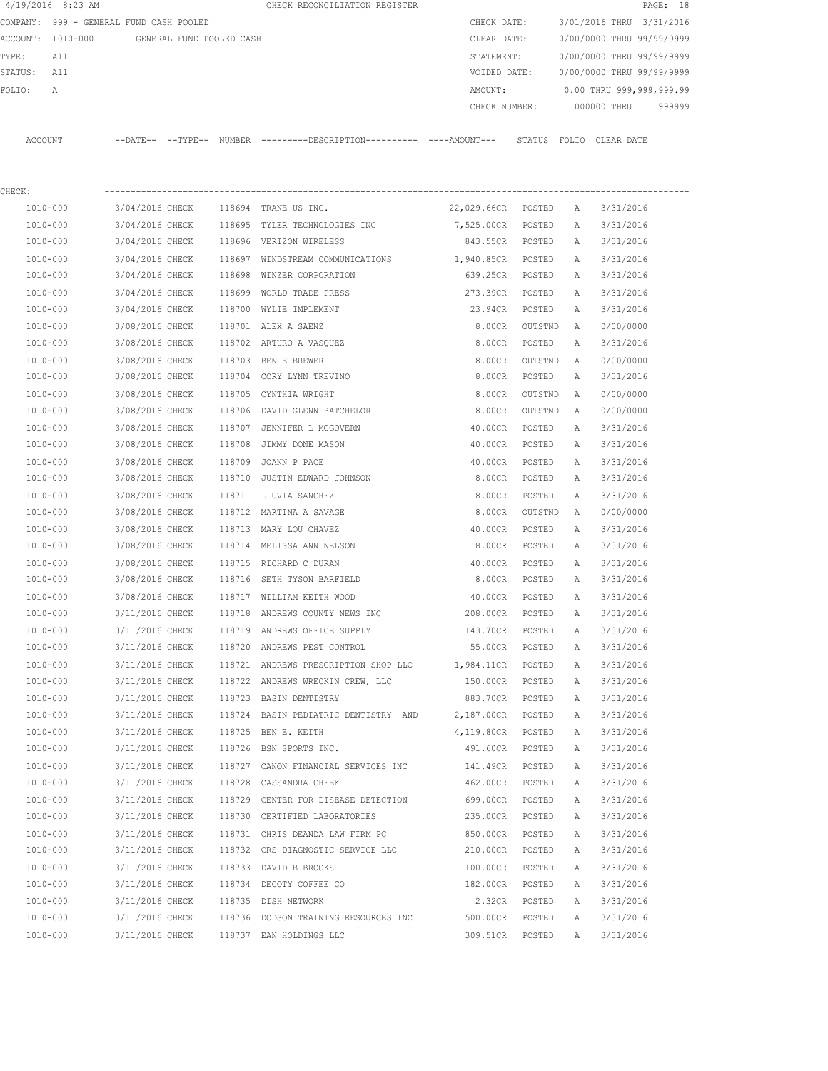4/19/2016 8:23 AM CHECK RECONCILIATION REGISTER

COMPANY: 999 - GENERAL FUND CASH POOLED
ACCOUNT: 1010-000 GENERAL FUND POOLED CASH
TYPE: All
STATUS: All
FOLIO: A

CHECK DATE: 3/01/2016 THRU 3/31/2016
CLEAR DATE: 0/00/0000 THRU 99/99/9999
STATEMENT: 0/00/0000 THRU 99/99/9999
VOIDED DATE: 0/00/0000 THRU 99/99/9999
AMOUNT: 0.00 THRU 999,999,999.99
CHECK NUMBER: 000000 THRU 999999

CHECK:

| ACCOUNT | DATE | TYPE | NUMBER | DESCRIPTION | AMOUNT | STATUS | FOLIO | CLEAR DATE |
|---|---|---|---|---|---|---|---|---|
| 1010-000 | 3/04/2016 | CHECK | 118694 | TRANE US INC. | 22,029.66CR | POSTED | A | 3/31/2016 |
| 1010-000 | 3/04/2016 | CHECK | 118695 | TYLER TECHNOLOGIES INC | 7,525.00CR | POSTED | A | 3/31/2016 |
| 1010-000 | 3/04/2016 | CHECK | 118696 | VERIZON WIRELESS | 843.55CR | POSTED | A | 3/31/2016 |
| 1010-000 | 3/04/2016 | CHECK | 118697 | WINDSTREAM COMMUNICATIONS | 1,940.85CR | POSTED | A | 3/31/2016 |
| 1010-000 | 3/04/2016 | CHECK | 118698 | WINZER CORPORATION | 639.25CR | POSTED | A | 3/31/2016 |
| 1010-000 | 3/04/2016 | CHECK | 118699 | WORLD TRADE PRESS | 273.39CR | POSTED | A | 3/31/2016 |
| 1010-000 | 3/04/2016 | CHECK | 118700 | WYLIE IMPLEMENT | 23.94CR | POSTED | A | 3/31/2016 |
| 1010-000 | 3/08/2016 | CHECK | 118701 | ALEX A SAENZ | 8.00CR | OUTSTND | A | 0/00/0000 |
| 1010-000 | 3/08/2016 | CHECK | 118702 | ARTURO A VASQUEZ | 8.00CR | POSTED | A | 3/31/2016 |
| 1010-000 | 3/08/2016 | CHECK | 118703 | BEN E BREWER | 8.00CR | OUTSTND | A | 0/00/0000 |
| 1010-000 | 3/08/2016 | CHECK | 118704 | CORY LYNN TREVINO | 8.00CR | POSTED | A | 3/31/2016 |
| 1010-000 | 3/08/2016 | CHECK | 118705 | CYNTHIA WRIGHT | 8.00CR | OUTSTND | A | 0/00/0000 |
| 1010-000 | 3/08/2016 | CHECK | 118706 | DAVID GLENN BATCHELOR | 8.00CR | OUTSTND | A | 0/00/0000 |
| 1010-000 | 3/08/2016 | CHECK | 118707 | JENNIFER L MCGOVERN | 40.00CR | POSTED | A | 3/31/2016 |
| 1010-000 | 3/08/2016 | CHECK | 118708 | JIMMY DONE MASON | 40.00CR | POSTED | A | 3/31/2016 |
| 1010-000 | 3/08/2016 | CHECK | 118709 | JOANN P PACE | 40.00CR | POSTED | A | 3/31/2016 |
| 1010-000 | 3/08/2016 | CHECK | 118710 | JUSTIN EDWARD JOHNSON | 8.00CR | POSTED | A | 3/31/2016 |
| 1010-000 | 3/08/2016 | CHECK | 118711 | LLUVIA SANCHEZ | 8.00CR | POSTED | A | 3/31/2016 |
| 1010-000 | 3/08/2016 | CHECK | 118712 | MARTINA A SAVAGE | 8.00CR | OUTSTND | A | 0/00/0000 |
| 1010-000 | 3/08/2016 | CHECK | 118713 | MARY LOU CHAVEZ | 40.00CR | POSTED | A | 3/31/2016 |
| 1010-000 | 3/08/2016 | CHECK | 118714 | MELISSA ANN NELSON | 8.00CR | POSTED | A | 3/31/2016 |
| 1010-000 | 3/08/2016 | CHECK | 118715 | RICHARD C DURAN | 40.00CR | POSTED | A | 3/31/2016 |
| 1010-000 | 3/08/2016 | CHECK | 118716 | SETH TYSON BARFIELD | 8.00CR | POSTED | A | 3/31/2016 |
| 1010-000 | 3/08/2016 | CHECK | 118717 | WILLIAM KEITH WOOD | 40.00CR | POSTED | A | 3/31/2016 |
| 1010-000 | 3/11/2016 | CHECK | 118718 | ANDREWS COUNTY NEWS INC | 208.00CR | POSTED | A | 3/31/2016 |
| 1010-000 | 3/11/2016 | CHECK | 118719 | ANDREWS OFFICE SUPPLY | 143.70CR | POSTED | A | 3/31/2016 |
| 1010-000 | 3/11/2016 | CHECK | 118720 | ANDREWS PEST CONTROL | 55.00CR | POSTED | A | 3/31/2016 |
| 1010-000 | 3/11/2016 | CHECK | 118721 | ANDREWS PRESCRIPTION SHOP LLC | 1,984.11CR | POSTED | A | 3/31/2016 |
| 1010-000 | 3/11/2016 | CHECK | 118722 | ANDREWS WRECKIN CREW, LLC | 150.00CR | POSTED | A | 3/31/2016 |
| 1010-000 | 3/11/2016 | CHECK | 118723 | BASIN DENTISTRY | 883.70CR | POSTED | A | 3/31/2016 |
| 1010-000 | 3/11/2016 | CHECK | 118724 | BASIN PEDIATRIC DENTISTRY AND | 2,187.00CR | POSTED | A | 3/31/2016 |
| 1010-000 | 3/11/2016 | CHECK | 118725 | BEN E. KEITH | 4,119.80CR | POSTED | A | 3/31/2016 |
| 1010-000 | 3/11/2016 | CHECK | 118726 | BSN SPORTS INC. | 491.60CR | POSTED | A | 3/31/2016 |
| 1010-000 | 3/11/2016 | CHECK | 118727 | CANON FINANCIAL SERVICES INC | 141.49CR | POSTED | A | 3/31/2016 |
| 1010-000 | 3/11/2016 | CHECK | 118728 | CASSANDRA CHEEK | 462.00CR | POSTED | A | 3/31/2016 |
| 1010-000 | 3/11/2016 | CHECK | 118729 | CENTER FOR DISEASE DETECTION | 699.00CR | POSTED | A | 3/31/2016 |
| 1010-000 | 3/11/2016 | CHECK | 118730 | CERTIFIED LABORATORIES | 235.00CR | POSTED | A | 3/31/2016 |
| 1010-000 | 3/11/2016 | CHECK | 118731 | CHRIS DEANDA LAW FIRM PC | 850.00CR | POSTED | A | 3/31/2016 |
| 1010-000 | 3/11/2016 | CHECK | 118732 | CRS DIAGNOSTIC SERVICE LLC | 210.00CR | POSTED | A | 3/31/2016 |
| 1010-000 | 3/11/2016 | CHECK | 118733 | DAVID B BROOKS | 100.00CR | POSTED | A | 3/31/2016 |
| 1010-000 | 3/11/2016 | CHECK | 118734 | DECOTY COFFEE CO | 182.00CR | POSTED | A | 3/31/2016 |
| 1010-000 | 3/11/2016 | CHECK | 118735 | DISH NETWORK | 2.32CR | POSTED | A | 3/31/2016 |
| 1010-000 | 3/11/2016 | CHECK | 118736 | DODSON TRAINING RESOURCES INC | 500.00CR | POSTED | A | 3/31/2016 |
| 1010-000 | 3/11/2016 | CHECK | 118737 | EAN HOLDINGS LLC | 309.51CR | POSTED | A | 3/31/2016 |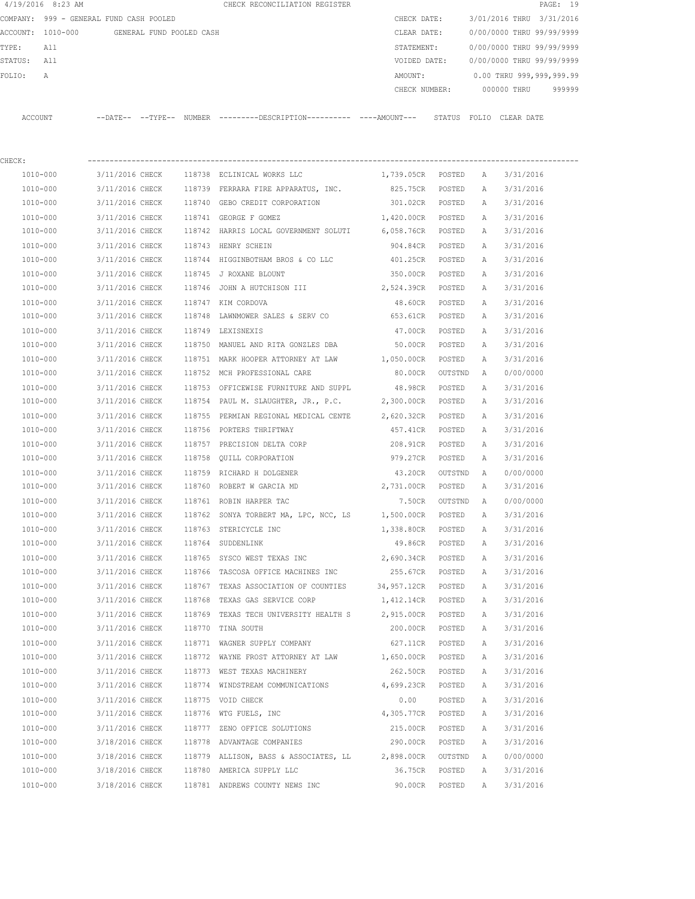4/19/2016 8:23 AM CHECK RECONCILIATION REGISTER

COMPANY: 999 - GENERAL FUND CASH POOLED
ACCOUNT: 1010-000 GENERAL FUND POOLED CASH
TYPE: All
STATUS: All
FOLIO: A

CHECK DATE: 3/01/2016 THRU 3/31/2016
CLEAR DATE: 0/00/0000 THRU 99/99/9999
STATEMENT: 0/00/0000 THRU 99/99/9999
VOIDED DATE: 0/00/0000 THRU 99/99/9999
AMOUNT: 0.00 THRU 999,999,999.99
CHECK NUMBER: 000000 THRU 999999

CHECK:

| ACCOUNT | --DATE-- | --TYPE-- | NUMBER | ---------DESCRIPTION---------- | ----AMOUNT--- | STATUS | FOLIO | CLEAR DATE |
|---|---|---|---|---|---|---|---|---|
| 1010-000 | 3/11/2016 | CHECK | 118738 | ECLINICAL WORKS LLC | 1,739.05CR | POSTED | A | 3/31/2016 |
| 1010-000 | 3/11/2016 | CHECK | 118739 | FERRARA FIRE APPARATUS, INC. | 825.75CR | POSTED | A | 3/31/2016 |
| 1010-000 | 3/11/2016 | CHECK | 118740 | GEBO CREDIT CORPORATION | 301.02CR | POSTED | A | 3/31/2016 |
| 1010-000 | 3/11/2016 | CHECK | 118741 | GEORGE F GOMEZ | 1,420.00CR | POSTED | A | 3/31/2016 |
| 1010-000 | 3/11/2016 | CHECK | 118742 | HARRIS LOCAL GOVERNMENT SOLUTI | 6,058.76CR | POSTED | A | 3/31/2016 |
| 1010-000 | 3/11/2016 | CHECK | 118743 | HENRY SCHEIN | 904.84CR | POSTED | A | 3/31/2016 |
| 1010-000 | 3/11/2016 | CHECK | 118744 | HIGGINBOTHAM BROS & CO LLC | 401.25CR | POSTED | A | 3/31/2016 |
| 1010-000 | 3/11/2016 | CHECK | 118745 | J ROXANE BLOUNT | 350.00CR | POSTED | A | 3/31/2016 |
| 1010-000 | 3/11/2016 | CHECK | 118746 | JOHN A HUTCHISON III | 2,524.39CR | POSTED | A | 3/31/2016 |
| 1010-000 | 3/11/2016 | CHECK | 118747 | KIM CORDOVA | 48.60CR | POSTED | A | 3/31/2016 |
| 1010-000 | 3/11/2016 | CHECK | 118748 | LAWNMOWER SALES & SERV CO | 653.61CR | POSTED | A | 3/31/2016 |
| 1010-000 | 3/11/2016 | CHECK | 118749 | LEXISNEXIS | 47.00CR | POSTED | A | 3/31/2016 |
| 1010-000 | 3/11/2016 | CHECK | 118750 | MANUEL AND RITA GONZLES DBA | 50.00CR | POSTED | A | 3/31/2016 |
| 1010-000 | 3/11/2016 | CHECK | 118751 | MARK HOOPER ATTORNEY AT LAW | 1,050.00CR | POSTED | A | 3/31/2016 |
| 1010-000 | 3/11/2016 | CHECK | 118752 | MCH PROFESSIONAL CARE | 80.00CR | OUTSTND | A | 0/00/0000 |
| 1010-000 | 3/11/2016 | CHECK | 118753 | OFFICEWISE FURNITURE AND SUPPL | 48.98CR | POSTED | A | 3/31/2016 |
| 1010-000 | 3/11/2016 | CHECK | 118754 | PAUL M. SLAUGHTER, JR., P.C. | 2,300.00CR | POSTED | A | 3/31/2016 |
| 1010-000 | 3/11/2016 | CHECK | 118755 | PERMIAN REGIONAL MEDICAL CENTE | 2,620.32CR | POSTED | A | 3/31/2016 |
| 1010-000 | 3/11/2016 | CHECK | 118756 | PORTERS THRIFTWAY | 457.41CR | POSTED | A | 3/31/2016 |
| 1010-000 | 3/11/2016 | CHECK | 118757 | PRECISION DELTA CORP | 208.91CR | POSTED | A | 3/31/2016 |
| 1010-000 | 3/11/2016 | CHECK | 118758 | QUILL CORPORATION | 979.27CR | POSTED | A | 3/31/2016 |
| 1010-000 | 3/11/2016 | CHECK | 118759 | RICHARD H DOLGENER | 43.20CR | OUTSTND | A | 0/00/0000 |
| 1010-000 | 3/11/2016 | CHECK | 118760 | ROBERT W GARCIA MD | 2,731.00CR | POSTED | A | 3/31/2016 |
| 1010-000 | 3/11/2016 | CHECK | 118761 | ROBIN HARPER TAC | 7.50CR | OUTSTND | A | 0/00/0000 |
| 1010-000 | 3/11/2016 | CHECK | 118762 | SONYA TORBERT MA, LPC, NCC, LS | 1,500.00CR | POSTED | A | 3/31/2016 |
| 1010-000 | 3/11/2016 | CHECK | 118763 | STERICYCLE INC | 1,338.80CR | POSTED | A | 3/31/2016 |
| 1010-000 | 3/11/2016 | CHECK | 118764 | SUDDENLINK | 49.86CR | POSTED | A | 3/31/2016 |
| 1010-000 | 3/11/2016 | CHECK | 118765 | SYSCO WEST TEXAS INC | 2,690.34CR | POSTED | A | 3/31/2016 |
| 1010-000 | 3/11/2016 | CHECK | 118766 | TASCOSA OFFICE MACHINES INC | 255.67CR | POSTED | A | 3/31/2016 |
| 1010-000 | 3/11/2016 | CHECK | 118767 | TEXAS ASSOCIATION OF COUNTIES | 34,957.12CR | POSTED | A | 3/31/2016 |
| 1010-000 | 3/11/2016 | CHECK | 118768 | TEXAS GAS SERVICE CORP | 1,412.14CR | POSTED | A | 3/31/2016 |
| 1010-000 | 3/11/2016 | CHECK | 118769 | TEXAS TECH UNIVERSITY HEALTH S | 2,915.00CR | POSTED | A | 3/31/2016 |
| 1010-000 | 3/11/2016 | CHECK | 118770 | TINA SOUTH | 200.00CR | POSTED | A | 3/31/2016 |
| 1010-000 | 3/11/2016 | CHECK | 118771 | WAGNER SUPPLY COMPANY | 627.11CR | POSTED | A | 3/31/2016 |
| 1010-000 | 3/11/2016 | CHECK | 118772 | WAYNE FROST ATTORNEY AT LAW | 1,650.00CR | POSTED | A | 3/31/2016 |
| 1010-000 | 3/11/2016 | CHECK | 118773 | WEST TEXAS MACHINERY | 262.50CR | POSTED | A | 3/31/2016 |
| 1010-000 | 3/11/2016 | CHECK | 118774 | WINDSTREAM COMMUNICATIONS | 4,699.23CR | POSTED | A | 3/31/2016 |
| 1010-000 | 3/11/2016 | CHECK | 118775 | VOID CHECK | 0.00 | POSTED | A | 3/31/2016 |
| 1010-000 | 3/11/2016 | CHECK | 118776 | WTG FUELS, INC | 4,305.77CR | POSTED | A | 3/31/2016 |
| 1010-000 | 3/11/2016 | CHECK | 118777 | ZENO OFFICE SOLUTIONS | 215.00CR | POSTED | A | 3/31/2016 |
| 1010-000 | 3/18/2016 | CHECK | 118778 | ADVANTAGE COMPANIES | 290.00CR | POSTED | A | 3/31/2016 |
| 1010-000 | 3/18/2016 | CHECK | 118779 | ALLISON, BASS & ASSOCIATES, LL | 2,898.00CR | OUTSTND | A | 0/00/0000 |
| 1010-000 | 3/18/2016 | CHECK | 118780 | AMERICA SUPPLY LLC | 36.75CR | POSTED | A | 3/31/2016 |
| 1010-000 | 3/18/2016 | CHECK | 118781 | ANDREWS COUNTY NEWS INC | 90.00CR | POSTED | A | 3/31/2016 |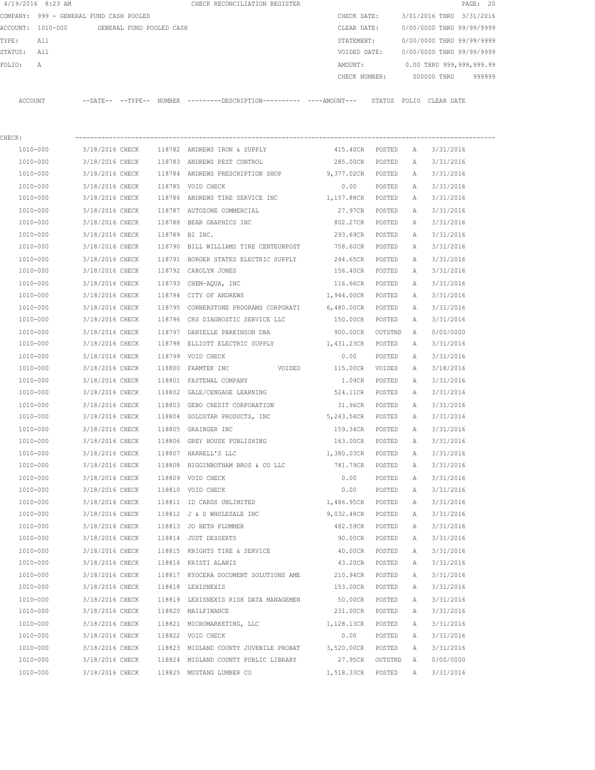4/19/2016 8:23 AM CHECK RECONCILIATION REGISTER

COMPANY: 999 - GENERAL FUND CASH POOLED | CHECK DATE: 3/01/2016 THRU 3/31/2016
ACCOUNT: 1010-000 GENERAL FUND POOLED CASH | CLEAR DATE: 0/00/0000 THRU 99/99/9999
TYPE: All | STATEMENT: 0/00/0000 THRU 99/99/9999
STATUS: All | VOIDED DATE: 0/00/0000 THRU 99/99/9999
FOLIO: A | AMOUNT: 0.00 THRU 999,999,999.99
CHECK NUMBER: 000000 THRU 999999

CHECK:

| ACCOUNT | --DATE-- | --TYPE-- | NUMBER | ---------DESCRIPTION---------- | ----AMOUNT--- | STATUS | FOLIO | CLEAR DATE |
|---|---|---|---|---|---|---|---|---|
| 1010-000 | 3/18/2016 | CHECK | 118782 | ANDREWS IRON & SUPPLY | 415.40CR | POSTED | A | 3/31/2016 |
| 1010-000 | 3/18/2016 | CHECK | 118783 | ANDREWS PEST CONTROL | 285.00CR | POSTED | A | 3/31/2016 |
| 1010-000 | 3/18/2016 | CHECK | 118784 | ANDREWS PRESCRIPTION SHOP | 9,377.02CR | POSTED | A | 3/31/2016 |
| 1010-000 | 3/18/2016 | CHECK | 118785 | VOID CHECK | 0.00 | POSTED | A | 3/31/2016 |
| 1010-000 | 3/18/2016 | CHECK | 118786 | ANDREWS TIRE SERVICE INC | 1,157.88CR | POSTED | A | 3/31/2016 |
| 1010-000 | 3/18/2016 | CHECK | 118787 | AUTOZONE COMMERCIAL | 27.97CR | POSTED | A | 3/31/2016 |
| 1010-000 | 3/18/2016 | CHECK | 118788 | BEAR GRAPHICS INC | 802.27CR | POSTED | A | 3/31/2016 |
| 1010-000 | 3/18/2016 | CHECK | 118789 | BI INC. | 293.69CR | POSTED | A | 3/31/2016 |
| 1010-000 | 3/18/2016 | CHECK | 118790 | BILL WILLIAMS TIRE CENTEUNPOST | 758.60CR | POSTED | A | 3/31/2016 |
| 1010-000 | 3/18/2016 | CHECK | 118791 | BORDER STATES ELECTRIC SUPPLY | 244.65CR | POSTED | A | 3/31/2016 |
| 1010-000 | 3/18/2016 | CHECK | 118792 | CAROLYN JONES | 156.40CR | POSTED | A | 3/31/2016 |
| 1010-000 | 3/18/2016 | CHECK | 118793 | CHEM-AQUA, INC | 116.66CR | POSTED | A | 3/31/2016 |
| 1010-000 | 3/18/2016 | CHECK | 118794 | CITY OF ANDREWS | 1,944.00CR | POSTED | A | 3/31/2016 |
| 1010-000 | 3/18/2016 | CHECK | 118795 | CORNERSTONE PROGRAMS CORPORATI | 6,480.00CR | POSTED | A | 3/31/2016 |
| 1010-000 | 3/18/2016 | CHECK | 118796 | CRS DIAGNOSTIC SERVICE LLC | 150.00CR | POSTED | A | 3/31/2016 |
| 1010-000 | 3/18/2016 | CHECK | 118797 | DANIELLE PARKINSON DBA | 900.00CR | OUTSTND | A | 0/00/0000 |
| 1010-000 | 3/18/2016 | CHECK | 118798 | ELLIOTT ELECTRIC SUPPLY | 1,431.23CR | POSTED | A | 3/31/2016 |
| 1010-000 | 3/18/2016 | CHECK | 118799 | VOID CHECK | 0.00 | POSTED | A | 3/31/2016 |
| 1010-000 | 3/18/2016 | CHECK | 118800 | FARMTEK INC VOIDED | 115.00CR | VOIDED | A | 3/18/2016 |
| 1010-000 | 3/18/2016 | CHECK | 118801 | FASTENAL COMPANY | 1.09CR | POSTED | A | 3/31/2016 |
| 1010-000 | 3/18/2016 | CHECK | 118802 | GALE/CENGAGE LEARNING | 524.11CR | POSTED | A | 3/31/2016 |
| 1010-000 | 3/18/2016 | CHECK | 118803 | GEBO CREDIT CORPORATION | 31.96CR | POSTED | A | 3/31/2016 |
| 1010-000 | 3/18/2016 | CHECK | 118804 | GOLDSTAR PRODUCTS, INC | 5,243.54CR | POSTED | A | 3/31/2016 |
| 1010-000 | 3/18/2016 | CHECK | 118805 | GRAINGER INC | 159.34CR | POSTED | A | 3/31/2016 |
| 1010-000 | 3/18/2016 | CHECK | 118806 | GREY HOUSE PUBLISHING | 163.00CR | POSTED | A | 3/31/2016 |
| 1010-000 | 3/18/2016 | CHECK | 118807 | HARRELL'S LLC | 1,380.03CR | POSTED | A | 3/31/2016 |
| 1010-000 | 3/18/2016 | CHECK | 118808 | HIGGINBOTHAM BROS & CO LLC | 781.79CR | POSTED | A | 3/31/2016 |
| 1010-000 | 3/18/2016 | CHECK | 118809 | VOID CHECK | 0.00 | POSTED | A | 3/31/2016 |
| 1010-000 | 3/18/2016 | CHECK | 118810 | VOID CHECK | 0.00 | POSTED | A | 3/31/2016 |
| 1010-000 | 3/18/2016 | CHECK | 118811 | ID CARDS UNLIMITED | 1,486.95CR | POSTED | A | 3/31/2016 |
| 1010-000 | 3/18/2016 | CHECK | 118812 | J & S WHOLESALE INC | 9,032.48CR | POSTED | A | 3/31/2016 |
| 1010-000 | 3/18/2016 | CHECK | 118813 | JO BETH PLUMMER | 482.59CR | POSTED | A | 3/31/2016 |
| 1010-000 | 3/18/2016 | CHECK | 118814 | JUST DESSERTS | 90.00CR | POSTED | A | 3/31/2016 |
| 1010-000 | 3/18/2016 | CHECK | 118815 | KNIGHTS TIRE & SERVICE | 40.00CR | POSTED | A | 3/31/2016 |
| 1010-000 | 3/18/2016 | CHECK | 118816 | KRISTI ALANIZ | 43.20CR | POSTED | A | 3/31/2016 |
| 1010-000 | 3/18/2016 | CHECK | 118817 | KYOCERA DOCUMENT SOLUTIONS AME | 210.94CR | POSTED | A | 3/31/2016 |
| 1010-000 | 3/18/2016 | CHECK | 118818 | LEXISNEXIS | 153.00CR | POSTED | A | 3/31/2016 |
| 1010-000 | 3/18/2016 | CHECK | 118819 | LEXISNEXIS RISK DATA MANAGEMEN | 50.00CR | POSTED | A | 3/31/2016 |
| 1010-000 | 3/18/2016 | CHECK | 118820 | MAILFINANCE | 231.00CR | POSTED | A | 3/31/2016 |
| 1010-000 | 3/18/2016 | CHECK | 118821 | MICROMARKETING, LLC | 1,128.13CR | POSTED | A | 3/31/2016 |
| 1010-000 | 3/18/2016 | CHECK | 118822 | VOID CHECK | 0.00 | POSTED | A | 3/31/2016 |
| 1010-000 | 3/18/2016 | CHECK | 118823 | MIDLAND COUNTY JUVENILE PROBAT | 3,520.00CR | POSTED | A | 3/31/2016 |
| 1010-000 | 3/18/2016 | CHECK | 118824 | MIDLAND COUNTY PUBLIC LIBRARY | 27.95CR | OUTSTND | A | 0/00/0000 |
| 1010-000 | 3/18/2016 | CHECK | 118825 | MUSTANG LUMBER CO | 1,518.33CR | POSTED | A | 3/31/2016 |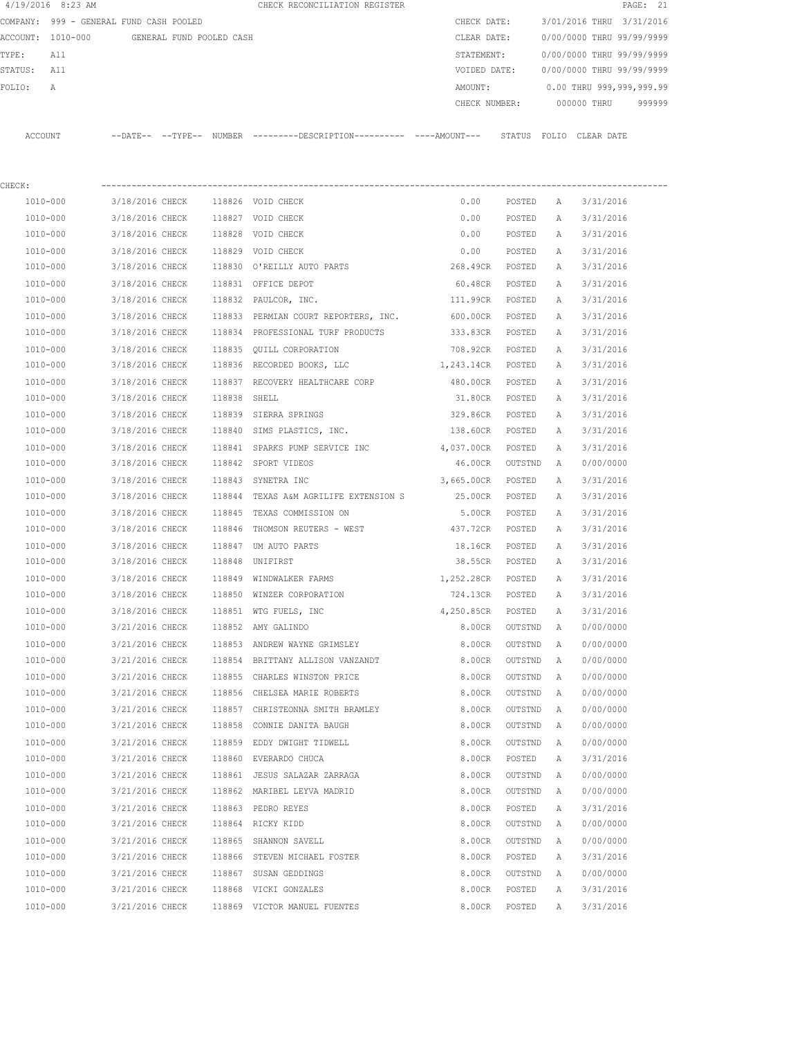4/19/2016 8:23 AM CHECK RECONCILIATION REGISTER

COMPANY: 999 - GENERAL FUND CASH POOLED
ACCOUNT: 1010-000 GENERAL FUND POOLED CASH
TYPE: All
STATUS: All
FOLIO: A

CHECK DATE: 3/01/2016 THRU 3/31/2016
CLEAR DATE: 0/00/0000 THRU 99/99/9999
STATEMENT: 0/00/0000 THRU 99/99/9999
VOIDED DATE: 0/00/0000 THRU 99/99/9999
AMOUNT: 0.00 THRU 999,999,999.99
CHECK NUMBER: 000000 THRU 999999

CHECK:

| ACCOUNT | --DATE-- | --TYPE-- | NUMBER | ---------DESCRIPTION---------- | ----AMOUNT--- | STATUS | FOLIO | CLEAR DATE |
|---|---|---|---|---|---|---|---|---|
| 1010-000 | 3/18/2016 | CHECK | 118826 | VOID CHECK | 0.00 | POSTED | A | 3/31/2016 |
| 1010-000 | 3/18/2016 | CHECK | 118827 | VOID CHECK | 0.00 | POSTED | A | 3/31/2016 |
| 1010-000 | 3/18/2016 | CHECK | 118828 | VOID CHECK | 0.00 | POSTED | A | 3/31/2016 |
| 1010-000 | 3/18/2016 | CHECK | 118829 | VOID CHECK | 0.00 | POSTED | A | 3/31/2016 |
| 1010-000 | 3/18/2016 | CHECK | 118830 | O'REILLY AUTO PARTS | 268.49CR | POSTED | A | 3/31/2016 |
| 1010-000 | 3/18/2016 | CHECK | 118831 | OFFICE DEPOT | 60.48CR | POSTED | A | 3/31/2016 |
| 1010-000 | 3/18/2016 | CHECK | 118832 | PAULCOR, INC. | 111.99CR | POSTED | A | 3/31/2016 |
| 1010-000 | 3/18/2016 | CHECK | 118833 | PERMIAN COURT REPORTERS, INC. | 600.00CR | POSTED | A | 3/31/2016 |
| 1010-000 | 3/18/2016 | CHECK | 118834 | PROFESSIONAL TURF PRODUCTS | 333.83CR | POSTED | A | 3/31/2016 |
| 1010-000 | 3/18/2016 | CHECK | 118835 | QUILL CORPORATION | 708.92CR | POSTED | A | 3/31/2016 |
| 1010-000 | 3/18/2016 | CHECK | 118836 | RECORDED BOOKS, LLC | 1,243.14CR | POSTED | A | 3/31/2016 |
| 1010-000 | 3/18/2016 | CHECK | 118837 | RECOVERY HEALTHCARE CORP | 480.00CR | POSTED | A | 3/31/2016 |
| 1010-000 | 3/18/2016 | CHECK | 118838 | SHELL | 31.80CR | POSTED | A | 3/31/2016 |
| 1010-000 | 3/18/2016 | CHECK | 118839 | SIERRA SPRINGS | 329.86CR | POSTED | A | 3/31/2016 |
| 1010-000 | 3/18/2016 | CHECK | 118840 | SIMS PLASTICS, INC. | 138.60CR | POSTED | A | 3/31/2016 |
| 1010-000 | 3/18/2016 | CHECK | 118841 | SPARKS PUMP SERVICE INC | 4,037.00CR | POSTED | A | 3/31/2016 |
| 1010-000 | 3/18/2016 | CHECK | 118842 | SPORT VIDEOS | 46.00CR | OUTSTND | A | 0/00/0000 |
| 1010-000 | 3/18/2016 | CHECK | 118843 | SYNETRA INC | 3,665.00CR | POSTED | A | 3/31/2016 |
| 1010-000 | 3/18/2016 | CHECK | 118844 | TEXAS A&M AGRILIFE EXTENSION S | 25.00CR | POSTED | A | 3/31/2016 |
| 1010-000 | 3/18/2016 | CHECK | 118845 | TEXAS COMMISSION ON | 5.00CR | POSTED | A | 3/31/2016 |
| 1010-000 | 3/18/2016 | CHECK | 118846 | THOMSON REUTERS - WEST | 437.72CR | POSTED | A | 3/31/2016 |
| 1010-000 | 3/18/2016 | CHECK | 118847 | UM AUTO PARTS | 18.16CR | POSTED | A | 3/31/2016 |
| 1010-000 | 3/18/2016 | CHECK | 118848 | UNIFIRST | 38.55CR | POSTED | A | 3/31/2016 |
| 1010-000 | 3/18/2016 | CHECK | 118849 | WINDWALKER FARMS | 1,252.28CR | POSTED | A | 3/31/2016 |
| 1010-000 | 3/18/2016 | CHECK | 118850 | WINZER CORPORATION | 724.13CR | POSTED | A | 3/31/2016 |
| 1010-000 | 3/18/2016 | CHECK | 118851 | WTG FUELS, INC | 4,250.85CR | POSTED | A | 3/31/2016 |
| 1010-000 | 3/21/2016 | CHECK | 118852 | AMY GALINDO | 8.00CR | OUTSTND | A | 0/00/0000 |
| 1010-000 | 3/21/2016 | CHECK | 118853 | ANDREW WAYNE GRIMSLEY | 8.00CR | OUTSTND | A | 0/00/0000 |
| 1010-000 | 3/21/2016 | CHECK | 118854 | BRITTANY ALLISON VANZANDT | 8.00CR | OUTSTND | A | 0/00/0000 |
| 1010-000 | 3/21/2016 | CHECK | 118855 | CHARLES WINSTON PRICE | 8.00CR | OUTSTND | A | 0/00/0000 |
| 1010-000 | 3/21/2016 | CHECK | 118856 | CHELSEA MARIE ROBERTS | 8.00CR | OUTSTND | A | 0/00/0000 |
| 1010-000 | 3/21/2016 | CHECK | 118857 | CHRISTEONNA SMITH BRAMLEY | 8.00CR | OUTSTND | A | 0/00/0000 |
| 1010-000 | 3/21/2016 | CHECK | 118858 | CONNIE DANITA BAUGH | 8.00CR | OUTSTND | A | 0/00/0000 |
| 1010-000 | 3/21/2016 | CHECK | 118859 | EDDY DWIGHT TIDWELL | 8.00CR | OUTSTND | A | 0/00/0000 |
| 1010-000 | 3/21/2016 | CHECK | 118860 | EVERARDO CHUCA | 8.00CR | POSTED | A | 3/31/2016 |
| 1010-000 | 3/21/2016 | CHECK | 118861 | JESUS SALAZAR ZARRAGA | 8.00CR | OUTSTND | A | 0/00/0000 |
| 1010-000 | 3/21/2016 | CHECK | 118862 | MARIBEL LEYVA MADRID | 8.00CR | OUTSTND | A | 0/00/0000 |
| 1010-000 | 3/21/2016 | CHECK | 118863 | PEDRO REYES | 8.00CR | POSTED | A | 3/31/2016 |
| 1010-000 | 3/21/2016 | CHECK | 118864 | RICKY KIDD | 8.00CR | OUTSTND | A | 0/00/0000 |
| 1010-000 | 3/21/2016 | CHECK | 118865 | SHANNON SAVELL | 8.00CR | OUTSTND | A | 0/00/0000 |
| 1010-000 | 3/21/2016 | CHECK | 118866 | STEVEN MICHAEL FOSTER | 8.00CR | POSTED | A | 3/31/2016 |
| 1010-000 | 3/21/2016 | CHECK | 118867 | SUSAN GEDDINGS | 8.00CR | OUTSTND | A | 0/00/0000 |
| 1010-000 | 3/21/2016 | CHECK | 118868 | VICKI GONZALES | 8.00CR | POSTED | A | 3/31/2016 |
| 1010-000 | 3/21/2016 | CHECK | 118869 | VICTOR MANUEL FUENTES | 8.00CR | POSTED | A | 3/31/2016 |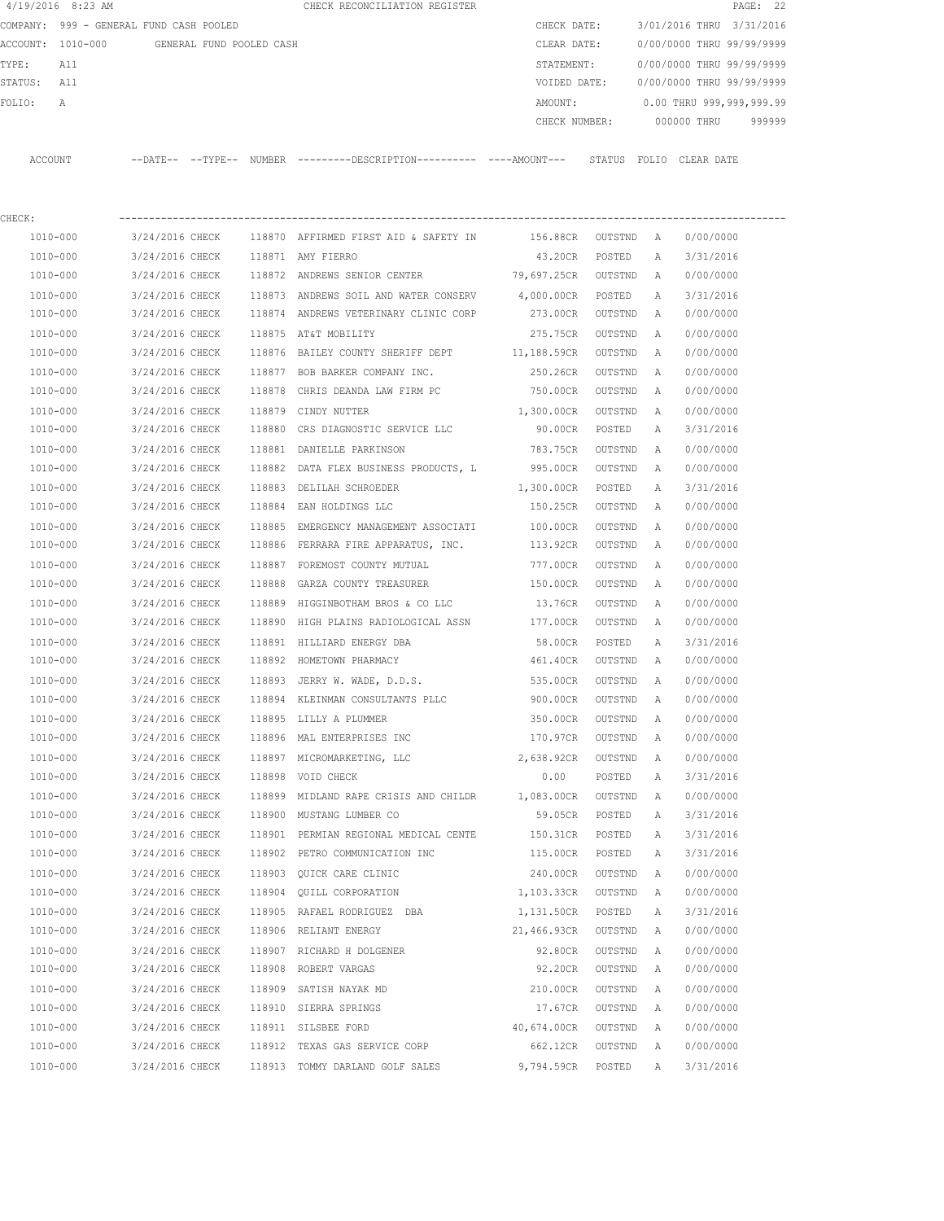4/19/2016 8:23 AM CHECK RECONCILIATION REGISTER

COMPANY: 999 - GENERAL FUND CASH POOLED | CHECK DATE: 3/01/2016 THRU 3/31/2016
ACCOUNT: 1010-000 GENERAL FUND POOLED CASH | CLEAR DATE: 0/00/0000 THRU 99/99/9999
TYPE: All | STATEMENT: 0/00/0000 THRU 99/99/9999
STATUS: All | VOIDED DATE: 0/00/0000 THRU 99/99/9999
FOLIO: A | AMOUNT: 0.00 THRU 999,999,999.99
CHECK NUMBER: 000000 THRU 999999

CHECK:

| ACCOUNT | DATE | TYPE | NUMBER | DESCRIPTION | AMOUNT | STATUS | FOLIO | CLEAR DATE |
|---|---|---|---|---|---|---|---|---|
| 1010-000 | 3/24/2016 | CHECK | 118870 | AFFIRMED FIRST AID & SAFETY IN | 156.88CR | OUTSTND | A | 0/00/0000 |
| 1010-000 | 3/24/2016 | CHECK | 118871 | AMY FIERRO | 43.20CR | POSTED | A | 3/31/2016 |
| 1010-000 | 3/24/2016 | CHECK | 118872 | ANDREWS SENIOR CENTER | 79,697.25CR | OUTSTND | A | 0/00/0000 |
| 1010-000 | 3/24/2016 | CHECK | 118873 | ANDREWS SOIL AND WATER CONSERV | 4,000.00CR | POSTED | A | 3/31/2016 |
| 1010-000 | 3/24/2016 | CHECK | 118874 | ANDREWS VETERINARY CLINIC CORP | 273.00CR | OUTSTND | A | 0/00/0000 |
| 1010-000 | 3/24/2016 | CHECK | 118875 | AT&T MOBILITY | 275.75CR | OUTSTND | A | 0/00/0000 |
| 1010-000 | 3/24/2016 | CHECK | 118876 | BAILEY COUNTY SHERIFF DEPT | 11,188.59CR | OUTSTND | A | 0/00/0000 |
| 1010-000 | 3/24/2016 | CHECK | 118877 | BOB BARKER COMPANY INC. | 250.26CR | OUTSTND | A | 0/00/0000 |
| 1010-000 | 3/24/2016 | CHECK | 118878 | CHRIS DEANDA LAW FIRM PC | 750.00CR | OUTSTND | A | 0/00/0000 |
| 1010-000 | 3/24/2016 | CHECK | 118879 | CINDY NUTTER | 1,300.00CR | OUTSTND | A | 0/00/0000 |
| 1010-000 | 3/24/2016 | CHECK | 118880 | CRS DIAGNOSTIC SERVICE LLC | 90.00CR | POSTED | A | 3/31/2016 |
| 1010-000 | 3/24/2016 | CHECK | 118881 | DANIELLE PARKINSON | 783.75CR | OUTSTND | A | 0/00/0000 |
| 1010-000 | 3/24/2016 | CHECK | 118882 | DATA FLEX BUSINESS PRODUCTS, L | 995.00CR | OUTSTND | A | 0/00/0000 |
| 1010-000 | 3/24/2016 | CHECK | 118883 | DELILAH SCHROEDER | 1,300.00CR | POSTED | A | 3/31/2016 |
| 1010-000 | 3/24/2016 | CHECK | 118884 | EAN HOLDINGS LLC | 150.25CR | OUTSTND | A | 0/00/0000 |
| 1010-000 | 3/24/2016 | CHECK | 118885 | EMERGENCY MANAGEMENT ASSOCIATI | 100.00CR | OUTSTND | A | 0/00/0000 |
| 1010-000 | 3/24/2016 | CHECK | 118886 | FERRARA FIRE APPARATUS, INC. | 113.92CR | OUTSTND | A | 0/00/0000 |
| 1010-000 | 3/24/2016 | CHECK | 118887 | FOREMOST COUNTY MUTUAL | 777.00CR | OUTSTND | A | 0/00/0000 |
| 1010-000 | 3/24/2016 | CHECK | 118888 | GARZA COUNTY TREASURER | 150.00CR | OUTSTND | A | 0/00/0000 |
| 1010-000 | 3/24/2016 | CHECK | 118889 | HIGGINBOTHAM BROS & CO LLC | 13.76CR | OUTSTND | A | 0/00/0000 |
| 1010-000 | 3/24/2016 | CHECK | 118890 | HIGH PLAINS RADIOLOGICAL ASSN | 177.00CR | OUTSTND | A | 0/00/0000 |
| 1010-000 | 3/24/2016 | CHECK | 118891 | HILLIARD ENERGY DBA | 58.00CR | POSTED | A | 3/31/2016 |
| 1010-000 | 3/24/2016 | CHECK | 118892 | HOMETOWN PHARMACY | 461.40CR | OUTSTND | A | 0/00/0000 |
| 1010-000 | 3/24/2016 | CHECK | 118893 | JERRY W. WADE, D.D.S. | 535.00CR | OUTSTND | A | 0/00/0000 |
| 1010-000 | 3/24/2016 | CHECK | 118894 | KLEINMAN CONSULTANTS PLLC | 900.00CR | OUTSTND | A | 0/00/0000 |
| 1010-000 | 3/24/2016 | CHECK | 118895 | LILLY A PLUMMER | 350.00CR | OUTSTND | A | 0/00/0000 |
| 1010-000 | 3/24/2016 | CHECK | 118896 | MAL ENTERPRISES INC | 170.97CR | OUTSTND | A | 0/00/0000 |
| 1010-000 | 3/24/2016 | CHECK | 118897 | MICROMARKETING, LLC | 2,638.92CR | OUTSTND | A | 0/00/0000 |
| 1010-000 | 3/24/2016 | CHECK | 118898 | VOID CHECK | 0.00 | POSTED | A | 3/31/2016 |
| 1010-000 | 3/24/2016 | CHECK | 118899 | MIDLAND RAPE CRISIS AND CHILDR | 1,083.00CR | OUTSTND | A | 0/00/0000 |
| 1010-000 | 3/24/2016 | CHECK | 118900 | MUSTANG LUMBER CO | 59.05CR | POSTED | A | 3/31/2016 |
| 1010-000 | 3/24/2016 | CHECK | 118901 | PERMIAN REGIONAL MEDICAL CENTE | 150.31CR | POSTED | A | 3/31/2016 |
| 1010-000 | 3/24/2016 | CHECK | 118902 | PETRO COMMUNICATION INC | 115.00CR | POSTED | A | 3/31/2016 |
| 1010-000 | 3/24/2016 | CHECK | 118903 | QUICK CARE CLINIC | 240.00CR | OUTSTND | A | 0/00/0000 |
| 1010-000 | 3/24/2016 | CHECK | 118904 | QUILL CORPORATION | 1,103.33CR | OUTSTND | A | 0/00/0000 |
| 1010-000 | 3/24/2016 | CHECK | 118905 | RAFAEL RODRIGUEZ DBA | 1,131.50CR | POSTED | A | 3/31/2016 |
| 1010-000 | 3/24/2016 | CHECK | 118906 | RELIANT ENERGY | 21,466.93CR | OUTSTND | A | 0/00/0000 |
| 1010-000 | 3/24/2016 | CHECK | 118907 | RICHARD H DOLGENER | 92.80CR | OUTSTND | A | 0/00/0000 |
| 1010-000 | 3/24/2016 | CHECK | 118908 | ROBERT VARGAS | 92.20CR | OUTSTND | A | 0/00/0000 |
| 1010-000 | 3/24/2016 | CHECK | 118909 | SATISH NAYAK MD | 210.00CR | OUTSTND | A | 0/00/0000 |
| 1010-000 | 3/24/2016 | CHECK | 118910 | SIERRA SPRINGS | 17.67CR | OUTSTND | A | 0/00/0000 |
| 1010-000 | 3/24/2016 | CHECK | 118911 | SILSBEE FORD | 40,674.00CR | OUTSTND | A | 0/00/0000 |
| 1010-000 | 3/24/2016 | CHECK | 118912 | TEXAS GAS SERVICE CORP | 662.12CR | OUTSTND | A | 0/00/0000 |
| 1010-000 | 3/24/2016 | CHECK | 118913 | TOMMY DARLAND GOLF SALES | 9,794.59CR | POSTED | A | 3/31/2016 |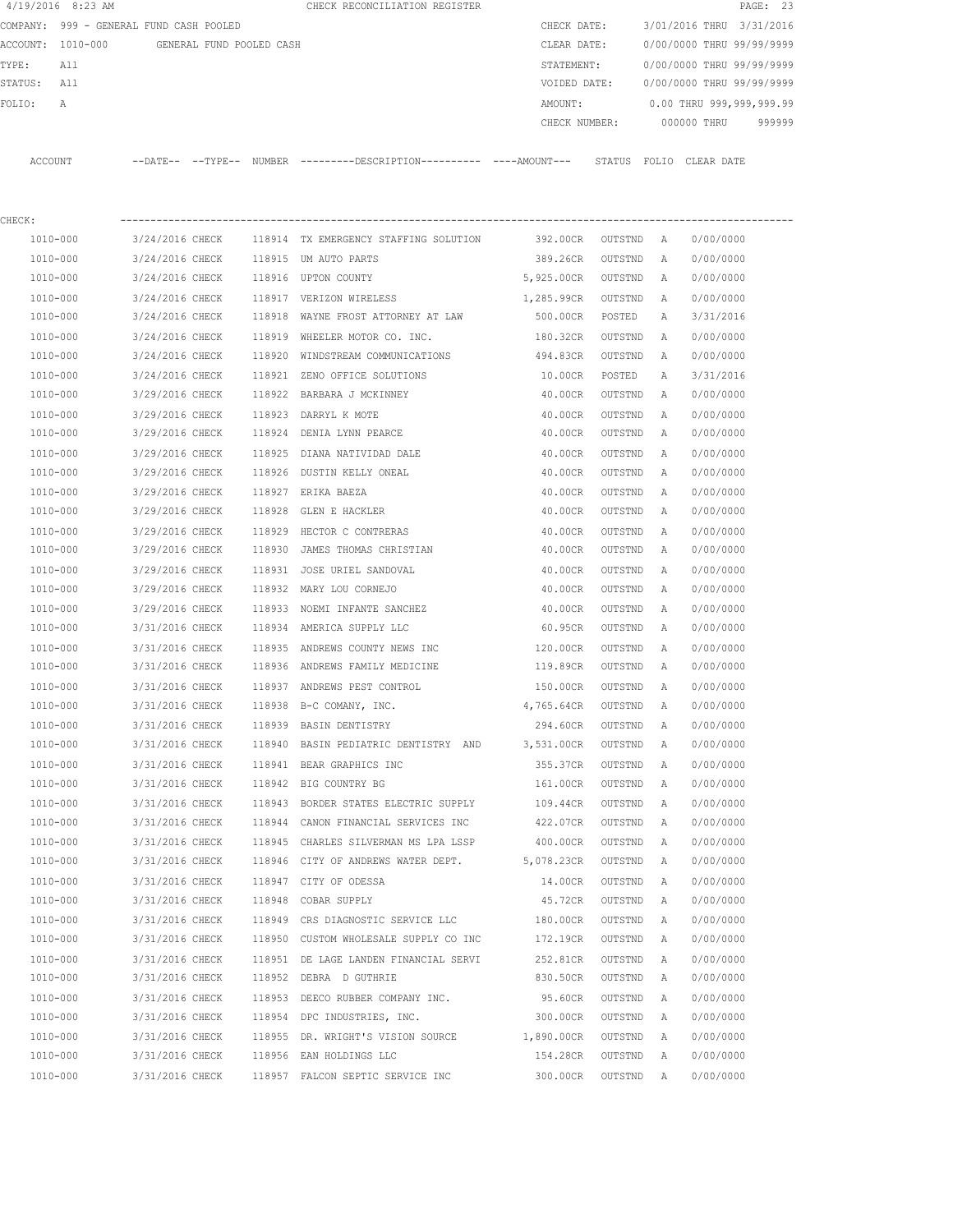4/19/2016 8:23 AM CHECK RECONCILIATION REGISTER

COMPANY: 999 - GENERAL FUND CASH POOLED
ACCOUNT: 1010-000 GENERAL FUND POOLED CASH
TYPE: All
STATUS: All
FOLIO: A

CHECK DATE: 3/01/2016 THRU 3/31/2016
CLEAR DATE: 0/00/0000 THRU 99/99/9999
STATEMENT: 0/00/0000 THRU 99/99/9999
VOIDED DATE: 0/00/0000 THRU 99/99/9999
AMOUNT: 0.00 THRU 999,999,999.99
CHECK NUMBER: 000000 THRU 999999

CHECK:

| ACCOUNT | DATE | TYPE | NUMBER | DESCRIPTION | AMOUNT | STATUS | FOLIO | CLEAR DATE |
|---|---|---|---|---|---|---|---|---|
| 1010-000 | 3/24/2016 | CHECK | 118914 | TX EMERGENCY STAFFING SOLUTION | 392.00CR | OUTSTND | A | 0/00/0000 |
| 1010-000 | 3/24/2016 | CHECK | 118915 | UM AUTO PARTS | 389.26CR | OUTSTND | A | 0/00/0000 |
| 1010-000 | 3/24/2016 | CHECK | 118916 | UPTON COUNTY | 5,925.00CR | OUTSTND | A | 0/00/0000 |
| 1010-000 | 3/24/2016 | CHECK | 118917 | VERIZON WIRELESS | 1,285.99CR | OUTSTND | A | 0/00/0000 |
| 1010-000 | 3/24/2016 | CHECK | 118918 | WAYNE FROST ATTORNEY AT LAW | 500.00CR | POSTED | A | 3/31/2016 |
| 1010-000 | 3/24/2016 | CHECK | 118919 | WHEELER MOTOR CO. INC. | 180.32CR | OUTSTND | A | 0/00/0000 |
| 1010-000 | 3/24/2016 | CHECK | 118920 | WINDSTREAM COMMUNICATIONS | 494.83CR | OUTSTND | A | 0/00/0000 |
| 1010-000 | 3/24/2016 | CHECK | 118921 | ZENO OFFICE SOLUTIONS | 10.00CR | POSTED | A | 3/31/2016 |
| 1010-000 | 3/29/2016 | CHECK | 118922 | BARBARA J MCKINNEY | 40.00CR | OUTSTND | A | 0/00/0000 |
| 1010-000 | 3/29/2016 | CHECK | 118923 | DARRYL K MOTE | 40.00CR | OUTSTND | A | 0/00/0000 |
| 1010-000 | 3/29/2016 | CHECK | 118924 | DENIA LYNN PEARCE | 40.00CR | OUTSTND | A | 0/00/0000 |
| 1010-000 | 3/29/2016 | CHECK | 118925 | DIANA NATIVIDAD DALE | 40.00CR | OUTSTND | A | 0/00/0000 |
| 1010-000 | 3/29/2016 | CHECK | 118926 | DUSTIN KELLY ONEAL | 40.00CR | OUTSTND | A | 0/00/0000 |
| 1010-000 | 3/29/2016 | CHECK | 118927 | ERIKA BAEZA | 40.00CR | OUTSTND | A | 0/00/0000 |
| 1010-000 | 3/29/2016 | CHECK | 118928 | GLEN E HACKLER | 40.00CR | OUTSTND | A | 0/00/0000 |
| 1010-000 | 3/29/2016 | CHECK | 118929 | HECTOR C CONTRERAS | 40.00CR | OUTSTND | A | 0/00/0000 |
| 1010-000 | 3/29/2016 | CHECK | 118930 | JAMES THOMAS CHRISTIAN | 40.00CR | OUTSTND | A | 0/00/0000 |
| 1010-000 | 3/29/2016 | CHECK | 118931 | JOSE URIEL SANDOVAL | 40.00CR | OUTSTND | A | 0/00/0000 |
| 1010-000 | 3/29/2016 | CHECK | 118932 | MARY LOU CORNEJO | 40.00CR | OUTSTND | A | 0/00/0000 |
| 1010-000 | 3/29/2016 | CHECK | 118933 | NOEMI INFANTE SANCHEZ | 40.00CR | OUTSTND | A | 0/00/0000 |
| 1010-000 | 3/31/2016 | CHECK | 118934 | AMERICA SUPPLY LLC | 60.95CR | OUTSTND | A | 0/00/0000 |
| 1010-000 | 3/31/2016 | CHECK | 118935 | ANDREWS COUNTY NEWS INC | 120.00CR | OUTSTND | A | 0/00/0000 |
| 1010-000 | 3/31/2016 | CHECK | 118936 | ANDREWS FAMILY MEDICINE | 119.89CR | OUTSTND | A | 0/00/0000 |
| 1010-000 | 3/31/2016 | CHECK | 118937 | ANDREWS PEST CONTROL | 150.00CR | OUTSTND | A | 0/00/0000 |
| 1010-000 | 3/31/2016 | CHECK | 118938 | B-C COMANY, INC. | 4,765.64CR | OUTSTND | A | 0/00/0000 |
| 1010-000 | 3/31/2016 | CHECK | 118939 | BASIN DENTISTRY | 294.60CR | OUTSTND | A | 0/00/0000 |
| 1010-000 | 3/31/2016 | CHECK | 118940 | BASIN PEDIATRIC DENTISTRY AND | 3,531.00CR | OUTSTND | A | 0/00/0000 |
| 1010-000 | 3/31/2016 | CHECK | 118941 | BEAR GRAPHICS INC | 355.37CR | OUTSTND | A | 0/00/0000 |
| 1010-000 | 3/31/2016 | CHECK | 118942 | BIG COUNTRY BG | 161.00CR | OUTSTND | A | 0/00/0000 |
| 1010-000 | 3/31/2016 | CHECK | 118943 | BORDER STATES ELECTRIC SUPPLY | 109.44CR | OUTSTND | A | 0/00/0000 |
| 1010-000 | 3/31/2016 | CHECK | 118944 | CANON FINANCIAL SERVICES INC | 422.07CR | OUTSTND | A | 0/00/0000 |
| 1010-000 | 3/31/2016 | CHECK | 118945 | CHARLES SILVERMAN MS LPA LSSP | 400.00CR | OUTSTND | A | 0/00/0000 |
| 1010-000 | 3/31/2016 | CHECK | 118946 | CITY OF ANDREWS WATER DEPT. | 5,078.23CR | OUTSTND | A | 0/00/0000 |
| 1010-000 | 3/31/2016 | CHECK | 118947 | CITY OF ODESSA | 14.00CR | OUTSTND | A | 0/00/0000 |
| 1010-000 | 3/31/2016 | CHECK | 118948 | COBAR SUPPLY | 45.72CR | OUTSTND | A | 0/00/0000 |
| 1010-000 | 3/31/2016 | CHECK | 118949 | CRS DIAGNOSTIC SERVICE LLC | 180.00CR | OUTSTND | A | 0/00/0000 |
| 1010-000 | 3/31/2016 | CHECK | 118950 | CUSTOM WHOLESALE SUPPLY CO INC | 172.19CR | OUTSTND | A | 0/00/0000 |
| 1010-000 | 3/31/2016 | CHECK | 118951 | DE LAGE LANDEN FINANCIAL SERVI | 252.81CR | OUTSTND | A | 0/00/0000 |
| 1010-000 | 3/31/2016 | CHECK | 118952 | DEBRA D GUTHRIE | 830.50CR | OUTSTND | A | 0/00/0000 |
| 1010-000 | 3/31/2016 | CHECK | 118953 | DEECO RUBBER COMPANY INC. | 95.60CR | OUTSTND | A | 0/00/0000 |
| 1010-000 | 3/31/2016 | CHECK | 118954 | DPC INDUSTRIES, INC. | 300.00CR | OUTSTND | A | 0/00/0000 |
| 1010-000 | 3/31/2016 | CHECK | 118955 | DR. WRIGHT'S VISION SOURCE | 1,890.00CR | OUTSTND | A | 0/00/0000 |
| 1010-000 | 3/31/2016 | CHECK | 118956 | EAN HOLDINGS LLC | 154.28CR | OUTSTND | A | 0/00/0000 |
| 1010-000 | 3/31/2016 | CHECK | 118957 | FALCON SEPTIC SERVICE INC | 300.00CR | OUTSTND | A | 0/00/0000 |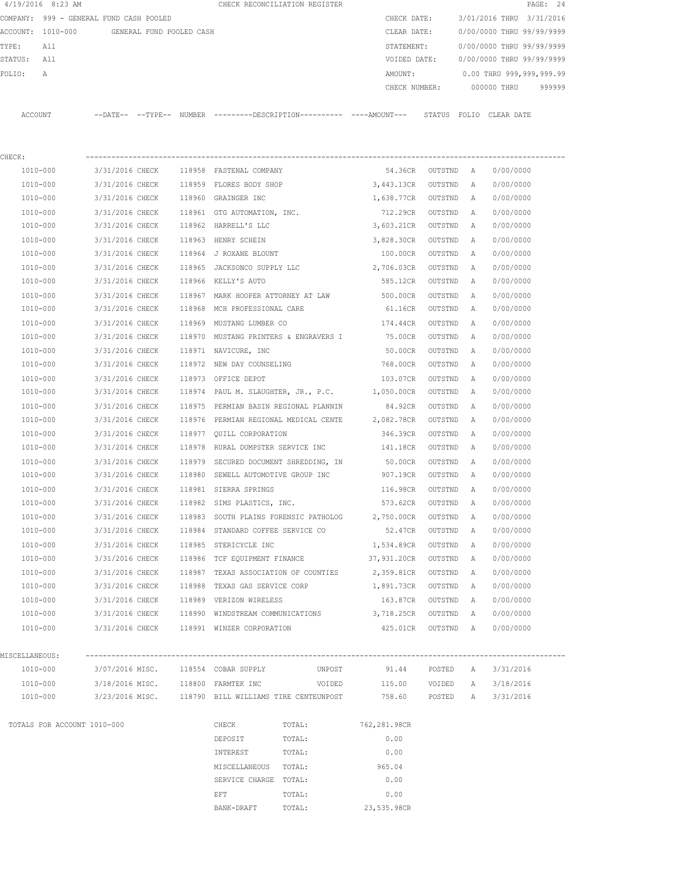4/19/2016 8:23 AM CHECK RECONCILIATION REGISTER

COMPANY: 999 - GENERAL FUND CASH POOLED
ACCOUNT: 1010-000 GENERAL FUND POOLED CASH
TYPE: All
STATUS: All
FOLIO: A

CHECK DATE: 3/01/2016 THRU 3/31/2016
CLEAR DATE: 0/00/0000 THRU 99/99/9999
STATEMENT: 0/00/0000 THRU 99/99/9999
VOIDED DATE: 0/00/0000 THRU 99/99/9999
AMOUNT: 0.00 THRU 999,999,999.99
CHECK NUMBER: 000000 THRU 999999

| ACCOUNT | --DATE-- | --TYPE-- | NUMBER | ---------DESCRIPTION---------- | ----AMOUNT--- | STATUS | FOLIO | CLEAR DATE |
|---|---|---|---|---|---|---|---|---|
| CHECK: | | | | | | | | |
| 1010-000 | 3/31/2016 | CHECK | 118958 | FASTENAL COMPANY | 54.36CR | OUTSTND | A | 0/00/0000 |
| 1010-000 | 3/31/2016 | CHECK | 118959 | FLORES BODY SHOP | 3,443.13CR | OUTSTND | A | 0/00/0000 |
| 1010-000 | 3/31/2016 | CHECK | 118960 | GRAINGER INC | 1,638.77CR | OUTSTND | A | 0/00/0000 |
| 1010-000 | 3/31/2016 | CHECK | 118961 | GTG AUTOMATION, INC. | 712.29CR | OUTSTND | A | 0/00/0000 |
| 1010-000 | 3/31/2016 | CHECK | 118962 | HARRELL'S LLC | 3,603.21CR | OUTSTND | A | 0/00/0000 |
| 1010-000 | 3/31/2016 | CHECK | 118963 | HENRY SCHEIN | 3,828.30CR | OUTSTND | A | 0/00/0000 |
| 1010-000 | 3/31/2016 | CHECK | 118964 | J ROXANE BLOUNT | 100.00CR | OUTSTND | A | 0/00/0000 |
| 1010-000 | 3/31/2016 | CHECK | 118965 | JACKSONCO SUPPLY LLC | 2,706.03CR | OUTSTND | A | 0/00/0000 |
| 1010-000 | 3/31/2016 | CHECK | 118966 | KELLY'S AUTO | 585.12CR | OUTSTND | A | 0/00/0000 |
| 1010-000 | 3/31/2016 | CHECK | 118967 | MARK HOOPER ATTORNEY AT LAW | 500.00CR | OUTSTND | A | 0/00/0000 |
| 1010-000 | 3/31/2016 | CHECK | 118968 | MCH PROFESSIONAL CARE | 61.16CR | OUTSTND | A | 0/00/0000 |
| 1010-000 | 3/31/2016 | CHECK | 118969 | MUSTANG LUMBER CO | 174.44CR | OUTSTND | A | 0/00/0000 |
| 1010-000 | 3/31/2016 | CHECK | 118970 | MUSTANG PRINTERS & ENGRAVERS I | 75.00CR | OUTSTND | A | 0/00/0000 |
| 1010-000 | 3/31/2016 | CHECK | 118971 | NAVICURE, INC | 50.00CR | OUTSTND | A | 0/00/0000 |
| 1010-000 | 3/31/2016 | CHECK | 118972 | NEW DAY COUNSELING | 768.00CR | OUTSTND | A | 0/00/0000 |
| 1010-000 | 3/31/2016 | CHECK | 118973 | OFFICE DEPOT | 103.07CR | OUTSTND | A | 0/00/0000 |
| 1010-000 | 3/31/2016 | CHECK | 118974 | PAUL M. SLAUGHTER, JR., P.C. | 1,050.00CR | OUTSTND | A | 0/00/0000 |
| 1010-000 | 3/31/2016 | CHECK | 118975 | PERMIAN BASIN REGIONAL PLANNIN | 84.92CR | OUTSTND | A | 0/00/0000 |
| 1010-000 | 3/31/2016 | CHECK | 118976 | PERMIAN REGIONAL MEDICAL CENTE | 2,082.78CR | OUTSTND | A | 0/00/0000 |
| 1010-000 | 3/31/2016 | CHECK | 118977 | QUILL CORPORATION | 346.39CR | OUTSTND | A | 0/00/0000 |
| 1010-000 | 3/31/2016 | CHECK | 118978 | RURAL DUMPSTER SERVICE INC | 141.18CR | OUTSTND | A | 0/00/0000 |
| 1010-000 | 3/31/2016 | CHECK | 118979 | SECURED DOCUMENT SHREDDING, IN | 50.00CR | OUTSTND | A | 0/00/0000 |
| 1010-000 | 3/31/2016 | CHECK | 118980 | SEWELL AUTOMOTIVE GROUP INC | 907.19CR | OUTSTND | A | 0/00/0000 |
| 1010-000 | 3/31/2016 | CHECK | 118981 | SIERRA SPRINGS | 116.98CR | OUTSTND | A | 0/00/0000 |
| 1010-000 | 3/31/2016 | CHECK | 118982 | SIMS PLASTICS, INC. | 573.62CR | OUTSTND | A | 0/00/0000 |
| 1010-000 | 3/31/2016 | CHECK | 118983 | SOUTH PLAINS FORENSIC PATHOLOG | 2,750.00CR | OUTSTND | A | 0/00/0000 |
| 1010-000 | 3/31/2016 | CHECK | 118984 | STANDARD COFFEE SERVICE CO | 52.47CR | OUTSTND | A | 0/00/0000 |
| 1010-000 | 3/31/2016 | CHECK | 118985 | STERICYCLE INC | 1,534.89CR | OUTSTND | A | 0/00/0000 |
| 1010-000 | 3/31/2016 | CHECK | 118986 | TCF EQUIPMENT FINANCE | 37,931.20CR | OUTSTND | A | 0/00/0000 |
| 1010-000 | 3/31/2016 | CHECK | 118987 | TEXAS ASSOCIATION OF COUNTIES | 2,359.81CR | OUTSTND | A | 0/00/0000 |
| 1010-000 | 3/31/2016 | CHECK | 118988 | TEXAS GAS SERVICE CORP | 1,891.73CR | OUTSTND | A | 0/00/0000 |
| 1010-000 | 3/31/2016 | CHECK | 118989 | VERIZON WIRELESS | 163.87CR | OUTSTND | A | 0/00/0000 |
| 1010-000 | 3/31/2016 | CHECK | 118990 | WINDSTREAM COMMUNICATIONS | 3,718.25CR | OUTSTND | A | 0/00/0000 |
| 1010-000 | 3/31/2016 | CHECK | 118991 | WINZER CORPORATION | 425.01CR | OUTSTND | A | 0/00/0000 |
| MISCELLANEOUS: | | | | | | | | |
| 1010-000 | 3/07/2016 | MISC. | 118554 | COBAR SUPPLY UNPOST | 91.44 | POSTED | A | 3/31/2016 |
| 1010-000 | 3/18/2016 | MISC. | 118800 | FARMTEK INC VOIDED | 115.00 | VOIDED | A | 3/18/2016 |
| 1010-000 | 3/23/2016 | MISC. | 118790 | BILL WILLIAMS TIRE CENTEUNPOST | 758.60 | POSTED | A | 3/31/2016 |

TOTALS FOR ACCOUNT 1010-000

| | | |
|---|---|---|
| CHECK | TOTAL: | 762,281.98CR |
| DEPOSIT | TOTAL: | 0.00 |
| INTEREST | TOTAL: | 0.00 |
| MISCELLANEOUS | TOTAL: | 965.04 |
| SERVICE CHARGE | TOTAL: | 0.00 |
| EFT | TOTAL: | 0.00 |
| BANK-DRAFT | TOTAL: | 23,535.98CR |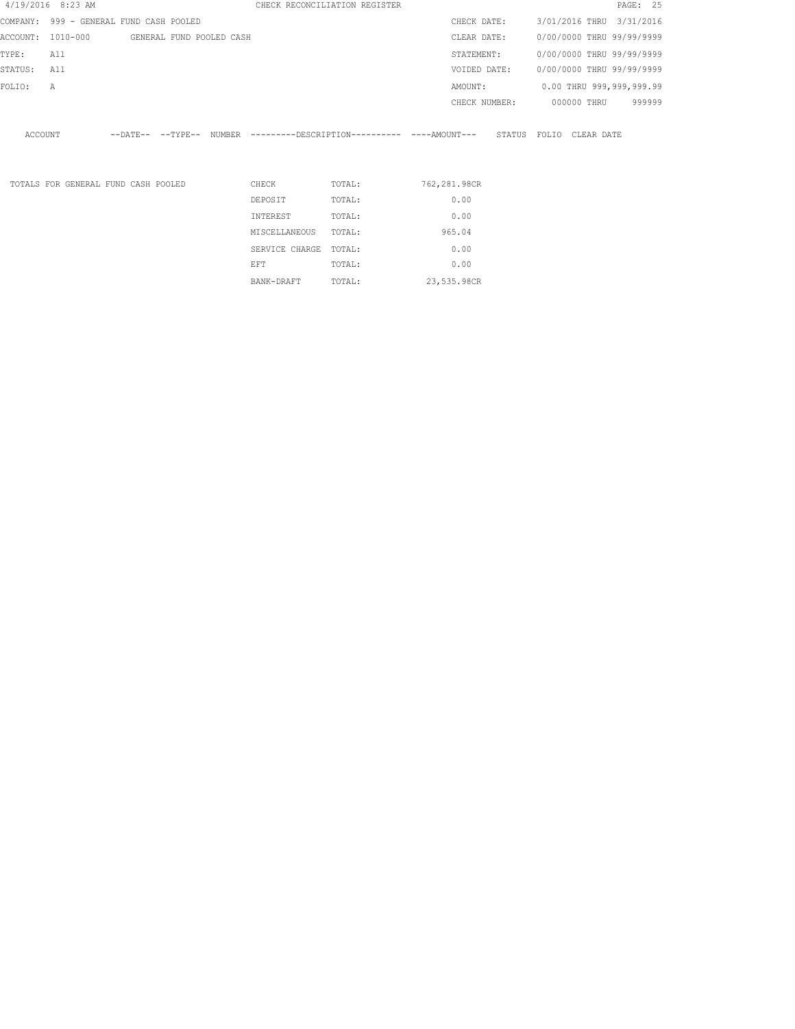4/19/2016 8:23 AM CHECK RECONCILIATION REGISTER

| | | | |
|---|---|---|---|
| COMPANY: | 999 - GENERAL FUND CASH POOLED | CHECK DATE: | 3/01/2016 THRU 3/31/2016 |
| ACCOUNT: | 1010-000 GENERAL FUND POOLED CASH | CLEAR DATE: | 0/00/0000 THRU 99/99/9999 |
| TYPE: | All | STATEMENT: | 0/00/0000 THRU 99/99/9999 |
| STATUS: | All | VOIDED DATE: | 0/00/0000 THRU 99/99/9999 |
| FOLIO: | A | AMOUNT: | 0.00 THRU 999,999,999.99 |
| | | CHECK NUMBER: | 000000 THRU 999999 |

ACCOUNT --DATE-- --TYPE-- NUMBER ---------DESCRIPTION---------- ----AMOUNT--- STATUS FOLIO CLEAR DATE

| | | | |
|---|---|---|---|
| TOTALS FOR GENERAL FUND CASH POOLED | CHECK | TOTAL: | 762,281.98CR |
| | DEPOSIT | TOTAL: | 0.00 |
| | INTEREST | TOTAL: | 0.00 |
| | MISCELLANEOUS | TOTAL: | 965.04 |
| | SERVICE CHARGE | TOTAL: | 0.00 |
| | EFT | TOTAL: | 0.00 |
| | BANK-DRAFT | TOTAL: | 23,535.98CR |